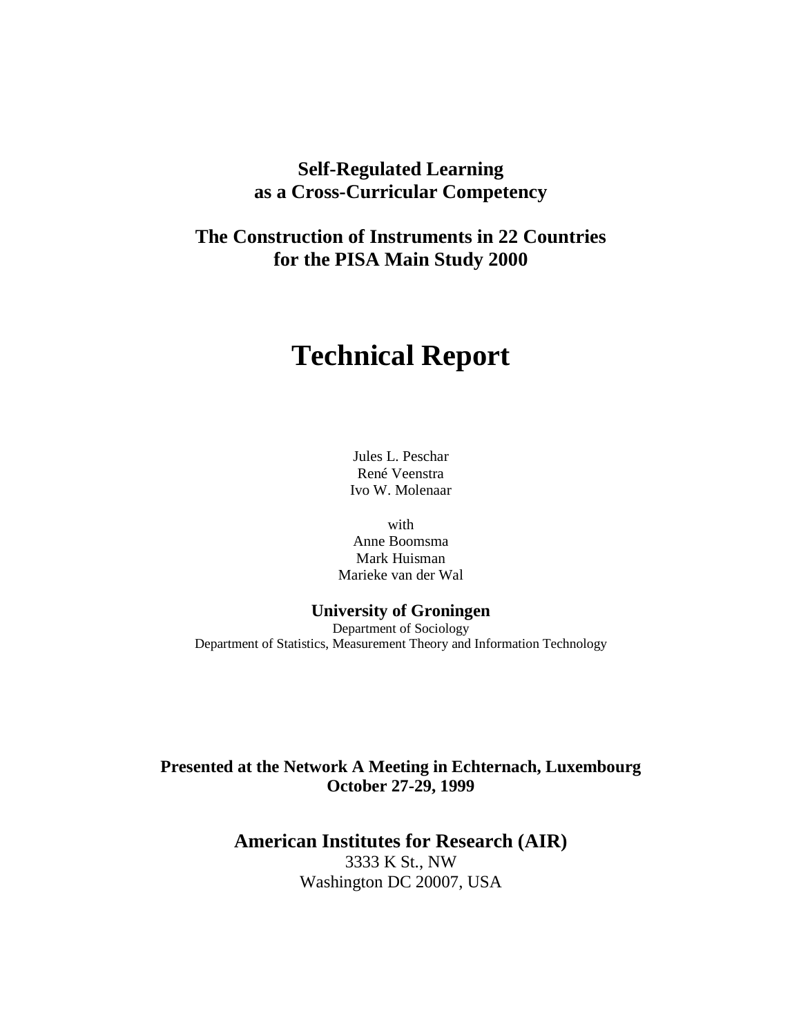**Self-Regulated Learning**
**as a Cross-Curricular Competency**

**The Construction of Instruments in 22 Countries**
**for the PISA Main Study 2000**

# Technical Report

Jules L. Peschar
René Veenstra
Ivo W. Molenaar

with
Anne Boomsma
Mark Huisman
Marieke van der Wal

**University of Groningen**
Department of Sociology
Department of Statistics, Measurement Theory and Information Technology

**Presented at the Network A Meeting in Echternach, Luxembourg**
**October 27-29, 1999**

**American Institutes for Research (AIR)**
3333 K St., NW
Washington DC 20007, USA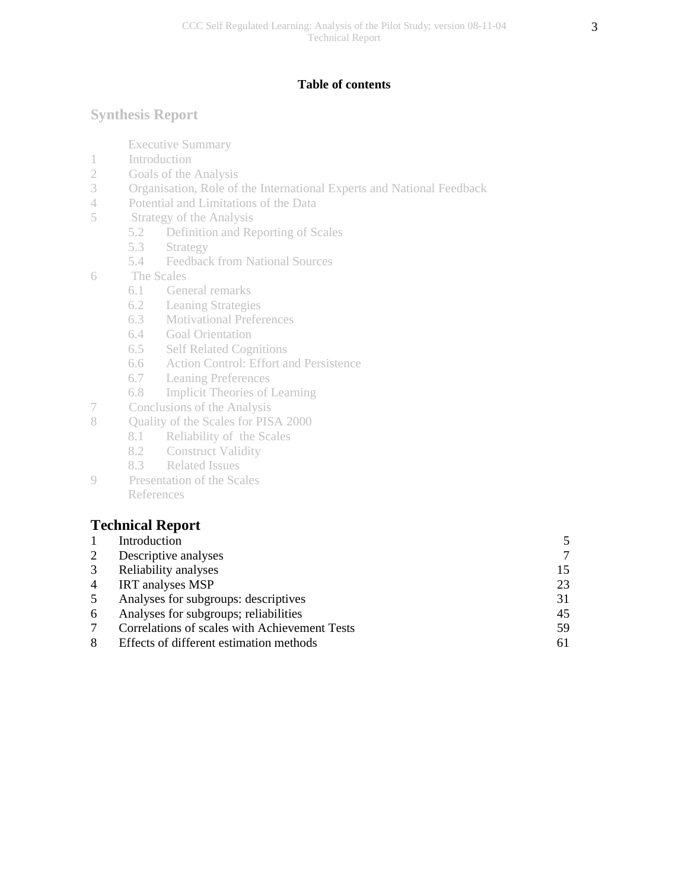**Table of contents**

## Synthesis Report

Executive Summary

1 Introduction
2 Goals of the Analysis
3 Organisation, Role of the International Experts and National Feedback
4 Potential and Limitations of the Data
5 Strategy of the Analysis
   - 5.2 Definition and Reporting of Scales
   - 5.3 Strategy
   - 5.4 Feedback from National Sources
6 The Scales
   - 6.1 General remarks
   - 6.2 Leaning Strategies
   - 6.3 Motivational Preferences
   - 6.4 Goal Orientation
   - 6.5 Self Related Cognitions
   - 6.6 Action Control: Effort and Persistence
   - 6.7 Leaning Preferences
   - 6.8 Implicit Theories of Learning
7 Conclusions of the Analysis
8 Quality of the Scales for PISA 2000
   - 8.1 Reliability of the Scales
   - 8.2 Construct Validity
   - 8.3 Related Issues
9 Presentation of the Scales

References

## Technical Report

| | | |
|---|---|---|
| 1 | Introduction | 5 |
| 2 | Descriptive analyses | 7 |
| 3 | Reliability analyses | 15 |
| 4 | IRT analyses MSP | 23 |
| 5 | Analyses for subgroups: descriptives | 31 |
| 6 | Analyses for subgroups; reliabilities | 45 |
| 7 | Correlations of scales with Achievement Tests | 59 |
| 8 | Effects of different estimation methods | 61 |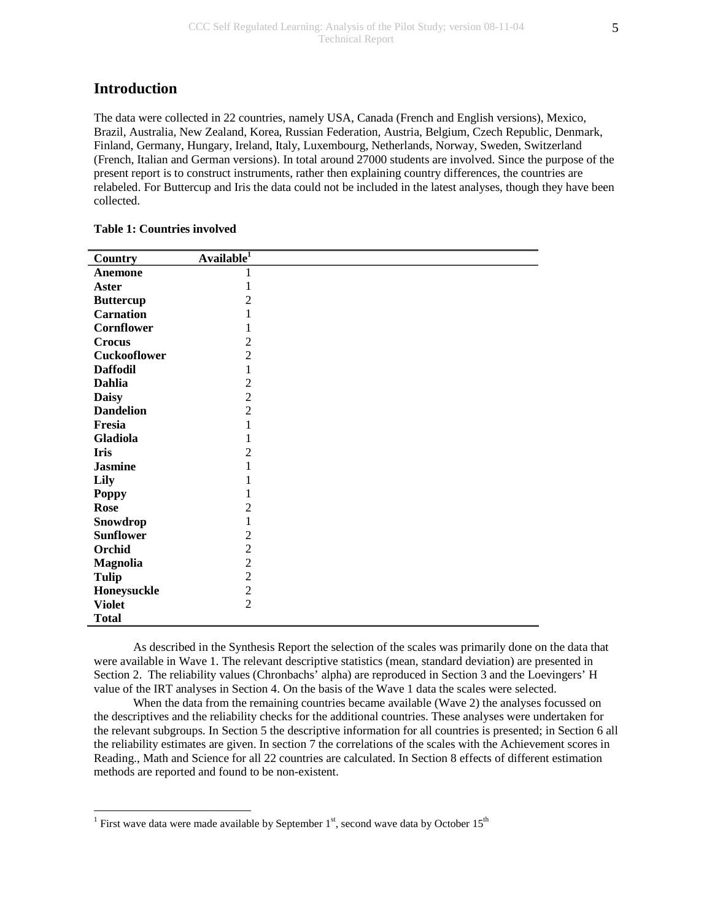## Introduction

The data were collected in 22 countries, namely USA, Canada (French and English versions), Mexico, Brazil, Australia, New Zealand, Korea, Russian Federation, Austria, Belgium, Czech Republic, Denmark, Finland, Germany, Hungary, Ireland, Italy, Luxembourg, Netherlands, Norway, Sweden, Switzerland (French, Italian and German versions). In total around 27000 students are involved. Since the purpose of the present report is to construct instruments, rather then explaining country differences, the countries are relabeled. For Buttercup and Iris the data could not be included in the latest analyses, though they have been collected.

**Table 1: Countries involved**

| Country | Available[1] |
|---|---|
| **Anemone** | 1 |
| **Aster** | 1 |
| **Buttercup** | 2 |
| **Carnation** | 1 |
| **Cornflower** | 1 |
| **Crocus** | 2 |
| **Cuckooflower** | 2 |
| **Daffodil** | 1 |
| **Dahlia** | 2 |
| **Daisy** | 2 |
| **Dandelion** | 2 |
| **Fresia** | 1 |
| **Gladiola** | 1 |
| **Iris** | 2 |
| **Jasmine** | 1 |
| **Lily** | 1 |
| **Poppy** | 1 |
| **Rose** | 2 |
| **Snowdrop** | 1 |
| **Sunflower** | 2 |
| **Orchid** | 2 |
| **Magnolia** | 2 |
| **Tulip** | 2 |
| **Honeysuckle** | 2 |
| **Violet** | 2 |
| **Total** | |

As described in the Synthesis Report the selection of the scales was primarily done on the data that were available in Wave 1. The relevant descriptive statistics (mean, standard deviation) are presented in Section 2. The reliability values (Chronbachs' alpha) are reproduced in Section 3 and the Loevingers' H value of the IRT analyses in Section 4. On the basis of the Wave 1 data the scales were selected.

When the data from the remaining countries became available (Wave 2) the analyses focussed on the descriptives and the reliability checks for the additional countries. These analyses were undertaken for the relevant subgroups. In Section 5 the descriptive information for all countries is presented; in Section 6 all the reliability estimates are given. In section 7 the correlations of the scales with the Achievement scores in Reading., Math and Science for all 22 countries are calculated. In Section 8 effects of different estimation methods are reported and found to be non-existent.

[1] First wave data were made available by September 1st, second wave data by October 15th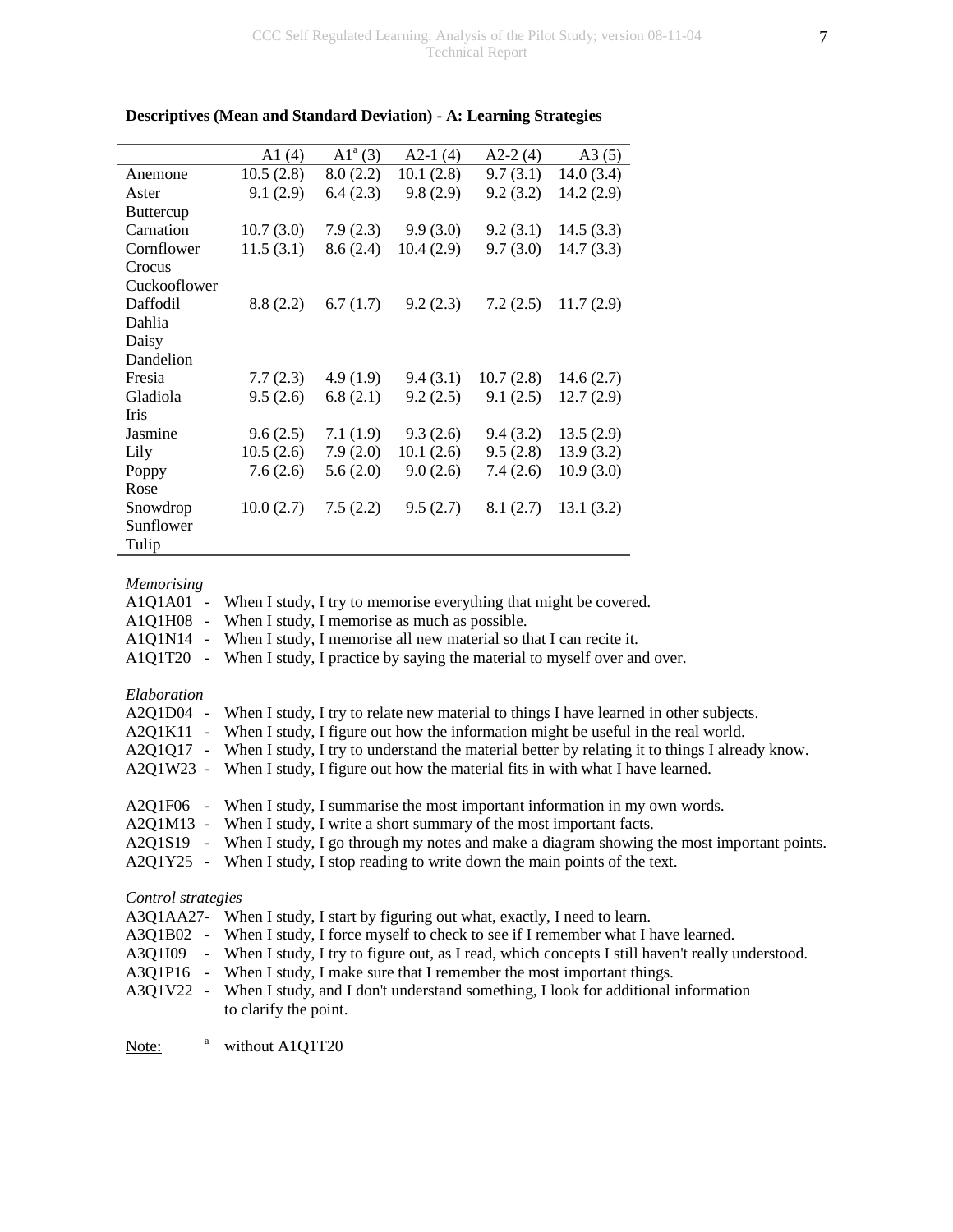**Descriptives (Mean and Standard Deviation) - A: Learning Strategies**

| | A1 (4) | A1[a] (3) | A2-1 (4) | A2-2 (4) | A3 (5) |
|---|---|---|---|---|---|
| Anemone | 10.5 (2.8) | 8.0 (2.2) | 10.1 (2.8) | 9.7 (3.1) | 14.0 (3.4) |
| Aster | 9.1 (2.9) | 6.4 (2.3) | 9.8 (2.9) | 9.2 (3.2) | 14.2 (2.9) |
| Buttercup | | | | | |
| Carnation | 10.7 (3.0) | 7.9 (2.3) | 9.9 (3.0) | 9.2 (3.1) | 14.5 (3.3) |
| Cornflower | 11.5 (3.1) | 8.6 (2.4) | 10.4 (2.9) | 9.7 (3.0) | 14.7 (3.3) |
| Crocus | | | | | |
| Cuckooflower | | | | | |
| Daffodil | 8.8 (2.2) | 6.7 (1.7) | 9.2 (2.3) | 7.2 (2.5) | 11.7 (2.9) |
| Dahlia | | | | | |
| Daisy | | | | | |
| Dandelion | | | | | |
| Fresia | 7.7 (2.3) | 4.9 (1.9) | 9.4 (3.1) | 10.7 (2.8) | 14.6 (2.7) |
| Gladiola | 9.5 (2.6) | 6.8 (2.1) | 9.2 (2.5) | 9.1 (2.5) | 12.7 (2.9) |
| Iris | | | | | |
| Jasmine | 9.6 (2.5) | 7.1 (1.9) | 9.3 (2.6) | 9.4 (3.2) | 13.5 (2.9) |
| Lily | 10.5 (2.6) | 7.9 (2.0) | 10.1 (2.6) | 9.5 (2.8) | 13.9 (3.2) |
| Poppy | 7.6 (2.6) | 5.6 (2.0) | 9.0 (2.6) | 7.4 (2.6) | 10.9 (3.0) |
| Rose | | | | | |
| Snowdrop | 10.0 (2.7) | 7.5 (2.2) | 9.5 (2.7) | 8.1 (2.7) | 13.1 (3.2) |
| Sunflower | | | | | |
| Tulip | | | | | |

*Memorising*

A1Q1A01 - When I study, I try to memorise everything that might be covered.
A1Q1H08 - When I study, I memorise as much as possible.
A1Q1N14 - When I study, I memorise all new material so that I can recite it.
A1Q1T20 - When I study, I practice by saying the material to myself over and over.

*Elaboration*

A2Q1D04 - When I study, I try to relate new material to things I have learned in other subjects.
A2Q1K11 - When I study, I figure out how the information might be useful in the real world.
A2Q1Q17 - When I study, I try to understand the material better by relating it to things I already know.
A2Q1W23 - When I study, I figure out how the material fits in with what I have learned.

A2Q1F06 - When I study, I summarise the most important information in my own words.
A2Q1M13 - When I study, I write a short summary of the most important facts.
A2Q1S19 - When I study, I go through my notes and make a diagram showing the most important points.
A2Q1Y25 - When I study, I stop reading to write down the main points of the text.

*Control strategies*

A3Q1AA27- When I study, I start by figuring out what, exactly, I need to learn.
A3Q1B02 - When I study, I force myself to check to see if I remember what I have learned.
A3Q1I09 - When I study, I try to figure out, as I read, which concepts I still haven't really understood.
A3Q1P16 - When I study, I make sure that I remember the most important things.
A3Q1V22 - When I study, and I don't understand something, I look for additional information to clarify the point.

Note: [a] without A1Q1T20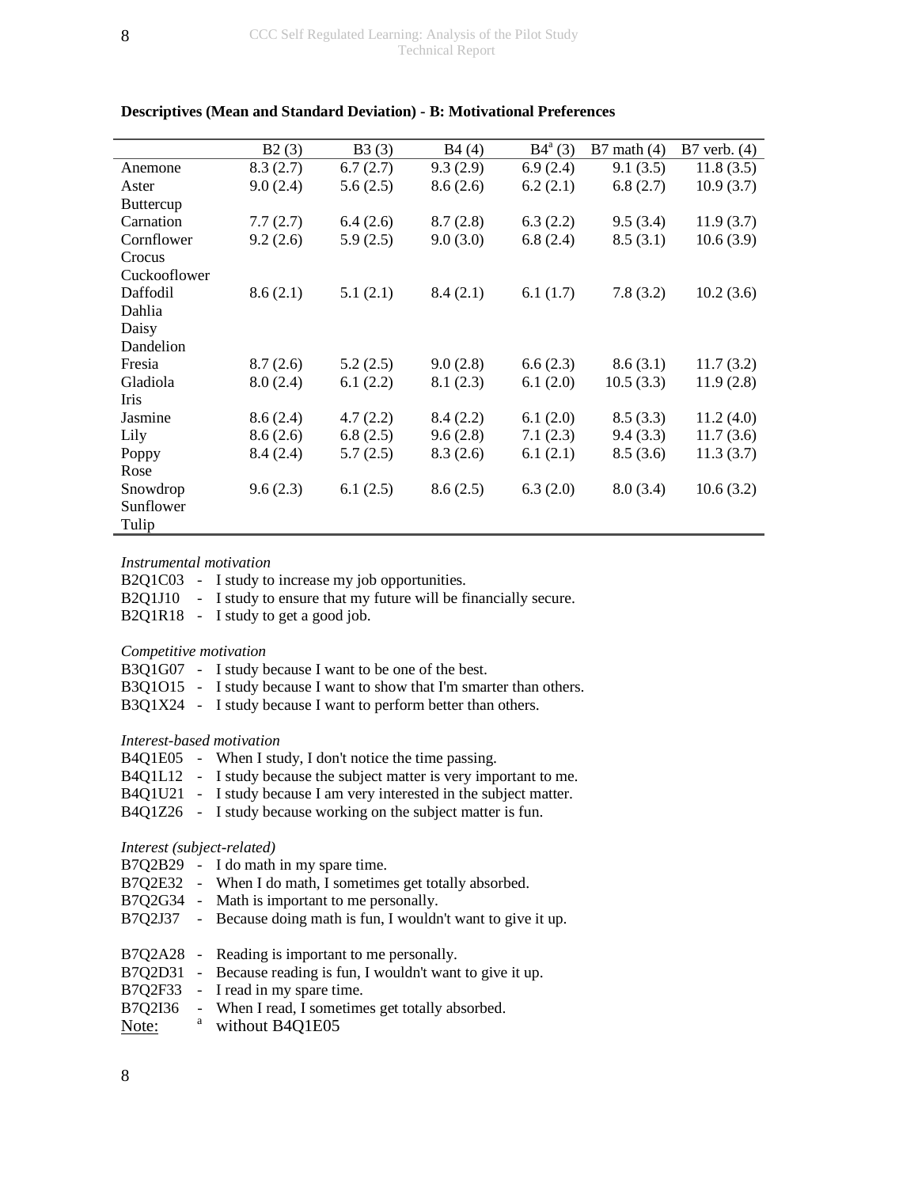**Descriptives (Mean and Standard Deviation) - B: Motivational Preferences**

| | B2 (3) | B3 (3) | B4 (4) | B4[a] (3) | B7 math (4) | B7 verb. (4) |
|---|---|---|---|---|---|---|
| Anemone | 8.3 (2.7) | 6.7 (2.7) | 9.3 (2.9) | 6.9 (2.4) | 9.1 (3.5) | 11.8 (3.5) |
| Aster | 9.0 (2.4) | 5.6 (2.5) | 8.6 (2.6) | 6.2 (2.1) | 6.8 (2.7) | 10.9 (3.7) |
| Buttercup | | | | | | |
| Carnation | 7.7 (2.7) | 6.4 (2.6) | 8.7 (2.8) | 6.3 (2.2) | 9.5 (3.4) | 11.9 (3.7) |
| Cornflower | 9.2 (2.6) | 5.9 (2.5) | 9.0 (3.0) | 6.8 (2.4) | 8.5 (3.1) | 10.6 (3.9) |
| Crocus | | | | | | |
| Cuckooflower | | | | | | |
| Daffodil | 8.6 (2.1) | 5.1 (2.1) | 8.4 (2.1) | 6.1 (1.7) | 7.8 (3.2) | 10.2 (3.6) |
| Dahlia | | | | | | |
| Daisy | | | | | | |
| Dandelion | | | | | | |
| Fresia | 8.7 (2.6) | 5.2 (2.5) | 9.0 (2.8) | 6.6 (2.3) | 8.6 (3.1) | 11.7 (3.2) |
| Gladiola | 8.0 (2.4) | 6.1 (2.2) | 8.1 (2.3) | 6.1 (2.0) | 10.5 (3.3) | 11.9 (2.8) |
| Iris | | | | | | |
| Jasmine | 8.6 (2.4) | 4.7 (2.2) | 8.4 (2.2) | 6.1 (2.0) | 8.5 (3.3) | 11.2 (4.0) |
| Lily | 8.6 (2.6) | 6.8 (2.5) | 9.6 (2.8) | 7.1 (2.3) | 9.4 (3.3) | 11.7 (3.6) |
| Poppy | 8.4 (2.4) | 5.7 (2.5) | 8.3 (2.6) | 6.1 (2.1) | 8.5 (3.6) | 11.3 (3.7) |
| Rose | | | | | | |
| Snowdrop | 9.6 (2.3) | 6.1 (2.5) | 8.6 (2.5) | 6.3 (2.0) | 8.0 (3.4) | 10.6 (3.2) |
| Sunflower | | | | | | |
| Tulip | | | | | | |

*Instrumental motivation*

B2Q1C03 - I study to increase my job opportunities.
B2Q1J10 - I study to ensure that my future will be financially secure.
B2Q1R18 - I study to get a good job.

*Competitive motivation*

B3Q1G07 - I study because I want to be one of the best.
B3Q1O15 - I study because I want to show that I'm smarter than others.
B3Q1X24 - I study because I want to perform better than others.

*Interest-based motivation*

B4Q1E05 - When I study, I don't notice the time passing.
B4Q1L12 - I study because the subject matter is very important to me.
B4Q1U21 - I study because I am very interested in the subject matter.
B4Q1Z26 - I study because working on the subject matter is fun.

*Interest (subject-related)*

B7Q2B29 - I do math in my spare time.
B7Q2E32 - When I do math, I sometimes get totally absorbed.
B7Q2G34 - Math is important to me personally.
B7Q2J37 - Because doing math is fun, I wouldn't want to give it up.

B7Q2A28 - Reading is important to me personally.
B7Q2D31 - Because reading is fun, I wouldn't want to give it up.
B7Q2F33 - I read in my spare time.
B7Q2I36 - When I read, I sometimes get totally absorbed.

Note: [a] without B4Q1E05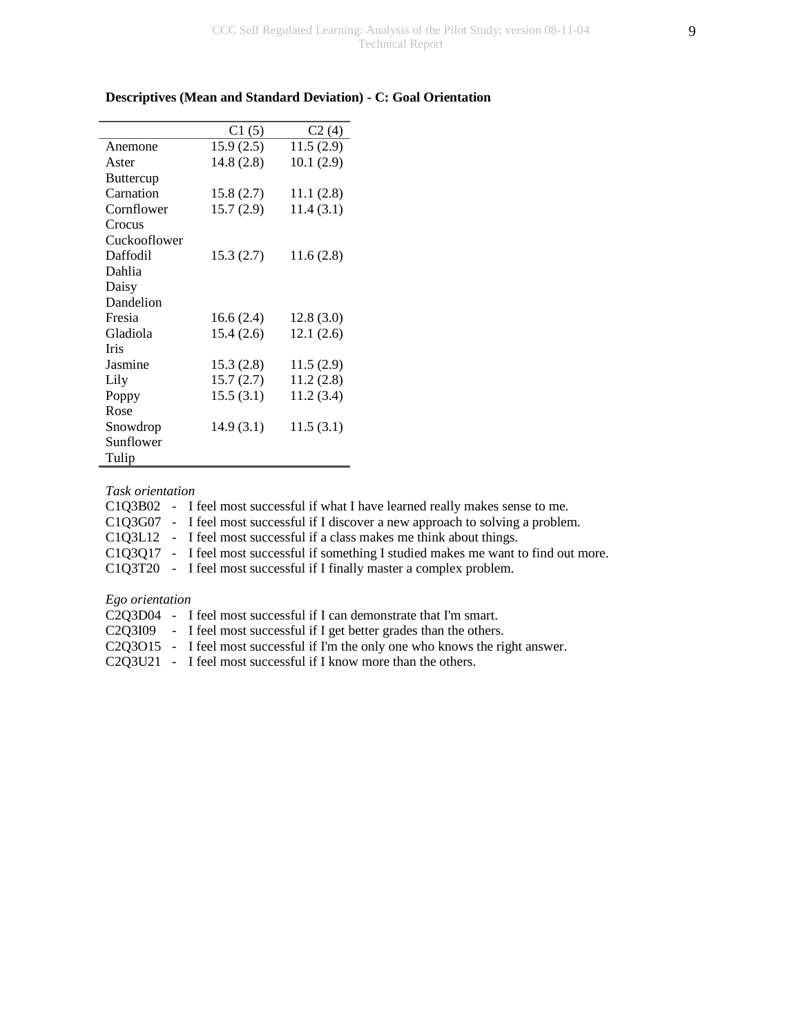**Descriptives (Mean and Standard Deviation) - C: Goal Orientation**

| | C1 (5) | C2 (4) |
|---|---|---|
| Anemone | 15.9 (2.5) | 11.5 (2.9) |
| Aster | 14.8 (2.8) | 10.1 (2.9) |
| Buttercup | | |
| Carnation | 15.8 (2.7) | 11.1 (2.8) |
| Cornflower | 15.7 (2.9) | 11.4 (3.1) |
| Crocus | | |
| Cuckooflower | | |
| Daffodil | 15.3 (2.7) | 11.6 (2.8) |
| Dahlia | | |
| Daisy | | |
| Dandelion | | |
| Fresia | 16.6 (2.4) | 12.8 (3.0) |
| Gladiola | 15.4 (2.6) | 12.1 (2.6) |
| Iris | | |
| Jasmine | 15.3 (2.8) | 11.5 (2.9) |
| Lily | 15.7 (2.7) | 11.2 (2.8) |
| Poppy | 15.5 (3.1) | 11.2 (3.4) |
| Rose | | |
| Snowdrop | 14.9 (3.1) | 11.5 (3.1) |
| Sunflower | | |
| Tulip | | |

*Task orientation*

C1Q3B02 - I feel most successful if what I have learned really makes sense to me.
C1Q3G07 - I feel most successful if I discover a new approach to solving a problem.
C1Q3L12 - I feel most successful if a class makes me think about things.
C1Q3Q17 - I feel most successful if something I studied makes me want to find out more.
C1Q3T20 - I feel most successful if I finally master a complex problem.

*Ego orientation*

C2Q3D04 - I feel most successful if I can demonstrate that I'm smart.
C2Q3I09 - I feel most successful if I get better grades than the others.
C2Q3O15 - I feel most successful if I'm the only one who knows the right answer.
C2Q3U21 - I feel most successful if I know more than the others.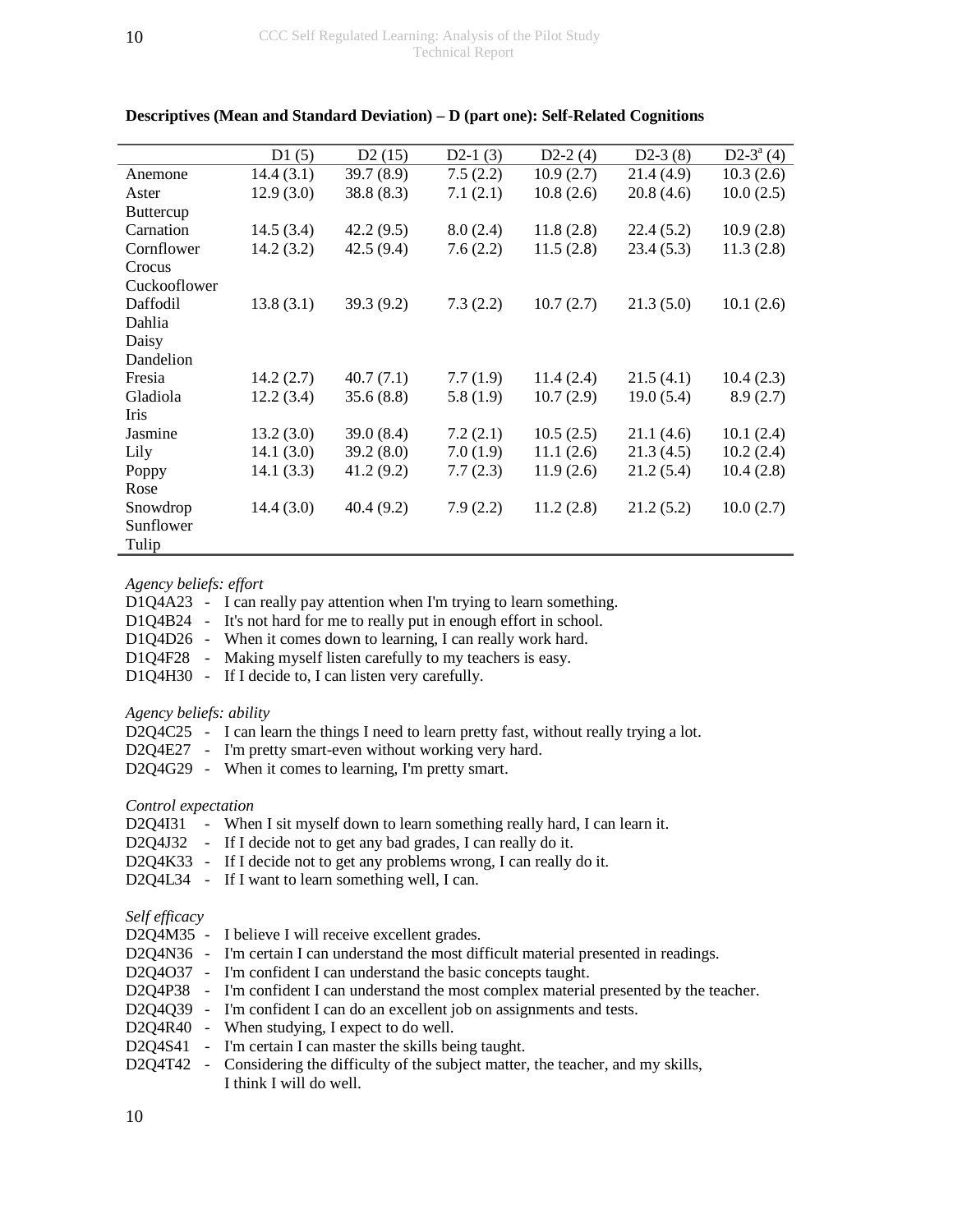**Descriptives (Mean and Standard Deviation) – D (part one): Self-Related Cognitions**

| | D1 (5) | D2 (15) | D2-1 (3) | D2-2 (4) | D2-3 (8) | D2-3[a] (4) |
|---|---|---|---|---|---|---|
| Anemone | 14.4 (3.1) | 39.7 (8.9) | 7.5 (2.2) | 10.9 (2.7) | 21.4 (4.9) | 10.3 (2.6) |
| Aster | 12.9 (3.0) | 38.8 (8.3) | 7.1 (2.1) | 10.8 (2.6) | 20.8 (4.6) | 10.0 (2.5) |
| Buttercup | | | | | | |
| Carnation | 14.5 (3.4) | 42.2 (9.5) | 8.0 (2.4) | 11.8 (2.8) | 22.4 (5.2) | 10.9 (2.8) |
| Cornflower | 14.2 (3.2) | 42.5 (9.4) | 7.6 (2.2) | 11.5 (2.8) | 23.4 (5.3) | 11.3 (2.8) |
| Crocus | | | | | | |
| Cuckooflower | | | | | | |
| Daffodil | 13.8 (3.1) | 39.3 (9.2) | 7.3 (2.2) | 10.7 (2.7) | 21.3 (5.0) | 10.1 (2.6) |
| Dahlia | | | | | | |
| Daisy | | | | | | |
| Dandelion | | | | | | |
| Fresia | 14.2 (2.7) | 40.7 (7.1) | 7.7 (1.9) | 11.4 (2.4) | 21.5 (4.1) | 10.4 (2.3) |
| Gladiola | 12.2 (3.4) | 35.6 (8.8) | 5.8 (1.9) | 10.7 (2.9) | 19.0 (5.4) | 8.9 (2.7) |
| Iris | | | | | | |
| Jasmine | 13.2 (3.0) | 39.0 (8.4) | 7.2 (2.1) | 10.5 (2.5) | 21.1 (4.6) | 10.1 (2.4) |
| Lily | 14.1 (3.0) | 39.2 (8.0) | 7.0 (1.9) | 11.1 (2.6) | 21.3 (4.5) | 10.2 (2.4) |
| Poppy | 14.1 (3.3) | 41.2 (9.2) | 7.7 (2.3) | 11.9 (2.6) | 21.2 (5.4) | 10.4 (2.8) |
| Rose | | | | | | |
| Snowdrop | 14.4 (3.0) | 40.4 (9.2) | 7.9 (2.2) | 11.2 (2.8) | 21.2 (5.2) | 10.0 (2.7) |
| Sunflower | | | | | | |
| Tulip | | | | | | |

*Agency beliefs: effort*

D1Q4A23 - I can really pay attention when I'm trying to learn something.
D1Q4B24 - It's not hard for me to really put in enough effort in school.
D1Q4D26 - When it comes down to learning, I can really work hard.
D1Q4F28 - Making myself listen carefully to my teachers is easy.
D1Q4H30 - If I decide to, I can listen very carefully.

*Agency beliefs: ability*

D2Q4C25 - I can learn the things I need to learn pretty fast, without really trying a lot.
D2Q4E27 - I'm pretty smart-even without working very hard.
D2Q4G29 - When it comes to learning, I'm pretty smart.

*Control expectation*

D2Q4I31 - When I sit myself down to learn something really hard, I can learn it.
D2Q4J32 - If I decide not to get any bad grades, I can really do it.
D2Q4K33 - If I decide not to get any problems wrong, I can really do it.
D2Q4L34 - If I want to learn something well, I can.

*Self efficacy*

D2Q4M35 - I believe I will receive excellent grades.
D2Q4N36 - I'm certain I can understand the most difficult material presented in readings.
D2Q4O37 - I'm confident I can understand the basic concepts taught.
D2Q4P38 - I'm confident I can understand the most complex material presented by the teacher.
D2Q4Q39 - I'm confident I can do an excellent job on assignments and tests.
D2Q4R40 - When studying, I expect to do well.
D2Q4S41 - I'm certain I can master the skills being taught.
D2Q4T42 - Considering the difficulty of the subject matter, the teacher, and my skills, I think I will do well.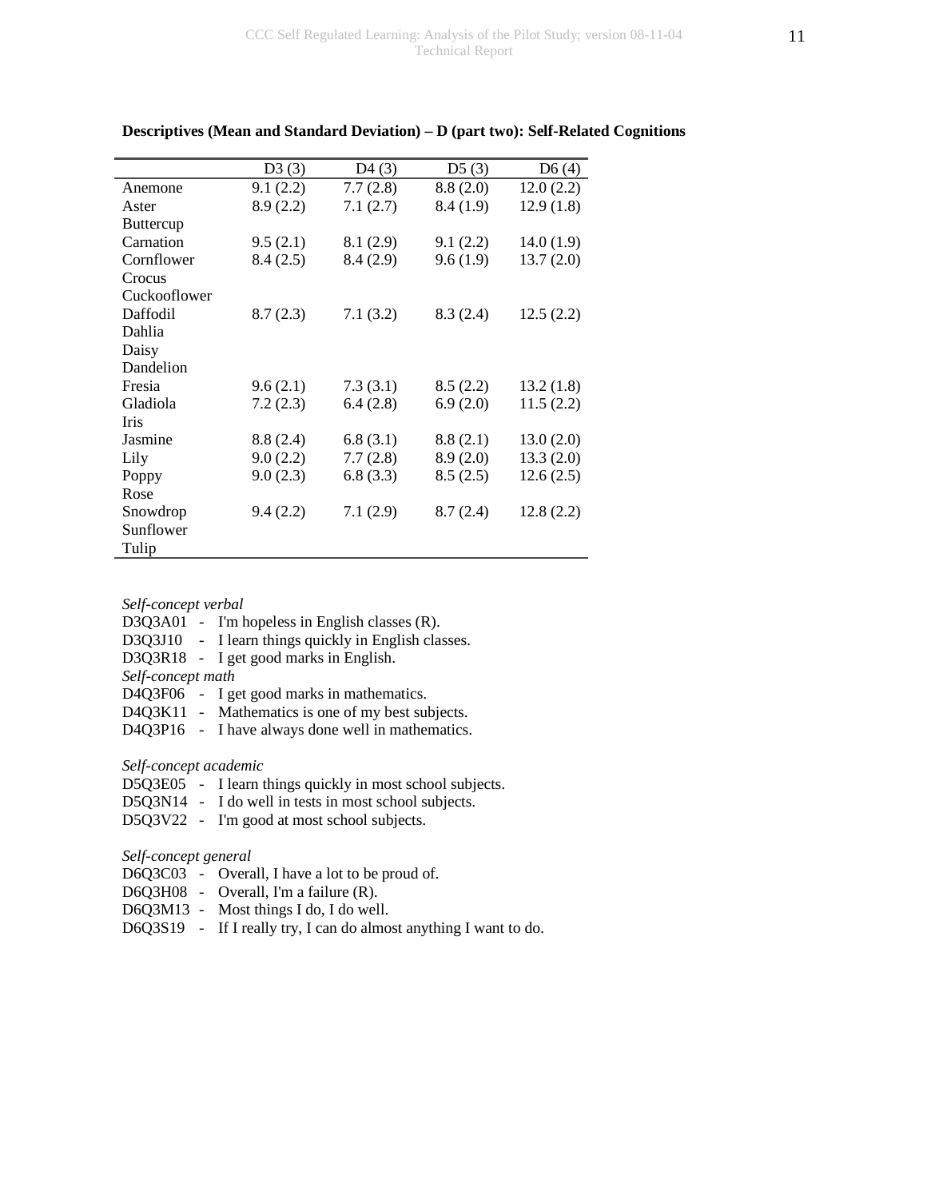**Descriptives (Mean and Standard Deviation) – D (part two): Self-Related Cognitions**

| | D3 (3) | D4 (3) | D5 (3) | D6 (4) |
|---|---|---|---|---|
| Anemone | 9.1 (2.2) | 7.7 (2.8) | 8.8 (2.0) | 12.0 (2.2) |
| Aster | 8.9 (2.2) | 7.1 (2.7) | 8.4 (1.9) | 12.9 (1.8) |
| Buttercup | | | | |
| Carnation | 9.5 (2.1) | 8.1 (2.9) | 9.1 (2.2) | 14.0 (1.9) |
| Cornflower | 8.4 (2.5) | 8.4 (2.9) | 9.6 (1.9) | 13.7 (2.0) |
| Crocus | | | | |
| Cuckooflower | | | | |
| Daffodil | 8.7 (2.3) | 7.1 (3.2) | 8.3 (2.4) | 12.5 (2.2) |
| Dahlia | | | | |
| Daisy | | | | |
| Dandelion | | | | |
| Fresia | 9.6 (2.1) | 7.3 (3.1) | 8.5 (2.2) | 13.2 (1.8) |
| Gladiola | 7.2 (2.3) | 6.4 (2.8) | 6.9 (2.0) | 11.5 (2.2) |
| Iris | | | | |
| Jasmine | 8.8 (2.4) | 6.8 (3.1) | 8.8 (2.1) | 13.0 (2.0) |
| Lily | 9.0 (2.2) | 7.7 (2.8) | 8.9 (2.0) | 13.3 (2.0) |
| Poppy | 9.0 (2.3) | 6.8 (3.3) | 8.5 (2.5) | 12.6 (2.5) |
| Rose | | | | |
| Snowdrop | 9.4 (2.2) | 7.1 (2.9) | 8.7 (2.4) | 12.8 (2.2) |
| Sunflower | | | | |
| Tulip | | | | |

*Self-concept verbal*
D3Q3A01 - I'm hopeless in English classes (R).
D3Q3J10 - I learn things quickly in English classes.
D3Q3R18 - I get good marks in English.

*Self-concept math*
D4Q3F06 - I get good marks in mathematics.
D4Q3K11 - Mathematics is one of my best subjects.
D4Q3P16 - I have always done well in mathematics.

*Self-concept academic*
D5Q3E05 - I learn things quickly in most school subjects.
D5Q3N14 - I do well in tests in most school subjects.
D5Q3V22 - I'm good at most school subjects.

*Self-concept general*
D6Q3C03 - Overall, I have a lot to be proud of.
D6Q3H08 - Overall, I'm a failure (R).
D6Q3M13 - Most things I do, I do well.
D6Q3S19 - If I really try, I can do almost anything I want to do.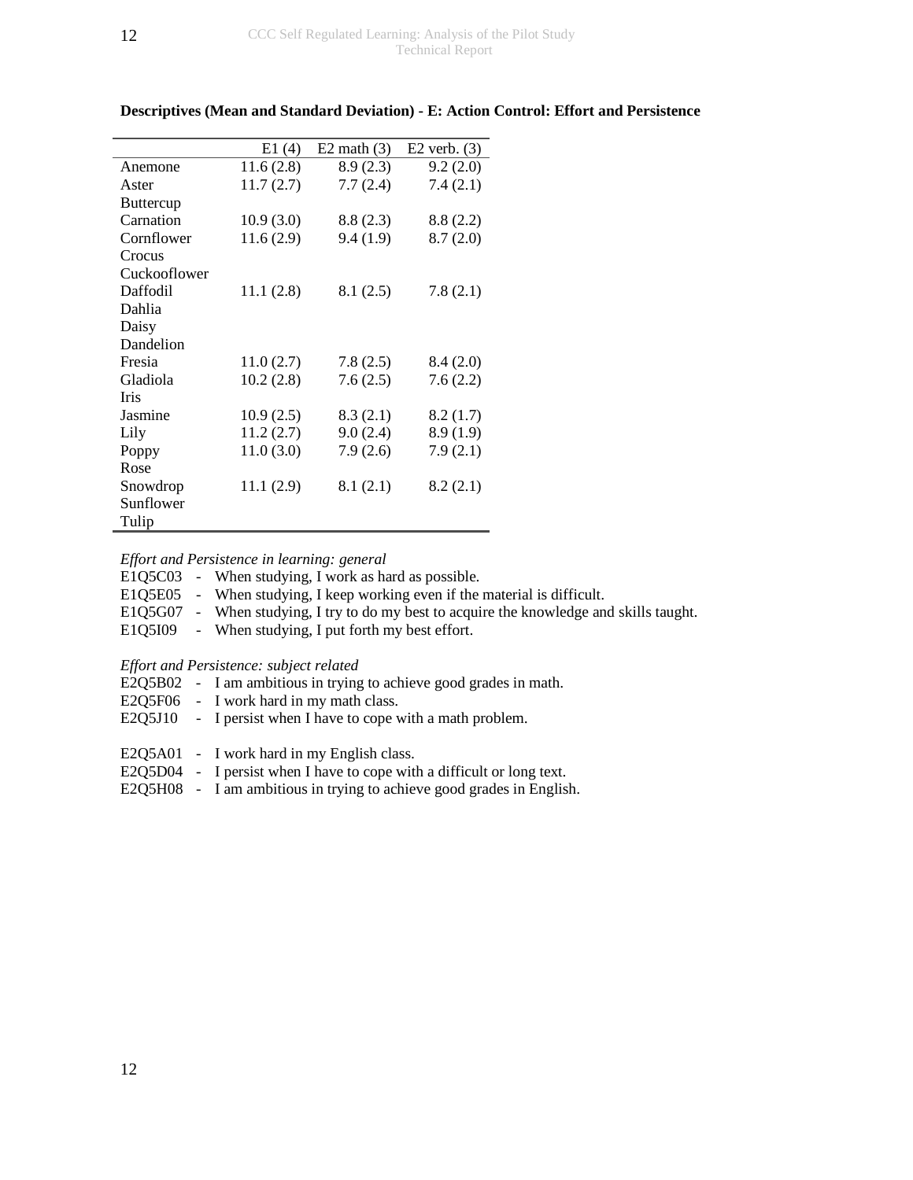**Descriptives (Mean and Standard Deviation) - E: Action Control: Effort and Persistence**

| | E1 (4) | E2 math (3) | E2 verb. (3) |
|---|---|---|---|
| Anemone | 11.6 (2.8) | 8.9 (2.3) | 9.2 (2.0) |
| Aster | 11.7 (2.7) | 7.7 (2.4) | 7.4 (2.1) |
| Buttercup | | | |
| Carnation | 10.9 (3.0) | 8.8 (2.3) | 8.8 (2.2) |
| Cornflower | 11.6 (2.9) | 9.4 (1.9) | 8.7 (2.0) |
| Crocus | | | |
| Cuckooflower | | | |
| Daffodil | 11.1 (2.8) | 8.1 (2.5) | 7.8 (2.1) |
| Dahlia | | | |
| Daisy | | | |
| Dandelion | | | |
| Fresia | 11.0 (2.7) | 7.8 (2.5) | 8.4 (2.0) |
| Gladiola | 10.2 (2.8) | 7.6 (2.5) | 7.6 (2.2) |
| Iris | | | |
| Jasmine | 10.9 (2.5) | 8.3 (2.1) | 8.2 (1.7) |
| Lily | 11.2 (2.7) | 9.0 (2.4) | 8.9 (1.9) |
| Poppy | 11.0 (3.0) | 7.9 (2.6) | 7.9 (2.1) |
| Rose | | | |
| Snowdrop | 11.1 (2.9) | 8.1 (2.1) | 8.2 (2.1) |
| Sunflower | | | |
| Tulip | | | |

*Effort and Persistence in learning: general*

E1Q5C03 - When studying, I work as hard as possible.
E1Q5E05 - When studying, I keep working even if the material is difficult.
E1Q5G07 - When studying, I try to do my best to acquire the knowledge and skills taught.
E1Q5I09 - When studying, I put forth my best effort.

*Effort and Persistence: subject related*

E2Q5B02 - I am ambitious in trying to achieve good grades in math.
E2Q5F06 - I work hard in my math class.
E2Q5J10 - I persist when I have to cope with a math problem.

E2Q5A01 - I work hard in my English class.
E2Q5D04 - I persist when I have to cope with a difficult or long text.
E2Q5H08 - I am ambitious in trying to achieve good grades in English.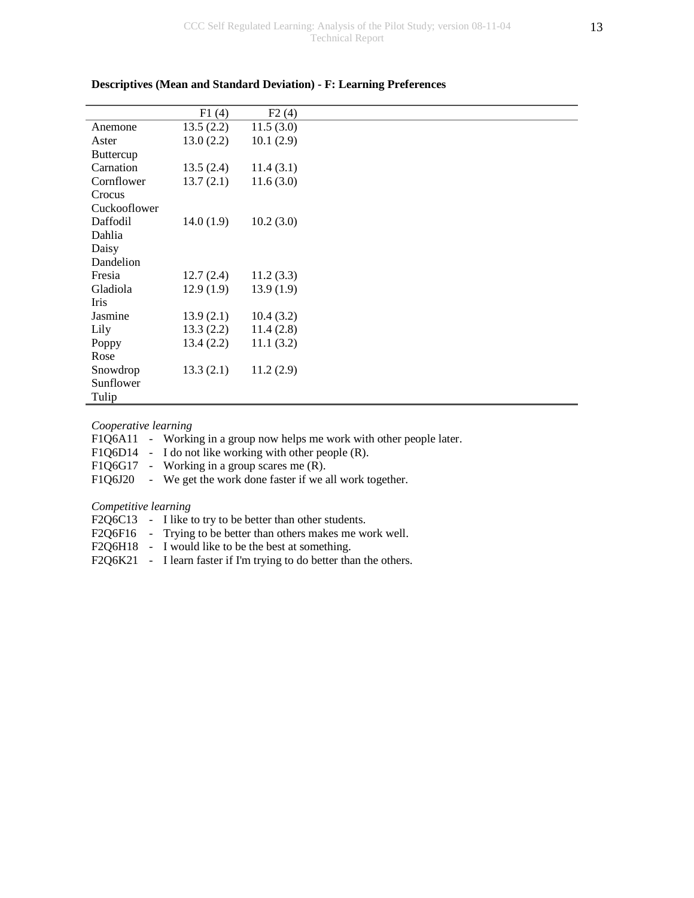**Descriptives (Mean and Standard Deviation) - F: Learning Preferences**

| | F1 (4) | F2 (4) |
|---|---|---|
| Anemone | 13.5 (2.2) | 11.5 (3.0) |
| Aster | 13.0 (2.2) | 10.1 (2.9) |
| Buttercup | | |
| Carnation | 13.5 (2.4) | 11.4 (3.1) |
| Cornflower | 13.7 (2.1) | 11.6 (3.0) |
| Crocus | | |
| Cuckooflower | | |
| Daffodil | 14.0 (1.9) | 10.2 (3.0) |
| Dahlia | | |
| Daisy | | |
| Dandelion | | |
| Fresia | 12.7 (2.4) | 11.2 (3.3) |
| Gladiola | 12.9 (1.9) | 13.9 (1.9) |
| Iris | | |
| Jasmine | 13.9 (2.1) | 10.4 (3.2) |
| Lily | 13.3 (2.2) | 11.4 (2.8) |
| Poppy | 13.4 (2.2) | 11.1 (3.2) |
| Rose | | |
| Snowdrop | 13.3 (2.1) | 11.2 (2.9) |
| Sunflower | | |
| Tulip | | |

*Cooperative learning*

F1Q6A11 - Working in a group now helps me work with other people later.
F1Q6D14 - I do not like working with other people (R).
F1Q6G17 - Working in a group scares me (R).
F1Q6J20 - We get the work done faster if we all work together.

*Competitive learning*

F2Q6C13 - I like to try to be better than other students.
F2Q6F16 - Trying to be better than others makes me work well.
F2Q6H18 - I would like to be the best at something.
F2Q6K21 - I learn faster if I'm trying to do better than the others.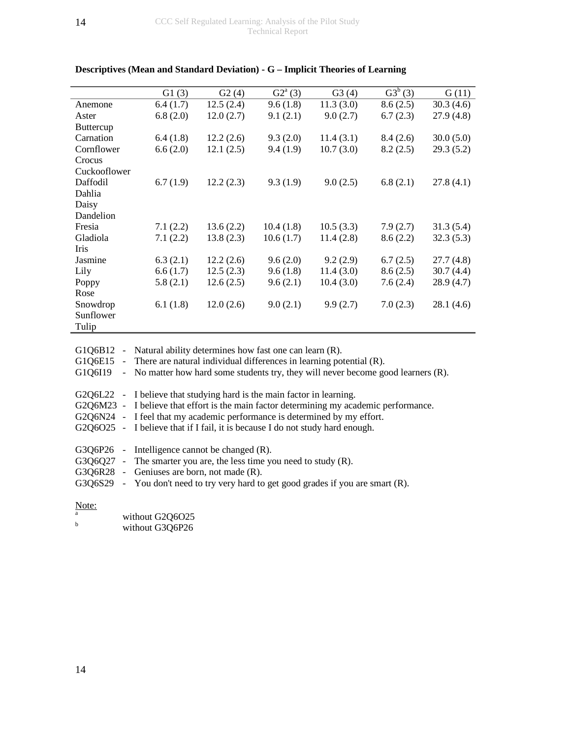**Descriptives (Mean and Standard Deviation) - G – Implicit Theories of Learning**

| | G1 (3) | G2 (4) | G2[a] (3) | G3 (4) | G3[b] (3) | G (11) |
|---|---|---|---|---|---|---|
| Anemone | 6.4 (1.7) | 12.5 (2.4) | 9.6 (1.8) | 11.3 (3.0) | 8.6 (2.5) | 30.3 (4.6) |
| Aster | 6.8 (2.0) | 12.0 (2.7) | 9.1 (2.1) | 9.0 (2.7) | 6.7 (2.3) | 27.9 (4.8) |
| Buttercup | | | | | | |
| Carnation | 6.4 (1.8) | 12.2 (2.6) | 9.3 (2.0) | 11.4 (3.1) | 8.4 (2.6) | 30.0 (5.0) |
| Cornflower | 6.6 (2.0) | 12.1 (2.5) | 9.4 (1.9) | 10.7 (3.0) | 8.2 (2.5) | 29.3 (5.2) |
| Crocus | | | | | | |
| Cuckooflower | | | | | | |
| Daffodil | 6.7 (1.9) | 12.2 (2.3) | 9.3 (1.9) | 9.0 (2.5) | 6.8 (2.1) | 27.8 (4.1) |
| Dahlia | | | | | | |
| Daisy | | | | | | |
| Dandelion | | | | | | |
| Fresia | 7.1 (2.2) | 13.6 (2.2) | 10.4 (1.8) | 10.5 (3.3) | 7.9 (2.7) | 31.3 (5.4) |
| Gladiola | 7.1 (2.2) | 13.8 (2.3) | 10.6 (1.7) | 11.4 (2.8) | 8.6 (2.2) | 32.3 (5.3) |
| Iris | | | | | | |
| Jasmine | 6.3 (2.1) | 12.2 (2.6) | 9.6 (2.0) | 9.2 (2.9) | 6.7 (2.5) | 27.7 (4.8) |
| Lily | 6.6 (1.7) | 12.5 (2.3) | 9.6 (1.8) | 11.4 (3.0) | 8.6 (2.5) | 30.7 (4.4) |
| Poppy | 5.8 (2.1) | 12.6 (2.5) | 9.6 (2.1) | 10.4 (3.0) | 7.6 (2.4) | 28.9 (4.7) |
| Rose | | | | | | |
| Snowdrop | 6.1 (1.8) | 12.0 (2.6) | 9.0 (2.1) | 9.9 (2.7) | 7.0 (2.3) | 28.1 (4.6) |
| Sunflower | | | | | | |
| Tulip | | | | | | |

G1Q6B12 - Natural ability determines how fast one can learn (R).
G1Q6E15 - There are natural individual differences in learning potential (R).
G1Q6I19 - No matter how hard some students try, they will never become good learners (R).

G2Q6L22 - I believe that studying hard is the main factor in learning.
G2Q6M23 - I believe that effort is the main factor determining my academic performance.
G2Q6N24 - I feel that my academic performance is determined by my effort.
G2Q6O25 - I believe that if I fail, it is because I do not study hard enough.

G3Q6P26 - Intelligence cannot be changed (R).
G3Q6Q27 - The smarter you are, the less time you need to study (R).
G3Q6R28 - Geniuses are born, not made (R).
G3Q6S29 - You don't need to try very hard to get good grades if you are smart (R).

Note:
[a] without G2Q6O25
[b] without G3Q6P26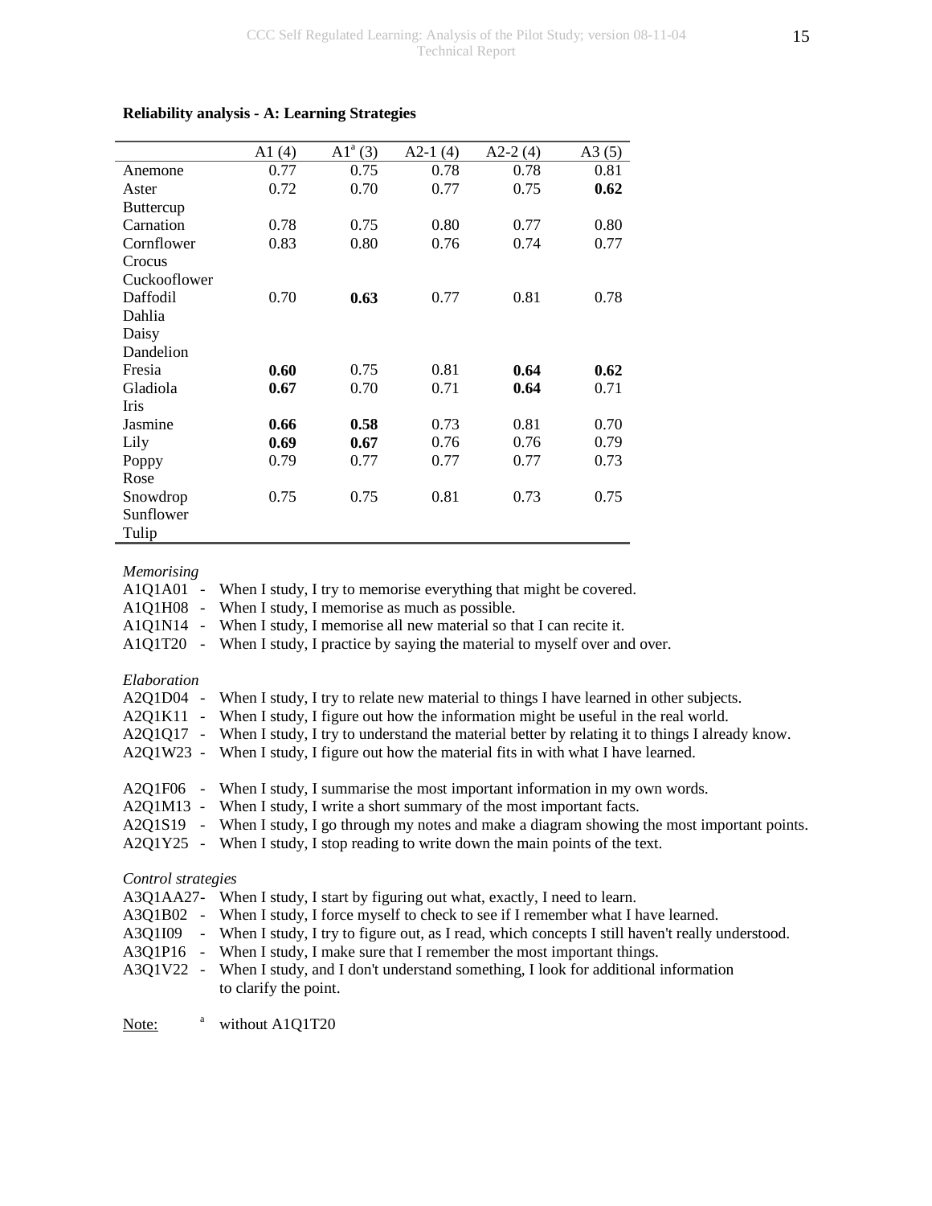**Reliability analysis - A: Learning Strategies**

| | A1 (4) | A1[a] (3) | A2-1 (4) | A2-2 (4) | A3 (5) |
|---|---|---|---|---|---|
| Anemone | 0.77 | 0.75 | 0.78 | 0.78 | 0.81 |
| Aster | 0.72 | 0.70 | 0.77 | 0.75 | **0.62** |
| Buttercup | | | | | |
| Carnation | 0.78 | 0.75 | 0.80 | 0.77 | 0.80 |
| Cornflower | 0.83 | 0.80 | 0.76 | 0.74 | 0.77 |
| Crocus | | | | | |
| Cuckooflower | | | | | |
| Daffodil | 0.70 | **0.63** | 0.77 | 0.81 | 0.78 |
| Dahlia | | | | | |
| Daisy | | | | | |
| Dandelion | | | | | |
| Fresia | **0.60** | 0.75 | 0.81 | **0.64** | **0.62** |
| Gladiola | **0.67** | 0.70 | 0.71 | **0.64** | 0.71 |
| Iris | | | | | |
| Jasmine | **0.66** | **0.58** | 0.73 | 0.81 | 0.70 |
| Lily | **0.69** | **0.67** | 0.76 | 0.76 | 0.79 |
| Poppy | 0.79 | 0.77 | 0.77 | 0.77 | 0.73 |
| Rose | | | | | |
| Snowdrop | 0.75 | 0.75 | 0.81 | 0.73 | 0.75 |
| Sunflower | | | | | |
| Tulip | | | | | |

*Memorising*

A1Q1A01 - When I study, I try to memorise everything that might be covered.
A1Q1H08 - When I study, I memorise as much as possible.
A1Q1N14 - When I study, I memorise all new material so that I can recite it.
A1Q1T20 - When I study, I practice by saying the material to myself over and over.

*Elaboration*

A2Q1D04 - When I study, I try to relate new material to things I have learned in other subjects.
A2Q1K11 - When I study, I figure out how the information might be useful in the real world.
A2Q1Q17 - When I study, I try to understand the material better by relating it to things I already know.
A2Q1W23 - When I study, I figure out how the material fits in with what I have learned.

A2Q1F06 - When I study, I summarise the most important information in my own words.
A2Q1M13 - When I study, I write a short summary of the most important facts.
A2Q1S19 - When I study, I go through my notes and make a diagram showing the most important points.
A2Q1Y25 - When I study, I stop reading to write down the main points of the text.

*Control strategies*

A3Q1AA27- When I study, I start by figuring out what, exactly, I need to learn.
A3Q1B02 - When I study, I force myself to check to see if I remember what I have learned.
A3Q1I09 - When I study, I try to figure out, as I read, which concepts I still haven't really understood.
A3Q1P16 - When I study, I make sure that I remember the most important things.
A3Q1V22 - When I study, and I don't understand something, I look for additional information to clarify the point.

Note: [a] without A1Q1T20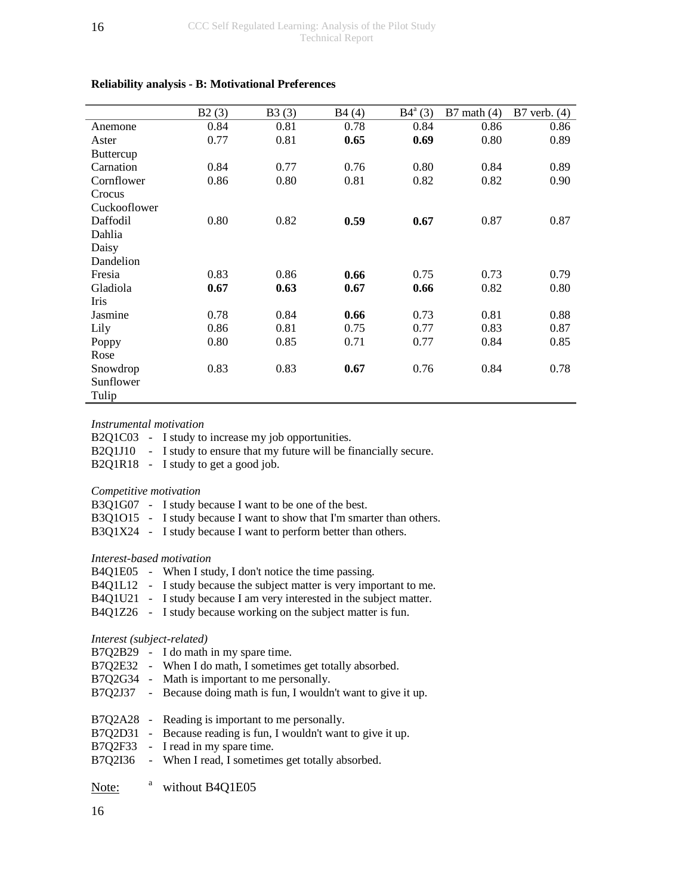**Reliability analysis - B: Motivational Preferences**

| | B2 (3) | B3 (3) | B4 (4) | B4[a] (3) | B7 math (4) | B7 verb. (4) |
|---|---|---|---|---|---|---|
| Anemone | 0.84 | 0.81 | 0.78 | 0.84 | 0.86 | 0.86 |
| Aster | 0.77 | 0.81 | **0.65** | **0.69** | 0.80 | 0.89 |
| Buttercup | | | | | | |
| Carnation | 0.84 | 0.77 | 0.76 | 0.80 | 0.84 | 0.89 |
| Cornflower | 0.86 | 0.80 | 0.81 | 0.82 | 0.82 | 0.90 |
| Crocus | | | | | | |
| Cuckooflower | | | | | | |
| Daffodil | 0.80 | 0.82 | **0.59** | **0.67** | 0.87 | 0.87 |
| Dahlia | | | | | | |
| Daisy | | | | | | |
| Dandelion | | | | | | |
| Fresia | 0.83 | 0.86 | **0.66** | 0.75 | 0.73 | 0.79 |
| Gladiola | **0.67** | **0.63** | **0.67** | **0.66** | 0.82 | 0.80 |
| Iris | | | | | | |
| Jasmine | 0.78 | 0.84 | **0.66** | 0.73 | 0.81 | 0.88 |
| Lily | 0.86 | 0.81 | 0.75 | 0.77 | 0.83 | 0.87 |
| Poppy | 0.80 | 0.85 | 0.71 | 0.77 | 0.84 | 0.85 |
| Rose | | | | | | |
| Snowdrop | 0.83 | 0.83 | **0.67** | 0.76 | 0.84 | 0.78 |
| Sunflower | | | | | | |
| Tulip | | | | | | |

*Instrumental motivation*

B2Q1C03 - I study to increase my job opportunities.
B2Q1J10 - I study to ensure that my future will be financially secure.
B2Q1R18 - I study to get a good job.

*Competitive motivation*

B3Q1G07 - I study because I want to be one of the best.
B3Q1O15 - I study because I want to show that I'm smarter than others.
B3Q1X24 - I study because I want to perform better than others.

*Interest-based motivation*

B4Q1E05 - When I study, I don't notice the time passing.
B4Q1L12 - I study because the subject matter is very important to me.
B4Q1U21 - I study because I am very interested in the subject matter.
B4Q1Z26 - I study because working on the subject matter is fun.

*Interest (subject-related)*

B7Q2B29 - I do math in my spare time.
B7Q2E32 - When I do math, I sometimes get totally absorbed.
B7Q2G34 - Math is important to me personally.
B7Q2J37 - Because doing math is fun, I wouldn't want to give it up.

B7Q2A28 - Reading is important to me personally.
B7Q2D31 - Because reading is fun, I wouldn't want to give it up.
B7Q2F33 - I read in my spare time.
B7Q2I36 - When I read, I sometimes get totally absorbed.

Note: [a] without B4Q1E05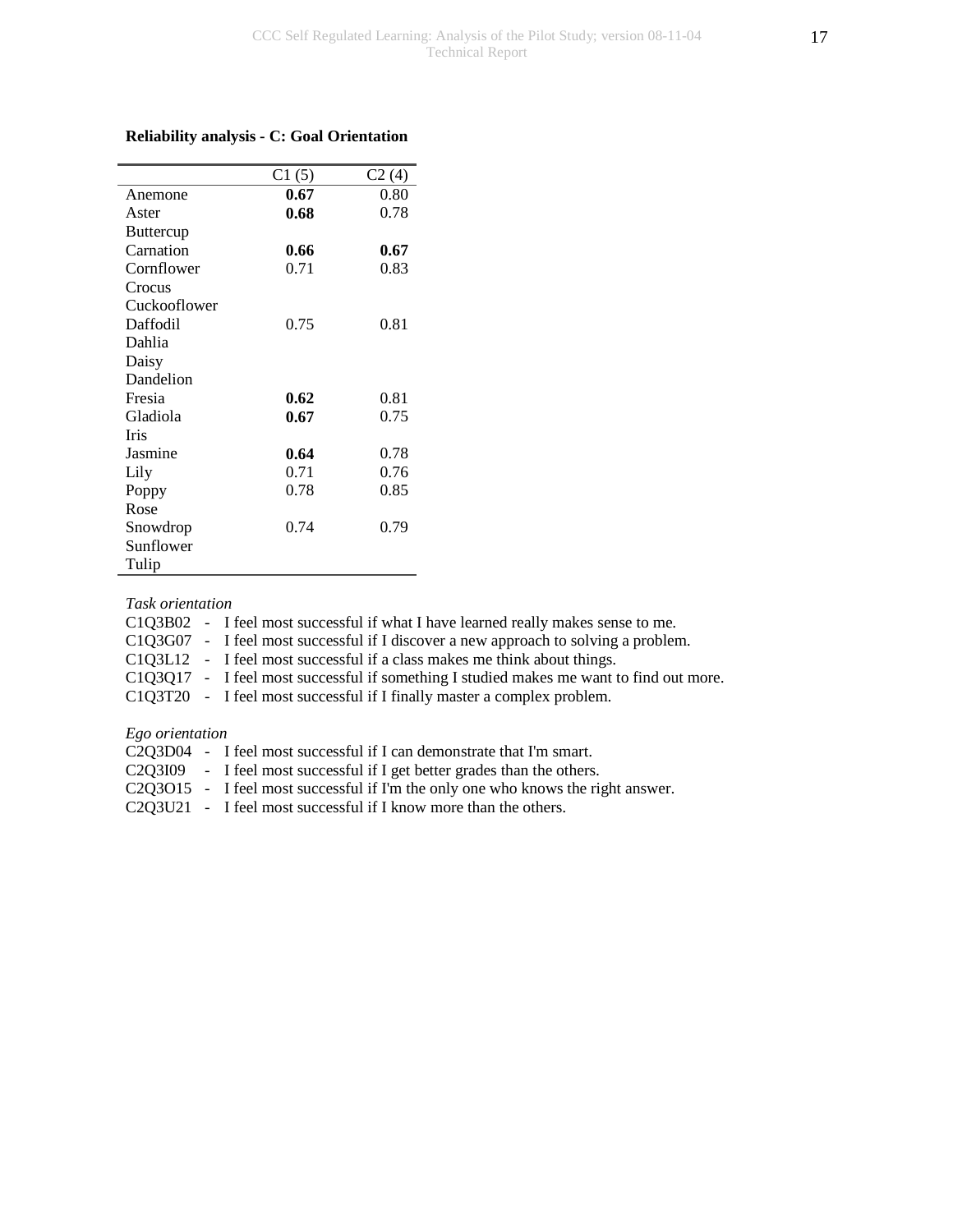**Reliability analysis - C: Goal Orientation**

| | C1 (5) | C2 (4) |
|---|---|---|
| Anemone | **0.67** | 0.80 |
| Aster | **0.68** | 0.78 |
| Buttercup | | |
| Carnation | **0.66** | **0.67** |
| Cornflower | 0.71 | 0.83 |
| Crocus | | |
| Cuckooflower | | |
| Daffodil | 0.75 | 0.81 |
| Dahlia | | |
| Daisy | | |
| Dandelion | | |
| Fresia | **0.62** | 0.81 |
| Gladiola | **0.67** | 0.75 |
| Iris | | |
| Jasmine | **0.64** | 0.78 |
| Lily | 0.71 | 0.76 |
| Poppy | 0.78 | 0.85 |
| Rose | | |
| Snowdrop | 0.74 | 0.79 |
| Sunflower | | |
| Tulip | | |

*Task orientation*

C1Q3B02 - I feel most successful if what I have learned really makes sense to me.
C1Q3G07 - I feel most successful if I discover a new approach to solving a problem.
C1Q3L12 - I feel most successful if a class makes me think about things.
C1Q3Q17 - I feel most successful if something I studied makes me want to find out more.
C1Q3T20 - I feel most successful if I finally master a complex problem.

*Ego orientation*

C2Q3D04 - I feel most successful if I can demonstrate that I'm smart.
C2Q3I09 - I feel most successful if I get better grades than the others.
C2Q3O15 - I feel most successful if I'm the only one who knows the right answer.
C2Q3U21 - I feel most successful if I know more than the others.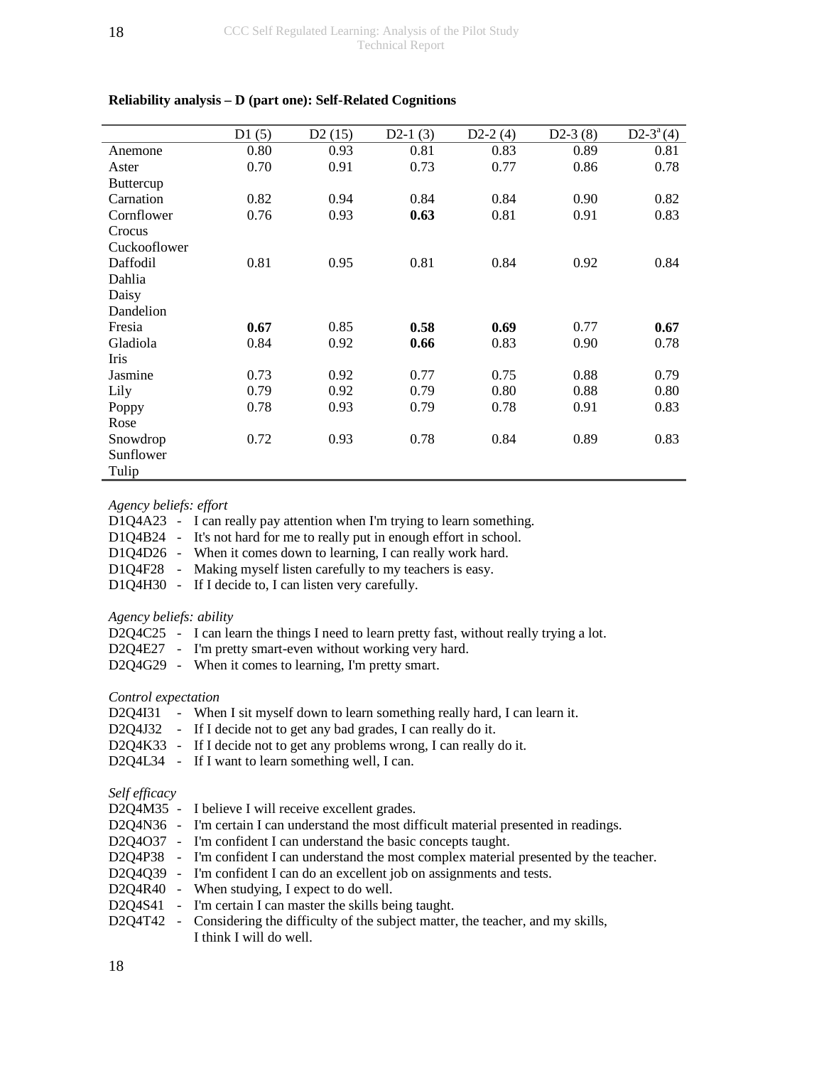**Reliability analysis – D (part one): Self-Related Cognitions**

| | D1 (5) | D2 (15) | D2-1 (3) | D2-2 (4) | D2-3 (8) | D2-3[a] (4) |
|---|---|---|---|---|---|---|
| Anemone | 0.80 | 0.93 | 0.81 | 0.83 | 0.89 | 0.81 |
| Aster | 0.70 | 0.91 | 0.73 | 0.77 | 0.86 | 0.78 |
| Buttercup | | | | | | |
| Carnation | 0.82 | 0.94 | 0.84 | 0.84 | 0.90 | 0.82 |
| Cornflower | 0.76 | 0.93 | **0.63** | 0.81 | 0.91 | 0.83 |
| Crocus | | | | | | |
| Cuckooflower | | | | | | |
| Daffodil | 0.81 | 0.95 | 0.81 | 0.84 | 0.92 | 0.84 |
| Dahlia | | | | | | |
| Daisy | | | | | | |
| Dandelion | | | | | | |
| Fresia | **0.67** | 0.85 | **0.58** | **0.69** | 0.77 | **0.67** |
| Gladiola | 0.84 | 0.92 | **0.66** | 0.83 | 0.90 | 0.78 |
| Iris | | | | | | |
| Jasmine | 0.73 | 0.92 | 0.77 | 0.75 | 0.88 | 0.79 |
| Lily | 0.79 | 0.92 | 0.79 | 0.80 | 0.88 | 0.80 |
| Poppy | 0.78 | 0.93 | 0.79 | 0.78 | 0.91 | 0.83 |
| Rose | | | | | | |
| Snowdrop | 0.72 | 0.93 | 0.78 | 0.84 | 0.89 | 0.83 |
| Sunflower | | | | | | |
| Tulip | | | | | | |

*Agency beliefs: effort*

D1Q4A23 - I can really pay attention when I'm trying to learn something.
D1Q4B24 - It's not hard for me to really put in enough effort in school.
D1Q4D26 - When it comes down to learning, I can really work hard.
D1Q4F28 - Making myself listen carefully to my teachers is easy.
D1Q4H30 - If I decide to, I can listen very carefully.

*Agency beliefs: ability*

D2Q4C25 - I can learn the things I need to learn pretty fast, without really trying a lot.
D2Q4E27 - I'm pretty smart-even without working very hard.
D2Q4G29 - When it comes to learning, I'm pretty smart.

*Control expectation*

D2Q4I31 - When I sit myself down to learn something really hard, I can learn it.
D2Q4J32 - If I decide not to get any bad grades, I can really do it.
D2Q4K33 - If I decide not to get any problems wrong, I can really do it.
D2Q4L34 - If I want to learn something well, I can.

*Self efficacy*

D2Q4M35 - I believe I will receive excellent grades.
D2Q4N36 - I'm certain I can understand the most difficult material presented in readings.
D2Q4O37 - I'm confident I can understand the basic concepts taught.
D2Q4P38 - I'm confident I can understand the most complex material presented by the teacher.
D2Q4Q39 - I'm confident I can do an excellent job on assignments and tests.
D2Q4R40 - When studying, I expect to do well.
D2Q4S41 - I'm certain I can master the skills being taught.
D2Q4T42 - Considering the difficulty of the subject matter, the teacher, and my skills, I think I will do well.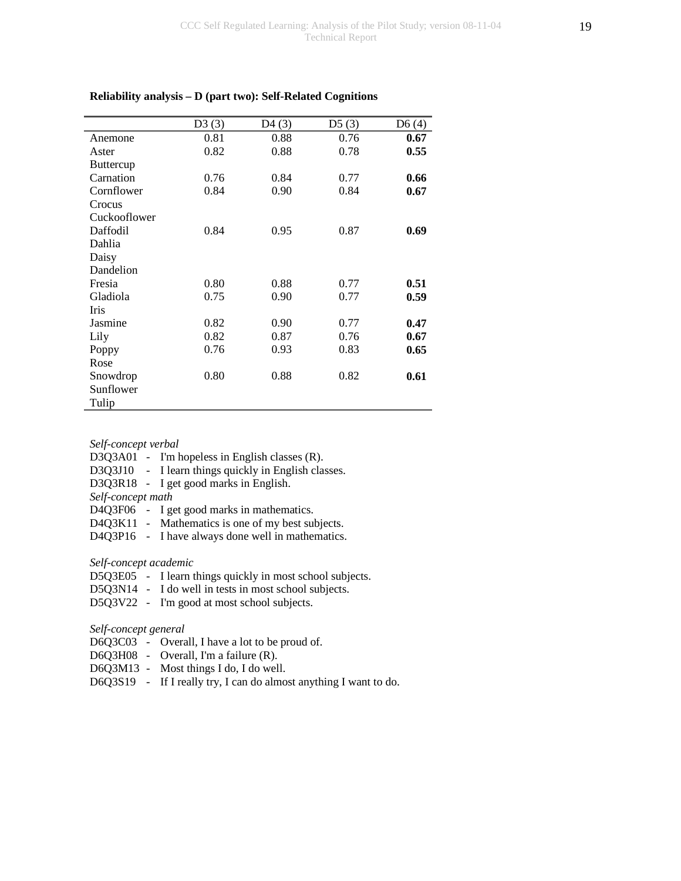**Reliability analysis – D (part two): Self-Related Cognitions**

| | D3 (3) | D4 (3) | D5 (3) | D6 (4) |
|---|---|---|---|---|
| Anemone | 0.81 | 0.88 | 0.76 | **0.67** |
| Aster | 0.82 | 0.88 | 0.78 | **0.55** |
| Buttercup | | | | |
| Carnation | 0.76 | 0.84 | 0.77 | **0.66** |
| Cornflower | 0.84 | 0.90 | 0.84 | **0.67** |
| Crocus | | | | |
| Cuckooflower | | | | |
| Daffodil | 0.84 | 0.95 | 0.87 | **0.69** |
| Dahlia | | | | |
| Daisy | | | | |
| Dandelion | | | | |
| Fresia | 0.80 | 0.88 | 0.77 | **0.51** |
| Gladiola | 0.75 | 0.90 | 0.77 | **0.59** |
| Iris | | | | |
| Jasmine | 0.82 | 0.90 | 0.77 | **0.47** |
| Lily | 0.82 | 0.87 | 0.76 | **0.67** |
| Poppy | 0.76 | 0.93 | 0.83 | **0.65** |
| Rose | | | | |
| Snowdrop | 0.80 | 0.88 | 0.82 | **0.61** |
| Sunflower | | | | |
| Tulip | | | | |

*Self-concept verbal*
D3Q3A01 - I'm hopeless in English classes (R).
D3Q3J10 - I learn things quickly in English classes.
D3Q3R18 - I get good marks in English.
*Self-concept math*
D4Q3F06 - I get good marks in mathematics.
D4Q3K11 - Mathematics is one of my best subjects.
D4Q3P16 - I have always done well in mathematics.

*Self-concept academic*
D5Q3E05 - I learn things quickly in most school subjects.
D5Q3N14 - I do well in tests in most school subjects.
D5Q3V22 - I'm good at most school subjects.

*Self-concept general*
D6Q3C03 - Overall, I have a lot to be proud of.
D6Q3H08 - Overall, I'm a failure (R).
D6Q3M13 - Most things I do, I do well.
D6Q3S19 - If I really try, I can do almost anything I want to do.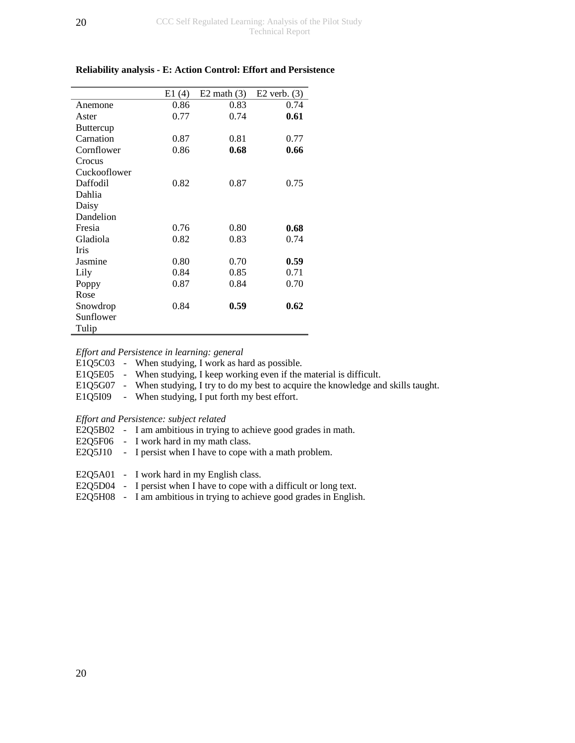**Reliability analysis - E: Action Control: Effort and Persistence**

| | E1 (4) | E2 math (3) | E2 verb. (3) |
|---|---|---|---|
| Anemone | 0.86 | 0.83 | 0.74 |
| Aster | 0.77 | 0.74 | **0.61** |
| Buttercup | | | |
| Carnation | 0.87 | 0.81 | 0.77 |
| Cornflower | 0.86 | **0.68** | **0.66** |
| Crocus | | | |
| Cuckooflower | | | |
| Daffodil | 0.82 | 0.87 | 0.75 |
| Dahlia | | | |
| Daisy | | | |
| Dandelion | | | |
| Fresia | 0.76 | 0.80 | **0.68** |
| Gladiola | 0.82 | 0.83 | 0.74 |
| Iris | | | |
| Jasmine | 0.80 | 0.70 | **0.59** |
| Lily | 0.84 | 0.85 | 0.71 |
| Poppy | 0.87 | 0.84 | 0.70 |
| Rose | | | |
| Snowdrop | 0.84 | **0.59** | **0.62** |
| Sunflower | | | |
| Tulip | | | |

*Effort and Persistence in learning: general*

E1Q5C03 - When studying, I work as hard as possible.
E1Q5E05 - When studying, I keep working even if the material is difficult.
E1Q5G07 - When studying, I try to do my best to acquire the knowledge and skills taught.
E1Q5I09 - When studying, I put forth my best effort.

*Effort and Persistence: subject related*

E2Q5B02 - I am ambitious in trying to achieve good grades in math.
E2Q5F06 - I work hard in my math class.
E2Q5J10 - I persist when I have to cope with a math problem.

E2Q5A01 - I work hard in my English class.
E2Q5D04 - I persist when I have to cope with a difficult or long text.
E2Q5H08 - I am ambitious in trying to achieve good grades in English.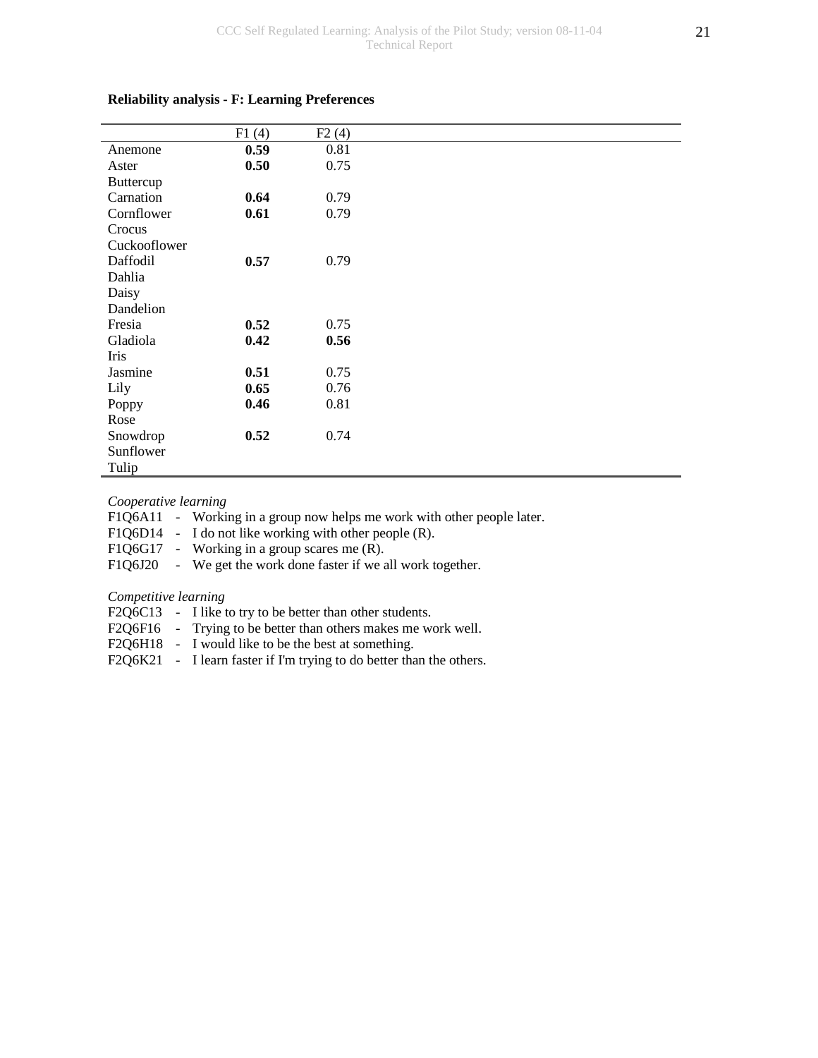**Reliability analysis - F: Learning Preferences**

| | F1 (4) | F2 (4) |
|---|---|---|
| Anemone | **0.59** | 0.81 |
| Aster | **0.50** | 0.75 |
| Buttercup | | |
| Carnation | **0.64** | 0.79 |
| Cornflower | **0.61** | 0.79 |
| Crocus | | |
| Cuckooflower | | |
| Daffodil | **0.57** | 0.79 |
| Dahlia | | |
| Daisy | | |
| Dandelion | | |
| Fresia | **0.52** | 0.75 |
| Gladiola | **0.42** | **0.56** |
| Iris | | |
| Jasmine | **0.51** | 0.75 |
| Lily | **0.65** | 0.76 |
| Poppy | **0.46** | 0.81 |
| Rose | | |
| Snowdrop | **0.52** | 0.74 |
| Sunflower | | |
| Tulip | | |

*Cooperative learning*

F1Q6A11 - Working in a group now helps me work with other people later.
F1Q6D14 - I do not like working with other people (R).
F1Q6G17 - Working in a group scares me (R).
F1Q6J20 - We get the work done faster if we all work together.

*Competitive learning*

F2Q6C13 - I like to try to be better than other students.
F2Q6F16 - Trying to be better than others makes me work well.
F2Q6H18 - I would like to be the best at something.
F2Q6K21 - I learn faster if I'm trying to do better than the others.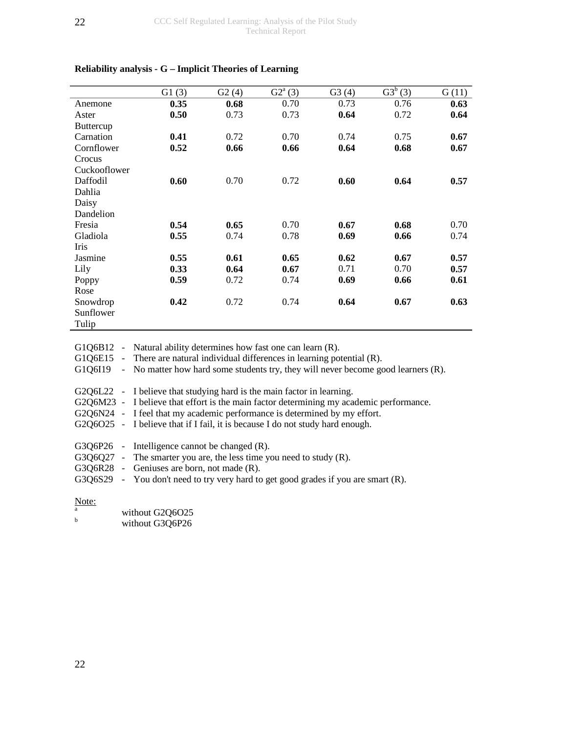**Reliability analysis - G – Implicit Theories of Learning**

| | G1 (3) | G2 (4) | G2[a] (3) | G3 (4) | G3[b] (3) | G (11) |
|---|---|---|---|---|---|---|
| Anemone | **0.35** | **0.68** | 0.70 | 0.73 | 0.76 | **0.63** |
| Aster | **0.50** | 0.73 | 0.73 | **0.64** | 0.72 | **0.64** |
| Buttercup | | | | | | |
| Carnation | **0.41** | 0.72 | 0.70 | 0.74 | 0.75 | **0.67** |
| Cornflower | **0.52** | **0.66** | **0.66** | **0.64** | **0.68** | **0.67** |
| Crocus | | | | | | |
| Cuckooflower | | | | | | |
| Daffodil | **0.60** | 0.70 | 0.72 | **0.60** | **0.64** | **0.57** |
| Dahlia | | | | | | |
| Daisy | | | | | | |
| Dandelion | | | | | | |
| Fresia | **0.54** | **0.65** | 0.70 | **0.67** | **0.68** | 0.70 |
| Gladiola | **0.55** | 0.74 | 0.78 | **0.69** | **0.66** | 0.74 |
| Iris | | | | | | |
| Jasmine | **0.55** | **0.61** | **0.65** | **0.62** | **0.67** | **0.57** |
| Lily | **0.33** | **0.64** | **0.67** | 0.71 | 0.70 | **0.57** |
| Poppy | **0.59** | 0.72 | 0.74 | **0.69** | **0.66** | **0.61** |
| Rose | | | | | | |
| Snowdrop | **0.42** | 0.72 | 0.74 | **0.64** | **0.67** | **0.63** |
| Sunflower | | | | | | |
| Tulip | | | | | | |

G1Q6B12 - Natural ability determines how fast one can learn (R).
G1Q6E15 - There are natural individual differences in learning potential (R).
G1Q6I19 - No matter how hard some students try, they will never become good learners (R).

G2Q6L22 - I believe that studying hard is the main factor in learning.
G2Q6M23 - I believe that effort is the main factor determining my academic performance.
G2Q6N24 - I feel that my academic performance is determined by my effort.
G2Q6O25 - I believe that if I fail, it is because I do not study hard enough.

G3Q6P26 - Intelligence cannot be changed (R).
G3Q6Q27 - The smarter you are, the less time you need to study (R).
G3Q6R28 - Geniuses are born, not made (R).
G3Q6S29 - You don't need to try very hard to get good grades if you are smart (R).

Note:
[a] without G2Q6O25
[b] without G3Q6P26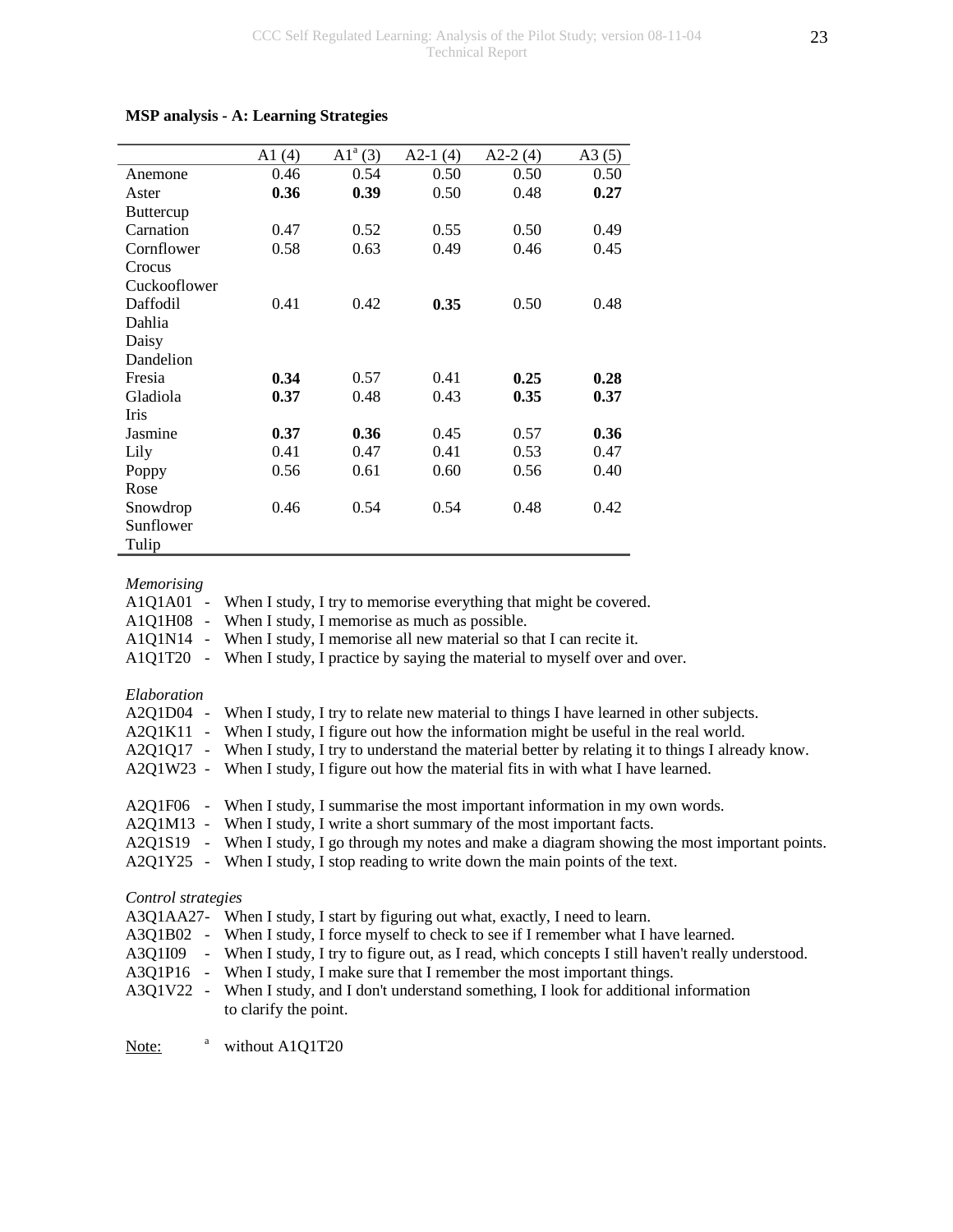**MSP analysis - A: Learning Strategies**

| | A1 (4) | A1[a] (3) | A2-1 (4) | A2-2 (4) | A3 (5) |
|---|---|---|---|---|---|
| Anemone | 0.46 | 0.54 | 0.50 | 0.50 | 0.50 |
| Aster | **0.36** | **0.39** | 0.50 | 0.48 | **0.27** |
| Buttercup | | | | | |
| Carnation | 0.47 | 0.52 | 0.55 | 0.50 | 0.49 |
| Cornflower | 0.58 | 0.63 | 0.49 | 0.46 | 0.45 |
| Crocus | | | | | |
| Cuckooflower | | | | | |
| Daffodil | 0.41 | 0.42 | **0.35** | 0.50 | 0.48 |
| Dahlia | | | | | |
| Daisy | | | | | |
| Dandelion | | | | | |
| Fresia | **0.34** | 0.57 | 0.41 | **0.25** | **0.28** |
| Gladiola | **0.37** | 0.48 | 0.43 | **0.35** | **0.37** |
| Iris | | | | | |
| Jasmine | **0.37** | **0.36** | 0.45 | 0.57 | **0.36** |
| Lily | 0.41 | 0.47 | 0.41 | 0.53 | 0.47 |
| Poppy | 0.56 | 0.61 | 0.60 | 0.56 | 0.40 |
| Rose | | | | | |
| Snowdrop | 0.46 | 0.54 | 0.54 | 0.48 | 0.42 |
| Sunflower | | | | | |
| Tulip | | | | | |

*Memorising*

A1Q1A01 - When I study, I try to memorise everything that might be covered.
A1Q1H08 - When I study, I memorise as much as possible.
A1Q1N14 - When I study, I memorise all new material so that I can recite it.
A1Q1T20 - When I study, I practice by saying the material to myself over and over.

*Elaboration*

A2Q1D04 - When I study, I try to relate new material to things I have learned in other subjects.
A2Q1K11 - When I study, I figure out how the information might be useful in the real world.
A2Q1Q17 - When I study, I try to understand the material better by relating it to things I already know.
A2Q1W23 - When I study, I figure out how the material fits in with what I have learned.

A2Q1F06 - When I study, I summarise the most important information in my own words.
A2Q1M13 - When I study, I write a short summary of the most important facts.
A2Q1S19 - When I study, I go through my notes and make a diagram showing the most important points.
A2Q1Y25 - When I study, I stop reading to write down the main points of the text.

*Control strategies*

A3Q1AA27- When I study, I start by figuring out what, exactly, I need to learn.
A3Q1B02 - When I study, I force myself to check to see if I remember what I have learned.
A3Q1I09 - When I study, I try to figure out, as I read, which concepts I still haven't really understood.
A3Q1P16 - When I study, I make sure that I remember the most important things.
A3Q1V22 - When I study, and I don't understand something, I look for additional information to clarify the point.

Note: [a] without A1Q1T20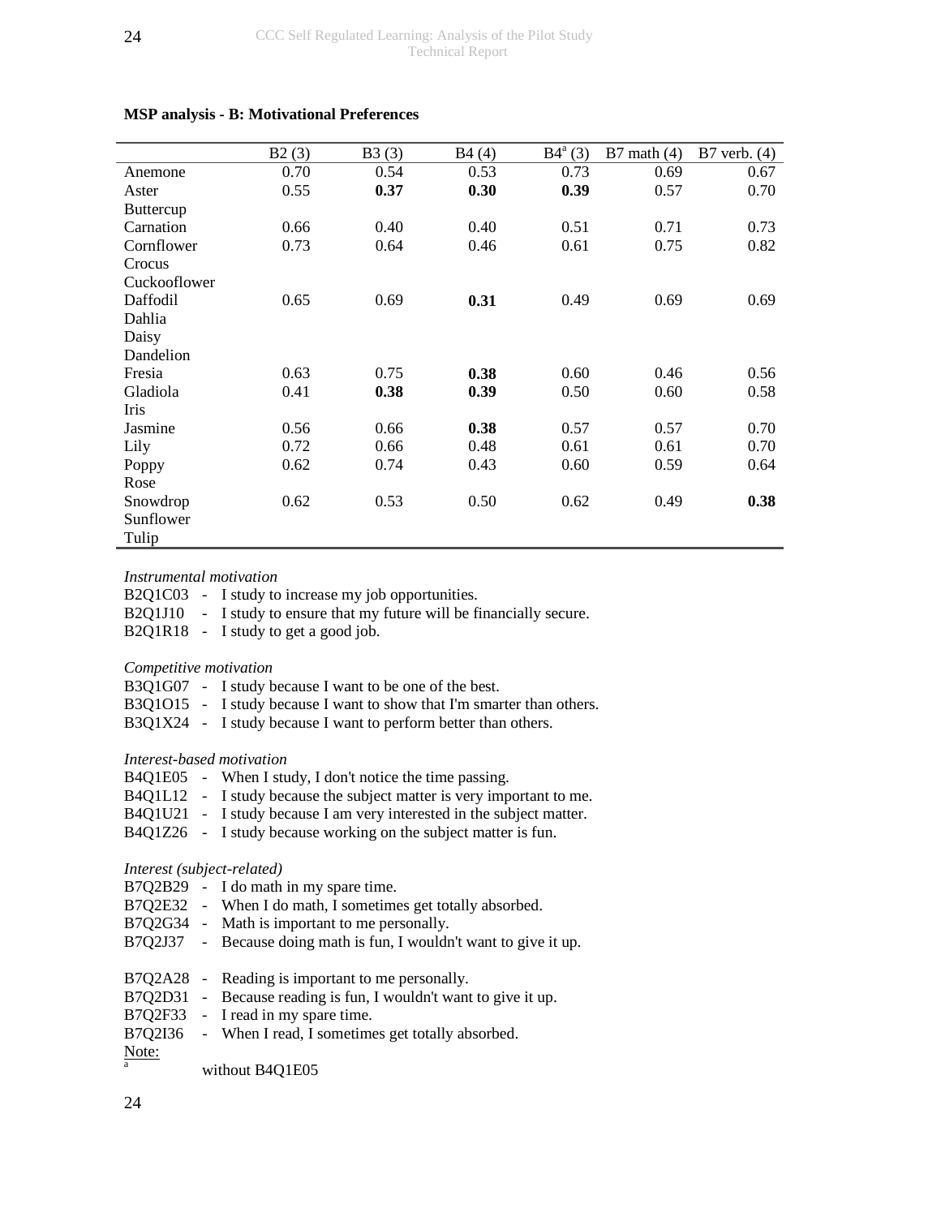**MSP analysis - B: Motivational Preferences**

| | B2 (3) | B3 (3) | B4 (4) | B4[a] (3) | B7 math (4) | B7 verb. (4) |
|---|---|---|---|---|---|---|
| Anemone | 0.70 | 0.54 | 0.53 | 0.73 | 0.69 | 0.67 |
| Aster | 0.55 | **0.37** | **0.30** | **0.39** | 0.57 | 0.70 |
| Buttercup | | | | | | |
| Carnation | 0.66 | 0.40 | 0.40 | 0.51 | 0.71 | 0.73 |
| Cornflower | 0.73 | 0.64 | 0.46 | 0.61 | 0.75 | 0.82 |
| Crocus | | | | | | |
| Cuckooflower | | | | | | |
| Daffodil | 0.65 | 0.69 | **0.31** | 0.49 | 0.69 | 0.69 |
| Dahlia | | | | | | |
| Daisy | | | | | | |
| Dandelion | | | | | | |
| Fresia | 0.63 | 0.75 | **0.38** | 0.60 | 0.46 | 0.56 |
| Gladiola | 0.41 | **0.38** | **0.39** | 0.50 | 0.60 | 0.58 |
| Iris | | | | | | |
| Jasmine | 0.56 | 0.66 | **0.38** | 0.57 | 0.57 | 0.70 |
| Lily | 0.72 | 0.66 | 0.48 | 0.61 | 0.61 | 0.70 |
| Poppy | 0.62 | 0.74 | 0.43 | 0.60 | 0.59 | 0.64 |
| Rose | | | | | | |
| Snowdrop | 0.62 | 0.53 | 0.50 | 0.62 | 0.49 | **0.38** |
| Sunflower | | | | | | |
| Tulip | | | | | | |

*Instrumental motivation*

B2Q1C03 - I study to increase my job opportunities.
B2Q1J10 - I study to ensure that my future will be financially secure.
B2Q1R18 - I study to get a good job.

*Competitive motivation*

B3Q1G07 - I study because I want to be one of the best.
B3Q1O15 - I study because I want to show that I'm smarter than others.
B3Q1X24 - I study because I want to perform better than others.

*Interest-based motivation*

B4Q1E05 - When I study, I don't notice the time passing.
B4Q1L12 - I study because the subject matter is very important to me.
B4Q1U21 - I study because I am very interested in the subject matter.
B4Q1Z26 - I study because working on the subject matter is fun.

*Interest (subject-related)*

B7Q2B29 - I do math in my spare time.
B7Q2E32 - When I do math, I sometimes get totally absorbed.
B7Q2G34 - Math is important to me personally.
B7Q2J37 - Because doing math is fun, I wouldn't want to give it up.

B7Q2A28 - Reading is important to me personally.
B7Q2D31 - Because reading is fun, I wouldn't want to give it up.
B7Q2F33 - I read in my spare time.
B7Q2I36 - When I read, I sometimes get totally absorbed.

Note:
[a] without B4Q1E05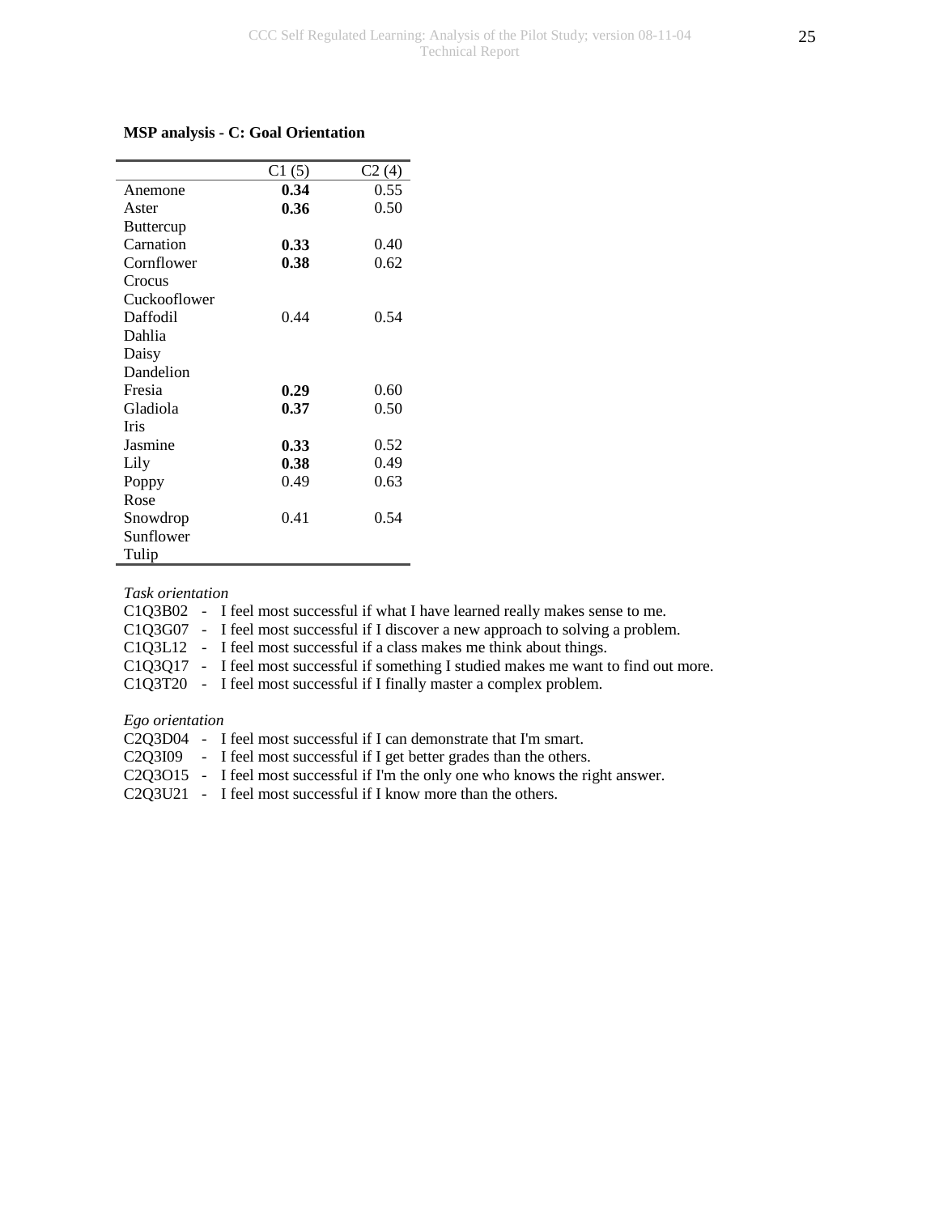**MSP analysis - C: Goal Orientation**

| | C1 (5) | C2 (4) |
|---|---|---|
| Anemone | **0.34** | 0.55 |
| Aster | **0.36** | 0.50 |
| Buttercup | | |
| Carnation | **0.33** | 0.40 |
| Cornflower | **0.38** | 0.62 |
| Crocus | | |
| Cuckooflower | | |
| Daffodil | 0.44 | 0.54 |
| Dahlia | | |
| Daisy | | |
| Dandelion | | |
| Fresia | **0.29** | 0.60 |
| Gladiola | **0.37** | 0.50 |
| Iris | | |
| Jasmine | **0.33** | 0.52 |
| Lily | **0.38** | 0.49 |
| Poppy | 0.49 | 0.63 |
| Rose | | |
| Snowdrop | 0.41 | 0.54 |
| Sunflower | | |
| Tulip | | |

*Task orientation*

C1Q3B02 - I feel most successful if what I have learned really makes sense to me.
C1Q3G07 - I feel most successful if I discover a new approach to solving a problem.
C1Q3L12 - I feel most successful if a class makes me think about things.
C1Q3Q17 - I feel most successful if something I studied makes me want to find out more.
C1Q3T20 - I feel most successful if I finally master a complex problem.

*Ego orientation*

C2Q3D04 - I feel most successful if I can demonstrate that I'm smart.
C2Q3I09 - I feel most successful if I get better grades than the others.
C2Q3O15 - I feel most successful if I'm the only one who knows the right answer.
C2Q3U21 - I feel most successful if I know more than the others.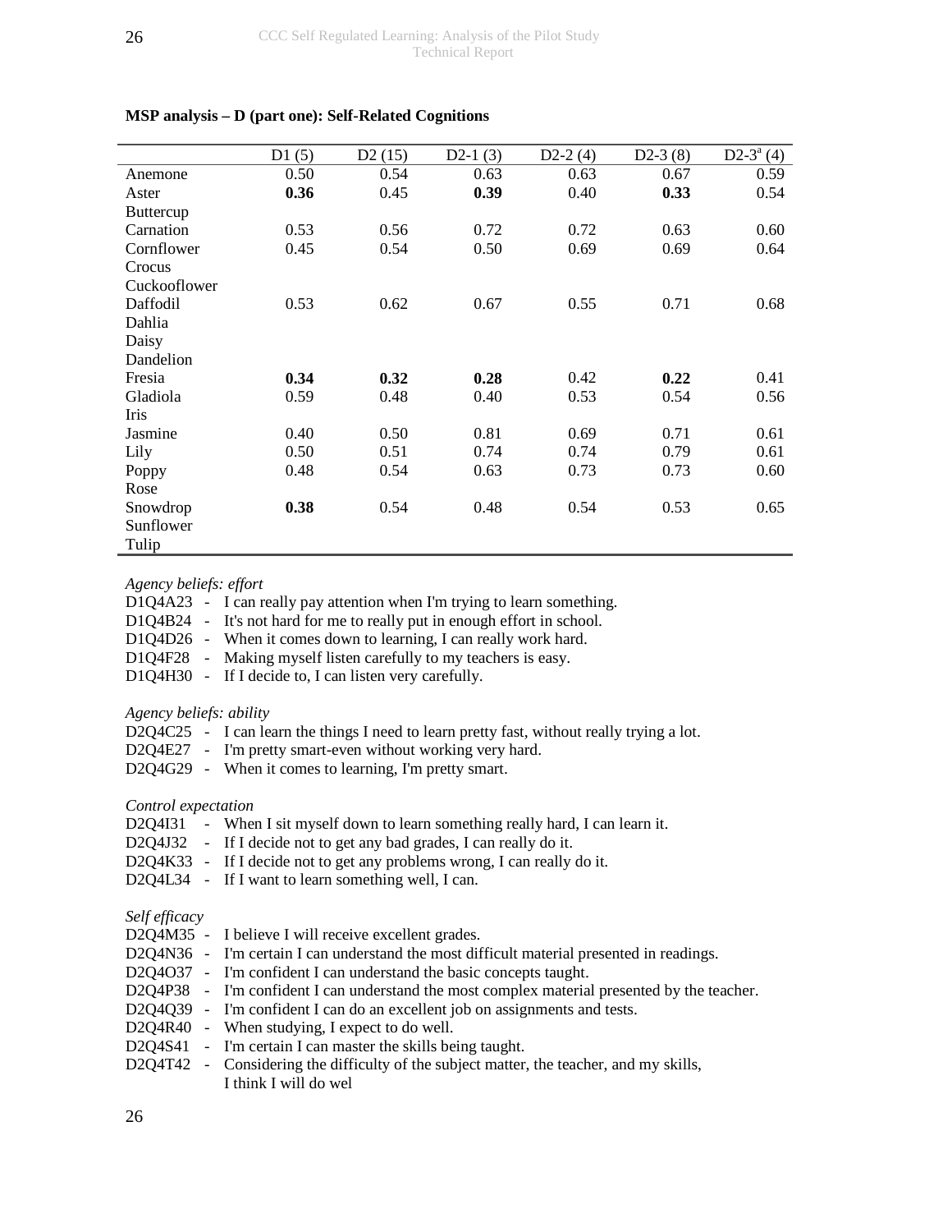**MSP analysis – D (part one): Self-Related Cognitions**

| | D1 (5) | D2 (15) | D2-1 (3) | D2-2 (4) | D2-3 (8) | D2-3[a] (4) |
|---|---|---|---|---|---|---|
| Anemone | 0.50 | 0.54 | 0.63 | 0.63 | 0.67 | 0.59 |
| Aster | **0.36** | 0.45 | **0.39** | 0.40 | **0.33** | 0.54 |
| Buttercup | | | | | | |
| Carnation | 0.53 | 0.56 | 0.72 | 0.72 | 0.63 | 0.60 |
| Cornflower | 0.45 | 0.54 | 0.50 | 0.69 | 0.69 | 0.64 |
| Crocus | | | | | | |
| Cuckooflower | | | | | | |
| Daffodil | 0.53 | 0.62 | 0.67 | 0.55 | 0.71 | 0.68 |
| Dahlia | | | | | | |
| Daisy | | | | | | |
| Dandelion | | | | | | |
| Fresia | **0.34** | **0.32** | **0.28** | 0.42 | **0.22** | 0.41 |
| Gladiola | 0.59 | 0.48 | 0.40 | 0.53 | 0.54 | 0.56 |
| Iris | | | | | | |
| Jasmine | 0.40 | 0.50 | 0.81 | 0.69 | 0.71 | 0.61 |
| Lily | 0.50 | 0.51 | 0.74 | 0.74 | 0.79 | 0.61 |
| Poppy | 0.48 | 0.54 | 0.63 | 0.73 | 0.73 | 0.60 |
| Rose | | | | | | |
| Snowdrop | **0.38** | 0.54 | 0.48 | 0.54 | 0.53 | 0.65 |
| Sunflower | | | | | | |
| Tulip | | | | | | |

*Agency beliefs: effort*

D1Q4A23 - I can really pay attention when I'm trying to learn something.
D1Q4B24 - It's not hard for me to really put in enough effort in school.
D1Q4D26 - When it comes down to learning, I can really work hard.
D1Q4F28 - Making myself listen carefully to my teachers is easy.
D1Q4H30 - If I decide to, I can listen very carefully.

*Agency beliefs: ability*

D2Q4C25 - I can learn the things I need to learn pretty fast, without really trying a lot.
D2Q4E27 - I'm pretty smart-even without working very hard.
D2Q4G29 - When it comes to learning, I'm pretty smart.

*Control expectation*

D2Q4I31 - When I sit myself down to learn something really hard, I can learn it.
D2Q4J32 - If I decide not to get any bad grades, I can really do it.
D2Q4K33 - If I decide not to get any problems wrong, I can really do it.
D2Q4L34 - If I want to learn something well, I can.

*Self efficacy*

D2Q4M35 - I believe I will receive excellent grades.
D2Q4N36 - I'm certain I can understand the most difficult material presented in readings.
D2Q4O37 - I'm confident I can understand the basic concepts taught.
D2Q4P38 - I'm confident I can understand the most complex material presented by the teacher.
D2Q4Q39 - I'm confident I can do an excellent job on assignments and tests.
D2Q4R40 - When studying, I expect to do well.
D2Q4S41 - I'm certain I can master the skills being taught.
D2Q4T42 - Considering the difficulty of the subject matter, the teacher, and my skills, I think I will do wel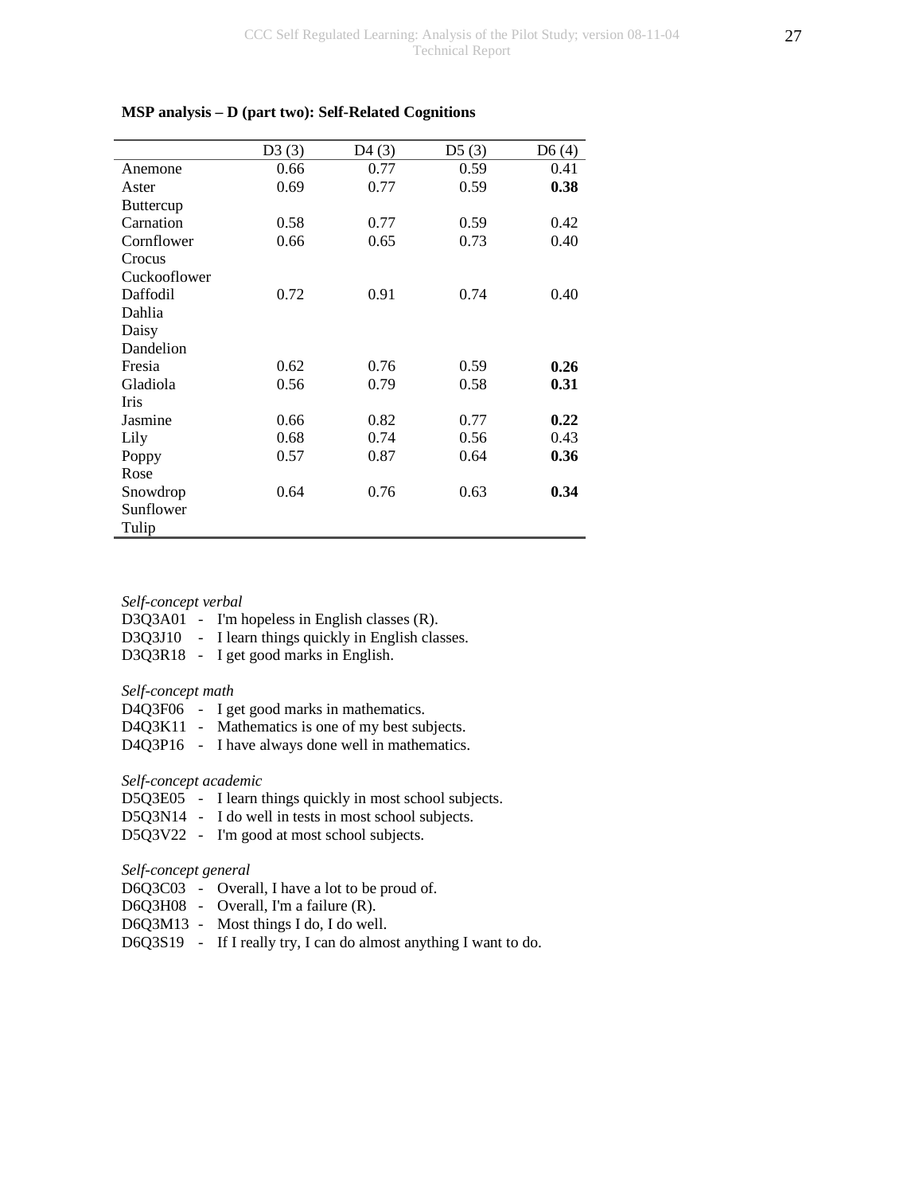**MSP analysis – D (part two): Self-Related Cognitions**

| | D3 (3) | D4 (3) | D5 (3) | D6 (4) |
|---|---|---|---|---|
| Anemone | 0.66 | 0.77 | 0.59 | 0.41 |
| Aster | 0.69 | 0.77 | 0.59 | **0.38** |
| Buttercup | | | | |
| Carnation | 0.58 | 0.77 | 0.59 | 0.42 |
| Cornflower | 0.66 | 0.65 | 0.73 | 0.40 |
| Crocus | | | | |
| Cuckooflower | | | | |
| Daffodil | 0.72 | 0.91 | 0.74 | 0.40 |
| Dahlia | | | | |
| Daisy | | | | |
| Dandelion | | | | |
| Fresia | 0.62 | 0.76 | 0.59 | **0.26** |
| Gladiola | 0.56 | 0.79 | 0.58 | **0.31** |
| Iris | | | | |
| Jasmine | 0.66 | 0.82 | 0.77 | **0.22** |
| Lily | 0.68 | 0.74 | 0.56 | 0.43 |
| Poppy | 0.57 | 0.87 | 0.64 | **0.36** |
| Rose | | | | |
| Snowdrop | 0.64 | 0.76 | 0.63 | **0.34** |
| Sunflower | | | | |
| Tulip | | | | |

*Self-concept verbal*

D3Q3A01 - I'm hopeless in English classes (R).
D3Q3J10 - I learn things quickly in English classes.
D3Q3R18 - I get good marks in English.

*Self-concept math*

D4Q3F06 - I get good marks in mathematics.
D4Q3K11 - Mathematics is one of my best subjects.
D4Q3P16 - I have always done well in mathematics.

*Self-concept academic*

D5Q3E05 - I learn things quickly in most school subjects.
D5Q3N14 - I do well in tests in most school subjects.
D5Q3V22 - I'm good at most school subjects.

*Self-concept general*

D6Q3C03 - Overall, I have a lot to be proud of.
D6Q3H08 - Overall, I'm a failure (R).
D6Q3M13 - Most things I do, I do well.
D6Q3S19 - If I really try, I can do almost anything I want to do.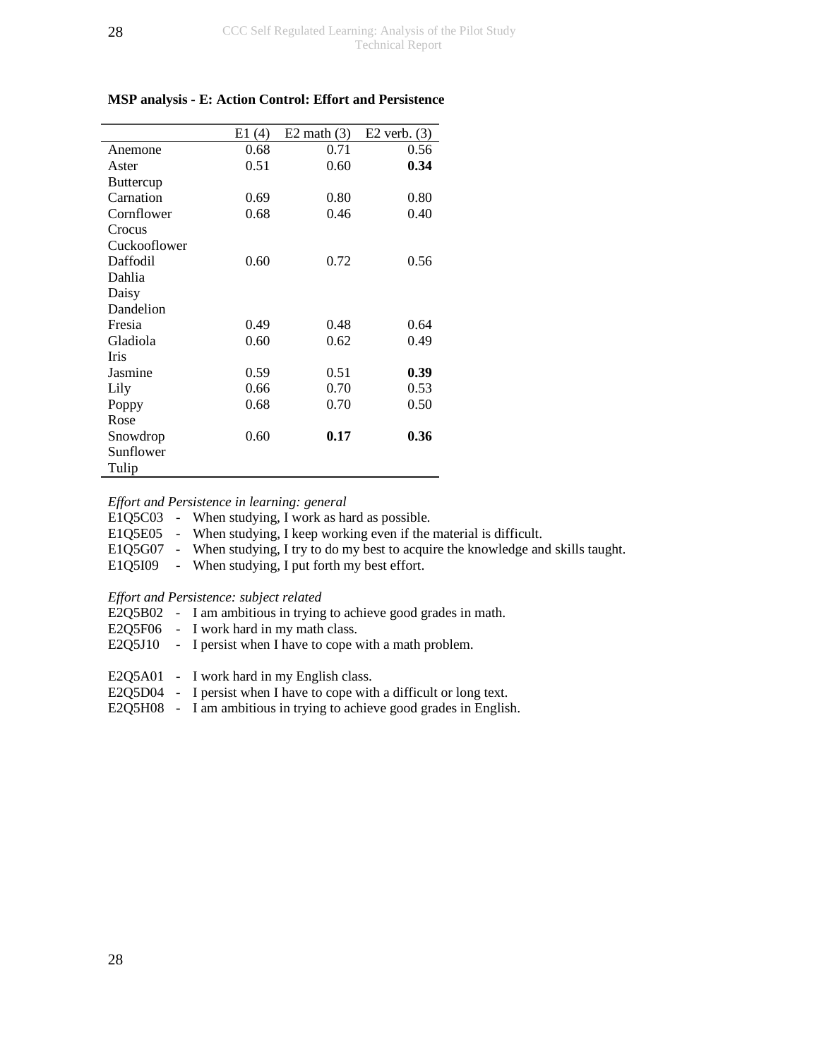**MSP analysis - E: Action Control: Effort and Persistence**

| | E1 (4) | E2 math (3) | E2 verb. (3) |
|---|---|---|---|
| Anemone | 0.68 | 0.71 | 0.56 |
| Aster | 0.51 | 0.60 | **0.34** |
| Buttercup | | | |
| Carnation | 0.69 | 0.80 | 0.80 |
| Cornflower | 0.68 | 0.46 | 0.40 |
| Crocus | | | |
| Cuckooflower | | | |
| Daffodil | 0.60 | 0.72 | 0.56 |
| Dahlia | | | |
| Daisy | | | |
| Dandelion | | | |
| Fresia | 0.49 | 0.48 | 0.64 |
| Gladiola | 0.60 | 0.62 | 0.49 |
| Iris | | | |
| Jasmine | 0.59 | 0.51 | **0.39** |
| Lily | 0.66 | 0.70 | 0.53 |
| Poppy | 0.68 | 0.70 | 0.50 |
| Rose | | | |
| Snowdrop | 0.60 | **0.17** | **0.36** |
| Sunflower | | | |
| Tulip | | | |

*Effort and Persistence in learning: general*

E1Q5C03 - When studying, I work as hard as possible.
E1Q5E05 - When studying, I keep working even if the material is difficult.
E1Q5G07 - When studying, I try to do my best to acquire the knowledge and skills taught.
E1Q5I09 - When studying, I put forth my best effort.

*Effort and Persistence: subject related*

E2Q5B02 - I am ambitious in trying to achieve good grades in math.
E2Q5F06 - I work hard in my math class.
E2Q5J10 - I persist when I have to cope with a math problem.

E2Q5A01 - I work hard in my English class.
E2Q5D04 - I persist when I have to cope with a difficult or long text.
E2Q5H08 - I am ambitious in trying to achieve good grades in English.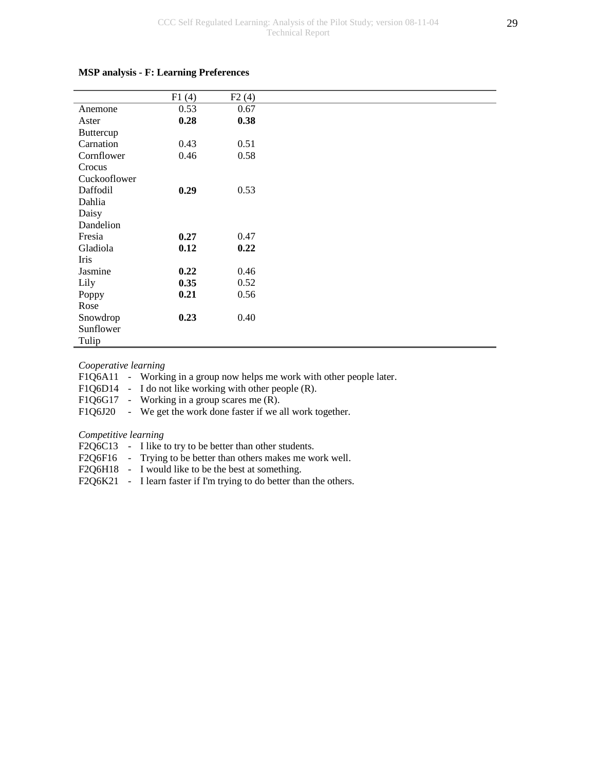**MSP analysis - F: Learning Preferences**

| | F1 (4) | F2 (4) |
|---|---|---|
| Anemone | 0.53 | 0.67 |
| Aster | **0.28** | **0.38** |
| Buttercup | | |
| Carnation | 0.43 | 0.51 |
| Cornflower | 0.46 | 0.58 |
| Crocus | | |
| Cuckooflower | | |
| Daffodil | **0.29** | 0.53 |
| Dahlia | | |
| Daisy | | |
| Dandelion | | |
| Fresia | **0.27** | 0.47 |
| Gladiola | **0.12** | **0.22** |
| Iris | | |
| Jasmine | **0.22** | 0.46 |
| Lily | **0.35** | 0.52 |
| Poppy | **0.21** | 0.56 |
| Rose | | |
| Snowdrop | **0.23** | 0.40 |
| Sunflower | | |
| Tulip | | |

*Cooperative learning*

F1Q6A11 - Working in a group now helps me work with other people later.
F1Q6D14 - I do not like working with other people (R).
F1Q6G17 - Working in a group scares me (R).
F1Q6J20 - We get the work done faster if we all work together.

*Competitive learning*

F2Q6C13 - I like to try to be better than other students.
F2Q6F16 - Trying to be better than others makes me work well.
F2Q6H18 - I would like to be the best at something.
F2Q6K21 - I learn faster if I'm trying to do better than the others.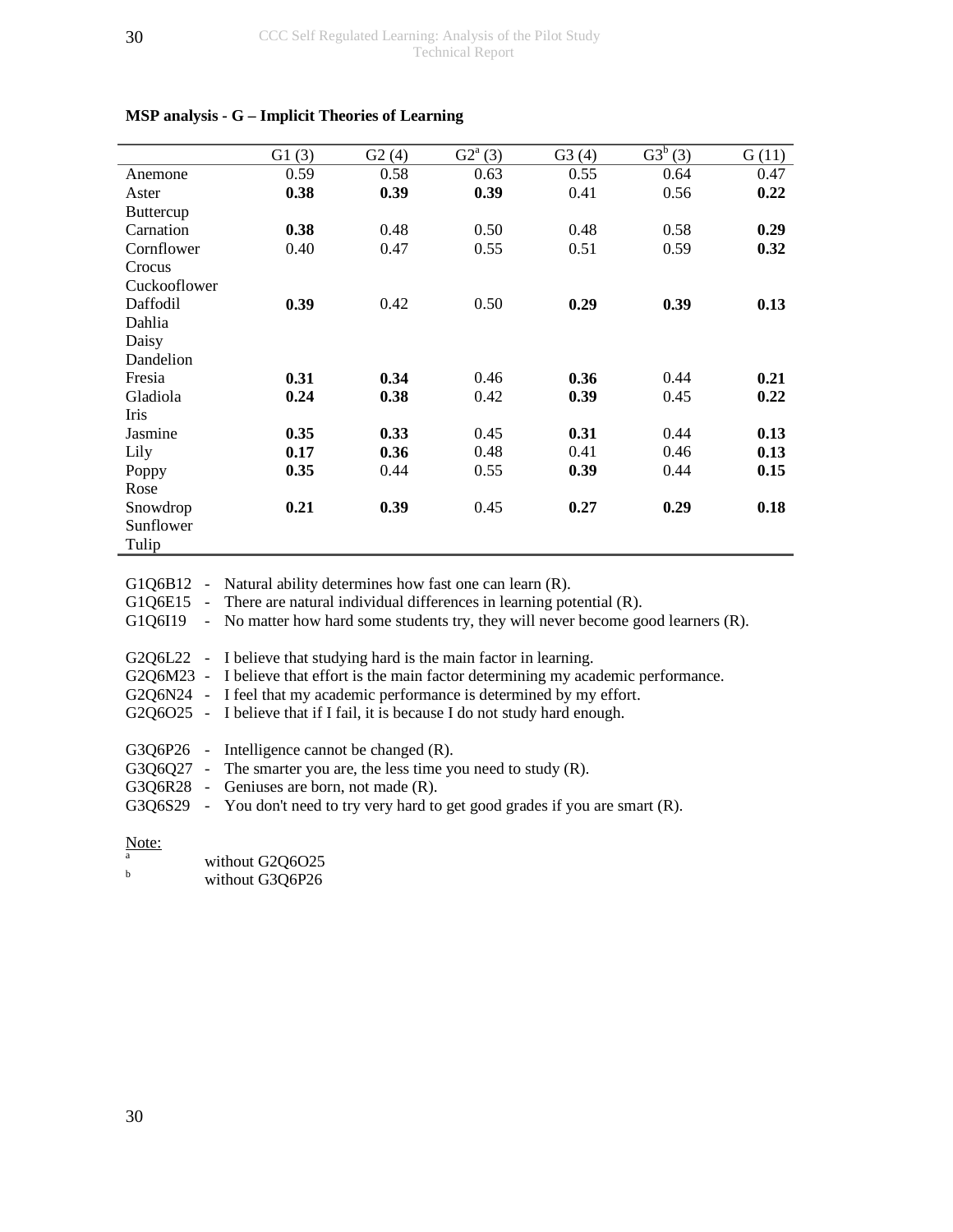**MSP analysis - G – Implicit Theories of Learning**

| | G1 (3) | G2 (4) | G2[a] (3) | G3 (4) | G3[b] (3) | G (11) |
|---|---|---|---|---|---|---|
| Anemone | 0.59 | 0.58 | 0.63 | 0.55 | 0.64 | 0.47 |
| Aster | **0.38** | **0.39** | **0.39** | 0.41 | 0.56 | **0.22** |
| Buttercup | | | | | | |
| Carnation | **0.38** | 0.48 | 0.50 | 0.48 | 0.58 | **0.29** |
| Cornflower | 0.40 | 0.47 | 0.55 | 0.51 | 0.59 | **0.32** |
| Crocus | | | | | | |
| Cuckooflower | | | | | | |
| Daffodil | **0.39** | 0.42 | 0.50 | **0.29** | **0.39** | **0.13** |
| Dahlia | | | | | | |
| Daisy | | | | | | |
| Dandelion | | | | | | |
| Fresia | **0.31** | **0.34** | 0.46 | **0.36** | 0.44 | **0.21** |
| Gladiola | **0.24** | **0.38** | 0.42 | **0.39** | 0.45 | **0.22** |
| Iris | | | | | | |
| Jasmine | **0.35** | **0.33** | 0.45 | **0.31** | 0.44 | **0.13** |
| Lily | **0.17** | **0.36** | 0.48 | 0.41 | 0.46 | **0.13** |
| Poppy | **0.35** | 0.44 | 0.55 | **0.39** | 0.44 | **0.15** |
| Rose | | | | | | |
| Snowdrop | **0.21** | **0.39** | 0.45 | **0.27** | **0.29** | **0.18** |
| Sunflower | | | | | | |
| Tulip | | | | | | |

G1Q6B12 - Natural ability determines how fast one can learn (R).
G1Q6E15 - There are natural individual differences in learning potential (R).
G1Q6I19 - No matter how hard some students try, they will never become good learners (R).

G2Q6L22 - I believe that studying hard is the main factor in learning.
G2Q6M23 - I believe that effort is the main factor determining my academic performance.
G2Q6N24 - I feel that my academic performance is determined by my effort.
G2Q6O25 - I believe that if I fail, it is because I do not study hard enough.

G3Q6P26 - Intelligence cannot be changed (R).
G3Q6Q27 - The smarter you are, the less time you need to study (R).
G3Q6R28 - Geniuses are born, not made (R).
G3Q6S29 - You don't need to try very hard to get good grades if you are smart (R).

Note:
[a] without G2Q6O25
[b] without G3Q6P26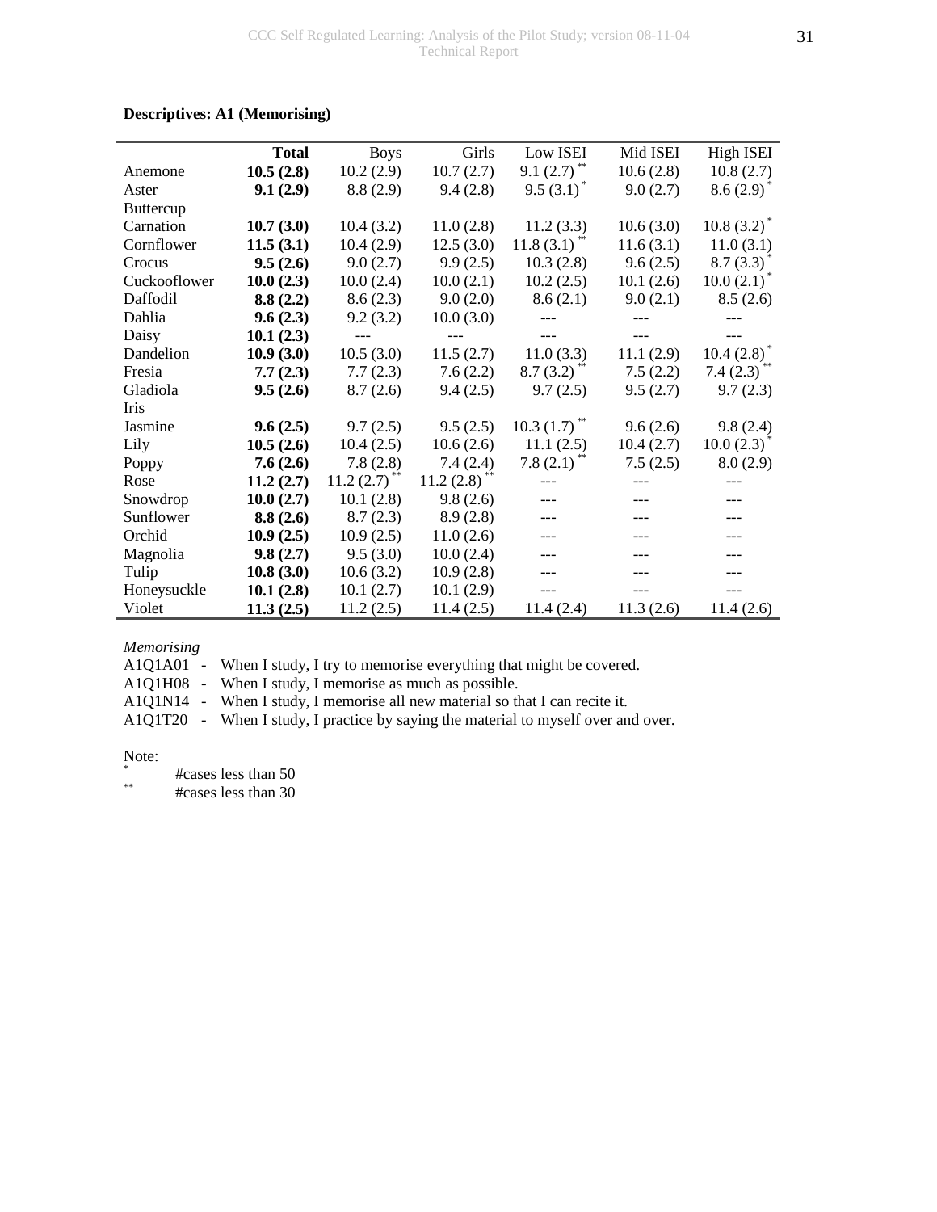**Descriptives: A1 (Memorising)**

| | Total | Boys | Girls | Low ISEI | Mid ISEI | High ISEI |
|---|---|---|---|---|---|---|
| Anemone | **10.5 (2.8)** | 10.2 (2.9) | 10.7 (2.7) | 9.1 (2.7) ** | 10.6 (2.8) | 10.8 (2.7) |
| Aster | **9.1 (2.9)** | 8.8 (2.9) | 9.4 (2.8) | 9.5 (3.1) * | 9.0 (2.7) | 8.6 (2.9) * |
| Buttercup | | | | | | |
| Carnation | **10.7 (3.0)** | 10.4 (3.2) | 11.0 (2.8) | 11.2 (3.3) | 10.6 (3.0) | 10.8 (3.2) * |
| Cornflower | **11.5 (3.1)** | 10.4 (2.9) | 12.5 (3.0) | 11.8 (3.1) ** | 11.6 (3.1) | 11.0 (3.1) |
| Crocus | **9.5 (2.6)** | 9.0 (2.7) | 9.9 (2.5) | 10.3 (2.8) | 9.6 (2.5) | 8.7 (3.3) * |
| Cuckooflower | **10.0 (2.3)** | 10.0 (2.4) | 10.0 (2.1) | 10.2 (2.5) | 10.1 (2.6) | 10.0 (2.1) * |
| Daffodil | **8.8 (2.2)** | 8.6 (2.3) | 9.0 (2.0) | 8.6 (2.1) | 9.0 (2.1) | 8.5 (2.6) |
| Dahlia | **9.6 (2.3)** | 9.2 (3.2) | 10.0 (3.0) | --- | --- | --- |
| Daisy | **10.1 (2.3)** | --- | --- | --- | --- | --- |
| Dandelion | **10.9 (3.0)** | 10.5 (3.0) | 11.5 (2.7) | 11.0 (3.3) | 11.1 (2.9) | 10.4 (2.8) * |
| Fresia | **7.7 (2.3)** | 7.7 (2.3) | 7.6 (2.2) | 8.7 (3.2) ** | 7.5 (2.2) | 7.4 (2.3) ** |
| Gladiola | **9.5 (2.6)** | 8.7 (2.6) | 9.4 (2.5) | 9.7 (2.5) | 9.5 (2.7) | 9.7 (2.3) |
| Iris | | | | | | |
| Jasmine | **9.6 (2.5)** | 9.7 (2.5) | 9.5 (2.5) | 10.3 (1.7) ** | 9.6 (2.6) | 9.8 (2.4) |
| Lily | **10.5 (2.6)** | 10.4 (2.5) | 10.6 (2.6) | 11.1 (2.5) | 10.4 (2.7) | 10.0 (2.3) * |
| Poppy | **7.6 (2.6)** | 7.8 (2.8) | 7.4 (2.4) | 7.8 (2.1) ** | 7.5 (2.5) | 8.0 (2.9) |
| Rose | **11.2 (2.7)** | 11.2 (2.7) ** | 11.2 (2.8) ** | --- | --- | --- |
| Snowdrop | **10.0 (2.7)** | 10.1 (2.8) | 9.8 (2.6) | --- | --- | --- |
| Sunflower | **8.8 (2.6)** | 8.7 (2.3) | 8.9 (2.8) | --- | --- | --- |
| Orchid | **10.9 (2.5)** | 10.9 (2.5) | 11.0 (2.6) | --- | --- | --- |
| Magnolia | **9.8 (2.7)** | 9.5 (3.0) | 10.0 (2.4) | --- | --- | --- |
| Tulip | **10.8 (3.0)** | 10.6 (3.2) | 10.9 (2.8) | --- | --- | --- |
| Honeysuckle | **10.1 (2.8)** | 10.1 (2.7) | 10.1 (2.9) | --- | --- | --- |
| Violet | **11.3 (2.5)** | 11.2 (2.5) | 11.4 (2.5) | 11.4 (2.4) | 11.3 (2.6) | 11.4 (2.6) |

*Memorising*

A1Q1A01 - When I study, I try to memorise everything that might be covered.
A1Q1H08 - When I study, I memorise as much as possible.
A1Q1N14 - When I study, I memorise all new material so that I can recite it.
A1Q1T20 - When I study, I practice by saying the material to myself over and over.

Note:

\* #cases less than 50
\** #cases less than 30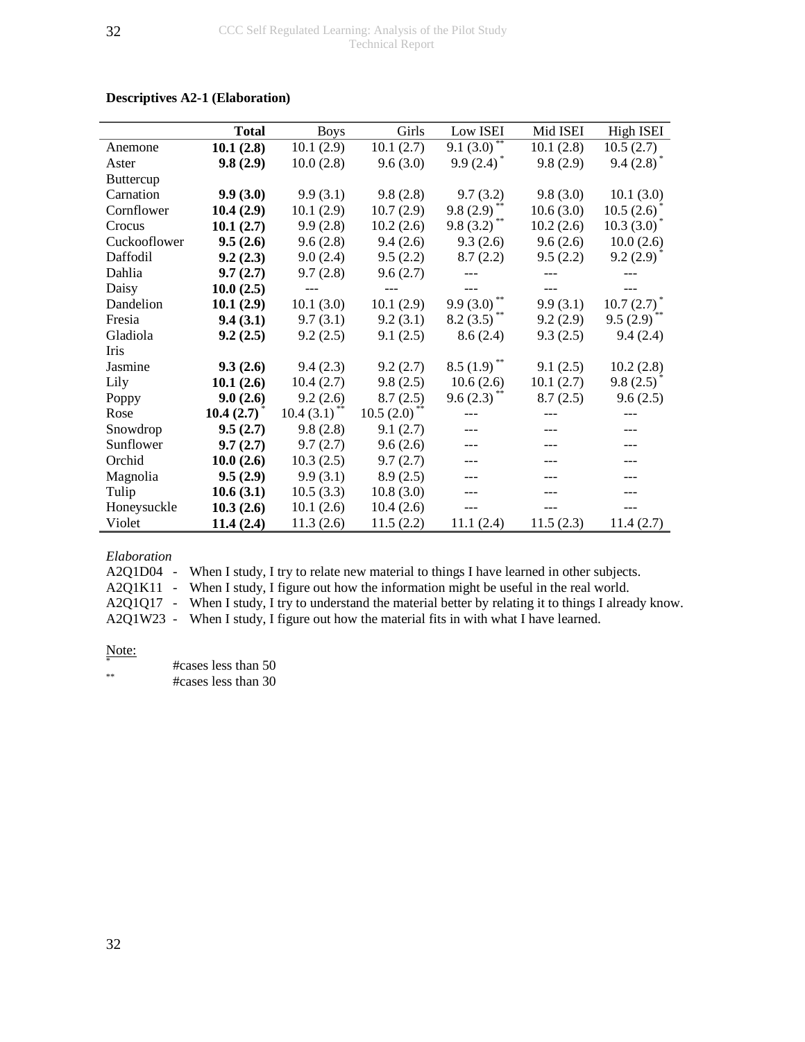**Descriptives A2-1 (Elaboration)**

| | **Total** | Boys | Girls | Low ISEI | Mid ISEI | High ISEI |
|---|---|---|---|---|---|---|
| Anemone | **10.1 (2.8)** | 10.1 (2.9) | 10.1 (2.7) | 9.1 (3.0) ** | 10.1 (2.8) | 10.5 (2.7) |
| Aster | **9.8 (2.9)** | 10.0 (2.8) | 9.6 (3.0) | 9.9 (2.4) * | 9.8 (2.9) | 9.4 (2.8) * |
| Buttercup | | | | | | |
| Carnation | **9.9 (3.0)** | 9.9 (3.1) | 9.8 (2.8) | 9.7 (3.2) | 9.8 (3.0) | 10.1 (3.0) |
| Cornflower | **10.4 (2.9)** | 10.1 (2.9) | 10.7 (2.9) | 9.8 (2.9) ** | 10.6 (3.0) | 10.5 (2.6) * |
| Crocus | **10.1 (2.7)** | 9.9 (2.8) | 10.2 (2.6) | 9.8 (3.2) ** | 10.2 (2.6) | 10.3 (3.0) * |
| Cuckooflower | **9.5 (2.6)** | 9.6 (2.8) | 9.4 (2.6) | 9.3 (2.6) | 9.6 (2.6) | 10.0 (2.6) |
| Daffodil | **9.2 (2.3)** | 9.0 (2.4) | 9.5 (2.2) | 8.7 (2.2) | 9.5 (2.2) | 9.2 (2.9) * |
| Dahlia | **9.7 (2.7)** | 9.7 (2.8) | 9.6 (2.7) | --- | --- | --- |
| Daisy | **10.0 (2.5)** | --- | --- | --- | --- | --- |
| Dandelion | **10.1 (2.9)** | 10.1 (3.0) | 10.1 (2.9) | 9.9 (3.0) ** | 9.9 (3.1) | 10.7 (2.7) * |
| Fresia | **9.4 (3.1)** | 9.7 (3.1) | 9.2 (3.1) | 8.2 (3.5) ** | 9.2 (2.9) | 9.5 (2.9) ** |
| Gladiola | **9.2 (2.5)** | 9.2 (2.5) | 9.1 (2.5) | 8.6 (2.4) | 9.3 (2.5) | 9.4 (2.4) |
| Iris | | | | | | |
| Jasmine | **9.3 (2.6)** | 9.4 (2.3) | 9.2 (2.7) | 8.5 (1.9) ** | 9.1 (2.5) | 10.2 (2.8) |
| Lily | **10.1 (2.6)** | 10.4 (2.7) | 9.8 (2.5) | 10.6 (2.6) | 10.1 (2.7) | 9.8 (2.5) * |
| Poppy | **9.0 (2.6)** | 9.2 (2.6) | 8.7 (2.5) | 9.6 (2.3) ** | 8.7 (2.5) | 9.6 (2.5) |
| Rose | **10.4 (2.7)** * | 10.4 (3.1) ** | 10.5 (2.0) ** | --- | --- | --- |
| Snowdrop | **9.5 (2.7)** | 9.8 (2.8) | 9.1 (2.7) | --- | --- | --- |
| Sunflower | **9.7 (2.7)** | 9.7 (2.7) | 9.6 (2.6) | --- | --- | --- |
| Orchid | **10.0 (2.6)** | 10.3 (2.5) | 9.7 (2.7) | --- | --- | --- |
| Magnolia | **9.5 (2.9)** | 9.9 (3.1) | 8.9 (2.5) | --- | --- | --- |
| Tulip | **10.6 (3.1)** | 10.5 (3.3) | 10.8 (3.0) | --- | --- | --- |
| Honeysuckle | **10.3 (2.6)** | 10.1 (2.6) | 10.4 (2.6) | --- | --- | --- |
| Violet | **11.4 (2.4)** | 11.3 (2.6) | 11.5 (2.2) | 11.1 (2.4) | 11.5 (2.3) | 11.4 (2.7) |

*Elaboration*

A2Q1D04 - When I study, I try to relate new material to things I have learned in other subjects.
A2Q1K11 - When I study, I figure out how the information might be useful in the real world.
A2Q1Q17 - When I study, I try to understand the material better by relating it to things I already know.
A2Q1W23 - When I study, I figure out how the material fits in with what I have learned.

Note:

\* #cases less than 50
\*\* #cases less than 30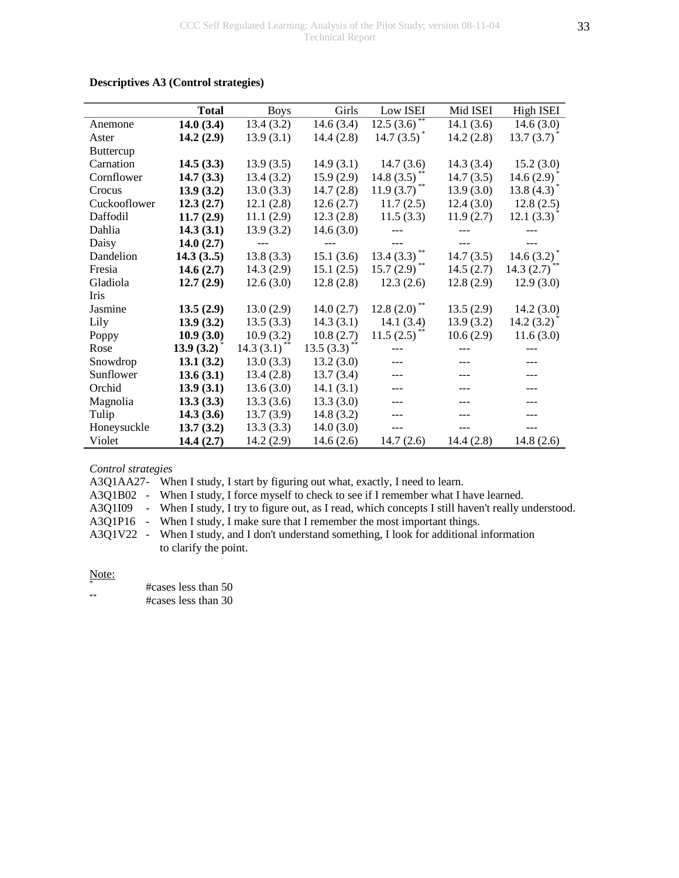**Descriptives A3 (Control strategies)**

| | **Total** | Boys | Girls | Low ISEI | Mid ISEI | High ISEI |
|---|---|---|---|---|---|---|
| Anemone | **14.0 (3.4)** | 13.4 (3.2) | 14.6 (3.4) | 12.5 (3.6) ** | 14.1 (3.6) | 14.6 (3.0) |
| Aster | **14.2 (2.9)** | 13.9 (3.1) | 14.4 (2.8) | 14.7 (3.5) * | 14.2 (2.8) | 13.7 (3.7) * |
| Buttercup | | | | | | |
| Carnation | **14.5 (3.3)** | 13.9 (3.5) | 14.9 (3.1) | 14.7 (3.6) | 14.3 (3.4) | 15.2 (3.0) |
| Cornflower | **14.7 (3.3)** | 13.4 (3.2) | 15.9 (2.9) | 14.8 (3.5) ** | 14.7 (3.5) | 14.6 (2.9) * |
| Crocus | **13.9 (3.2)** | 13.0 (3.3) | 14.7 (2.8) | 11.9 (3.7) ** | 13.9 (3.0) | 13.8 (4.3) * |
| Cuckooflower | **12.3 (2.7)** | 12.1 (2.8) | 12.6 (2.7) | 11.7 (2.5) | 12.4 (3.0) | 12.8 (2.5) |
| Daffodil | **11.7 (2.9)** | 11.1 (2.9) | 12.3 (2.8) | 11.5 (3.3) | 11.9 (2.7) | 12.1 (3.3) * |
| Dahlia | **14.3 (3.1)** | 13.9 (3.2) | 14.6 (3.0) | --- | --- | --- |
| Daisy | **14.0 (2.7)** | --- | --- | --- | --- | --- |
| Dandelion | **14.3 (3..5)** | 13.8 (3.3) | 15.1 (3.6) | 13.4 (3.3) ** | 14.7 (3.5) | 14.6 (3.2) * |
| Fresia | **14.6 (2.7)** | 14.3 (2.9) | 15.1 (2.5) | 15.7 (2.9) ** | 14.5 (2.7) | 14.3 (2.7) ** |
| Gladiola | **12.7 (2.9)** | 12.6 (3.0) | 12.8 (2.8) | 12.3 (2.6) | 12.8 (2.9) | 12.9 (3.0) |
| Iris | | | | | | |
| Jasmine | **13.5 (2.9)** | 13.0 (2.9) | 14.0 (2.7) | 12.8 (2.0) ** | 13.5 (2.9) | 14.2 (3.0) |
| Lily | **13.9 (3.2)** | 13.5 (3.3) | 14.3 (3.1) | 14.1 (3.4) | 13.9 (3.2) | 14.2 (3.2) * |
| Poppy | **10.9 (3.0)** | 10.9 (3.2) | 10.8 (2.7) | 11.5 (2.5) ** | 10.6 (2.9) | 11.6 (3.0) |
| Rose | **13.9 (3.2)** * | 14.3 (3.1) ** | 13.5 (3.3) ** | --- | --- | --- |
| Snowdrop | **13.1 (3.2)** | 13.0 (3.3) | 13.2 (3.0) | --- | --- | --- |
| Sunflower | **13.6 (3.1)** | 13.4 (2.8) | 13.7 (3.4) | --- | --- | --- |
| Orchid | **13.9 (3.1)** | 13.6 (3.0) | 14.1 (3.1) | --- | --- | --- |
| Magnolia | **13.3 (3.3)** | 13.3 (3.6) | 13.3 (3.0) | --- | --- | --- |
| Tulip | **14.3 (3.6)** | 13.7 (3.9) | 14.8 (3.2) | --- | --- | --- |
| Honeysuckle | **13.7 (3.2)** | 13.3 (3.3) | 14.0 (3.0) | --- | --- | --- |
| Violet | **14.4 (2.7)** | 14.2 (2.9) | 14.6 (2.6) | 14.7 (2.6) | 14.4 (2.8) | 14.8 (2.6) |

*Control strategies*

A3Q1AA27- When I study, I start by figuring out what, exactly, I need to learn.
A3Q1B02 - When I study, I force myself to check to see if I remember what I have learned.
A3Q1I09 - When I study, I try to figure out, as I read, which concepts I still haven't really understood.
A3Q1P16 - When I study, I make sure that I remember the most important things.
A3Q1V22 - When I study, and I don't understand something, I look for additional information to clarify the point.

Note:

* #cases less than 50
** #cases less than 30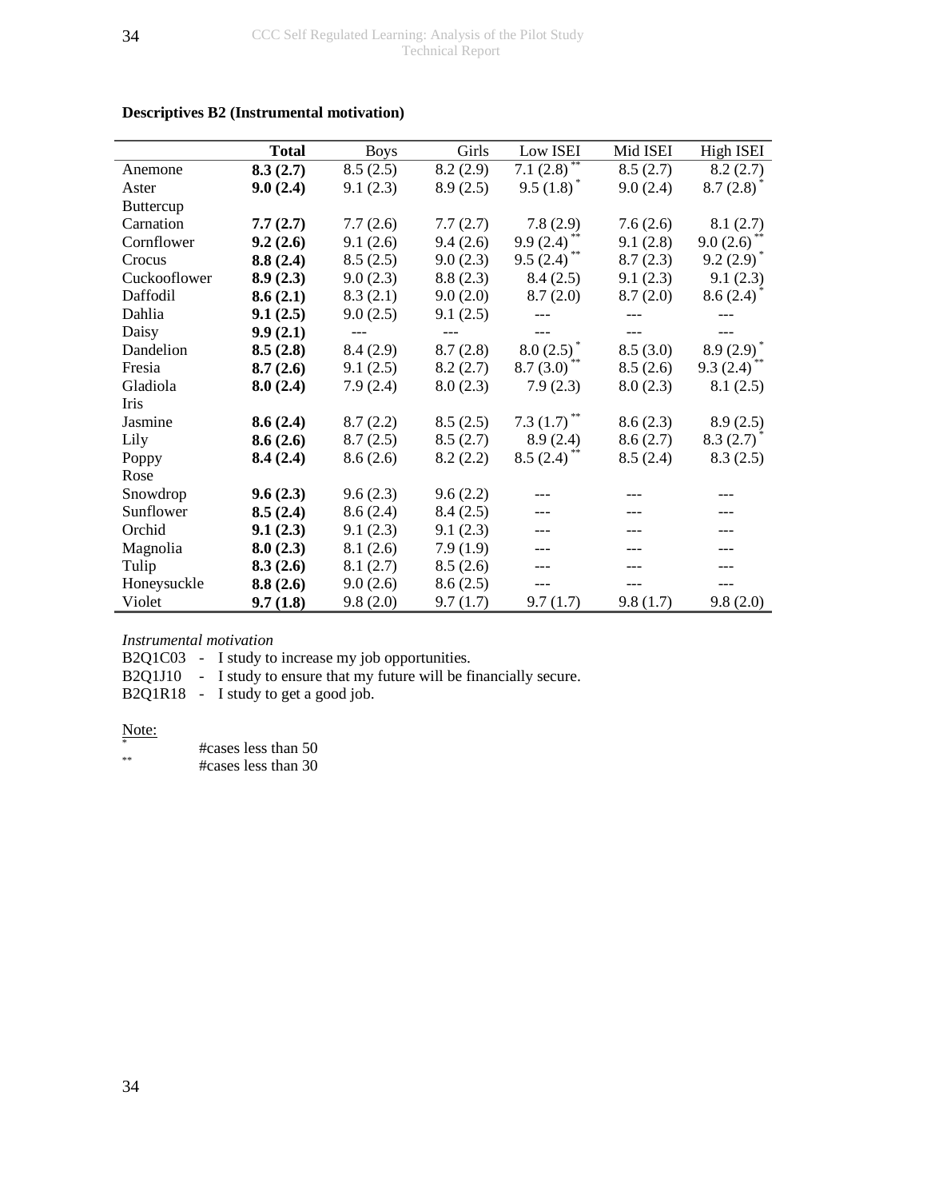**Descriptives B2 (Instrumental motivation)**

| | **Total** | Boys | Girls | Low ISEI | Mid ISEI | High ISEI |
|---|---|---|---|---|---|---|
| Anemone | **8.3 (2.7)** | 8.5 (2.5) | 8.2 (2.9) | 7.1 (2.8) ** | 8.5 (2.7) | 8.2 (2.7) |
| Aster | **9.0 (2.4)** | 9.1 (2.3) | 8.9 (2.5) | 9.5 (1.8) * | 9.0 (2.4) | 8.7 (2.8) * |
| Buttercup | | | | | | |
| Carnation | **7.7 (2.7)** | 7.7 (2.6) | 7.7 (2.7) | 7.8 (2.9) | 7.6 (2.6) | 8.1 (2.7) |
| Cornflower | **9.2 (2.6)** | 9.1 (2.6) | 9.4 (2.6) | 9.9 (2.4) ** | 9.1 (2.8) | 9.0 (2.6) ** |
| Crocus | **8.8 (2.4)** | 8.5 (2.5) | 9.0 (2.3) | 9.5 (2.4) ** | 8.7 (2.3) | 9.2 (2.9) * |
| Cuckooflower | **8.9 (2.3)** | 9.0 (2.3) | 8.8 (2.3) | 8.4 (2.5) | 9.1 (2.3) | 9.1 (2.3) |
| Daffodil | **8.6 (2.1)** | 8.3 (2.1) | 9.0 (2.0) | 8.7 (2.0) | 8.7 (2.0) | 8.6 (2.4) * |
| Dahlia | **9.1 (2.5)** | 9.0 (2.5) | 9.1 (2.5) | --- | --- | --- |
| Daisy | **9.9 (2.1)** | --- | --- | --- | --- | --- |
| Dandelion | **8.5 (2.8)** | 8.4 (2.9) | 8.7 (2.8) | 8.0 (2.5) * | 8.5 (3.0) | 8.9 (2.9) * |
| Fresia | **8.7 (2.6)** | 9.1 (2.5) | 8.2 (2.7) | 8.7 (3.0) ** | 8.5 (2.6) | 9.3 (2.4) ** |
| Gladiola | **8.0 (2.4)** | 7.9 (2.4) | 8.0 (2.3) | 7.9 (2.3) | 8.0 (2.3) | 8.1 (2.5) |
| Iris | | | | | | |
| Jasmine | **8.6 (2.4)** | 8.7 (2.2) | 8.5 (2.5) | 7.3 (1.7) ** | 8.6 (2.3) | 8.9 (2.5) |
| Lily | **8.6 (2.6)** | 8.7 (2.5) | 8.5 (2.7) | 8.9 (2.4) | 8.6 (2.7) | 8.3 (2.7) * |
| Poppy | **8.4 (2.4)** | 8.6 (2.6) | 8.2 (2.2) | 8.5 (2.4) ** | 8.5 (2.4) | 8.3 (2.5) |
| Rose | | | | | | |
| Snowdrop | **9.6 (2.3)** | 9.6 (2.3) | 9.6 (2.2) | --- | --- | --- |
| Sunflower | **8.5 (2.4)** | 8.6 (2.4) | 8.4 (2.5) | --- | --- | --- |
| Orchid | **9.1 (2.3)** | 9.1 (2.3) | 9.1 (2.3) | --- | --- | --- |
| Magnolia | **8.0 (2.3)** | 8.1 (2.6) | 7.9 (1.9) | --- | --- | --- |
| Tulip | **8.3 (2.6)** | 8.1 (2.7) | 8.5 (2.6) | --- | --- | --- |
| Honeysuckle | **8.8 (2.6)** | 9.0 (2.6) | 8.6 (2.5) | --- | --- | --- |
| Violet | **9.7 (1.8)** | 9.8 (2.0) | 9.7 (1.7) | 9.7 (1.7) | 9.8 (1.7) | 9.8 (2.0) |

*Instrumental motivation*

B2Q1C03 - I study to increase my job opportunities.
B2Q1J10 - I study to ensure that my future will be financially secure.
B2Q1R18 - I study to get a good job.

Note:

\* #cases less than 50
\*\* #cases less than 30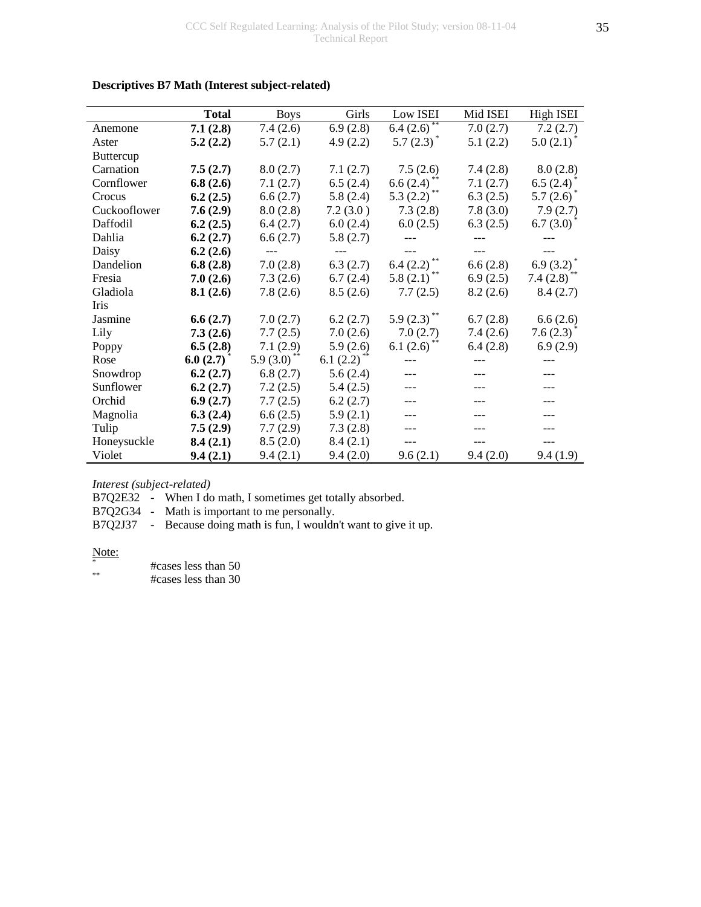**Descriptives B7 Math (Interest subject-related)**

| | **Total** | Boys | Girls | Low ISEI | Mid ISEI | High ISEI |
|---|---|---|---|---|---|---|
| Anemone | **7.1 (2.8)** | 7.4 (2.6) | 6.9 (2.8) | 6.4 (2.6) ** | 7.0 (2.7) | 7.2 (2.7) |
| Aster | **5.2 (2.2)** | 5.7 (2.1) | 4.9 (2.2) | 5.7 (2.3) * | 5.1 (2.2) | 5.0 (2.1) * |
| Buttercup | | | | | | |
| Carnation | **7.5 (2.7)** | 8.0 (2.7) | 7.1 (2.7) | 7.5 (2.6) | 7.4 (2.8) | 8.0 (2.8) |
| Cornflower | **6.8 (2.6)** | 7.1 (2.7) | 6.5 (2.4) | 6.6 (2.4) ** | 7.1 (2.7) | 6.5 (2.4) * |
| Crocus | **6.2 (2.5)** | 6.6 (2.7) | 5.8 (2.4) | 5.3 (2.2) ** | 6.3 (2.5) | 5.7 (2.6) * |
| Cuckooflower | **7.6 (2.9)** | 8.0 (2.8) | 7.2 (3.0 ) | 7.3 (2.8) | 7.8 (3.0) | 7.9 (2.7) |
| Daffodil | **6.2 (2.5)** | 6.4 (2.7) | 6.0 (2.4) | 6.0 (2.5) | 6.3 (2.5) | 6.7 (3.0) * |
| Dahlia | **6.2 (2.7)** | 6.6 (2.7) | 5.8 (2.7) | --- | --- | --- |
| Daisy | **6.2 (2.6)** | --- | --- | --- | --- | --- |
| Dandelion | **6.8 (2.8)** | 7.0 (2.8) | 6.3 (2.7) | 6.4 (2.2) ** | 6.6 (2.8) | 6.9 (3.2) * |
| Fresia | **7.0 (2.6)** | 7.3 (2.6) | 6.7 (2.4) | 5.8 (2.1) ** | 6.9 (2.5) | 7.4 (2.8) ** |
| Gladiola | **8.1 (2.6)** | 7.8 (2.6) | 8.5 (2.6) | 7.7 (2.5) | 8.2 (2.6) | 8.4 (2.7) |
| Iris | | | | | | |
| Jasmine | **6.6 (2.7)** | 7.0 (2.7) | 6.2 (2.7) | 5.9 (2.3) ** | 6.7 (2.8) | 6.6 (2.6) |
| Lily | **7.3 (2.6)** | 7.7 (2.5) | 7.0 (2.6) | 7.0 (2.7) | 7.4 (2.6) | 7.6 (2.3) * |
| Poppy | **6.5 (2.8)** | 7.1 (2.9) | 5.9 (2.6) | 6.1 (2.6) ** | 6.4 (2.8) | 6.9 (2.9) |
| Rose | **6.0 (2.7)** * | 5.9 (3.0) ** | 6.1 (2.2) ** | --- | --- | --- |
| Snowdrop | **6.2 (2.7)** | 6.8 (2.7) | 5.6 (2.4) | --- | --- | --- |
| Sunflower | **6.2 (2.7)** | 7.2 (2.5) | 5.4 (2.5) | --- | --- | --- |
| Orchid | **6.9 (2.7)** | 7.7 (2.5) | 6.2 (2.7) | --- | --- | --- |
| Magnolia | **6.3 (2.4)** | 6.6 (2.5) | 5.9 (2.1) | --- | --- | --- |
| Tulip | **7.5 (2.9)** | 7.7 (2.9) | 7.3 (2.8) | --- | --- | --- |
| Honeysuckle | **8.4 (2.1)** | 8.5 (2.0) | 8.4 (2.1) | --- | --- | --- |
| Violet | **9.4 (2.1)** | 9.4 (2.1) | 9.4 (2.0) | 9.6 (2.1) | 9.4 (2.0) | 9.4 (1.9) |

*Interest (subject-related)*

B7Q2E32 - When I do math, I sometimes get totally absorbed.
B7Q2G34 - Math is important to me personally.
B7Q2J37 - Because doing math is fun, I wouldn't want to give it up.

Note:

\* #cases less than 50
\** #cases less than 30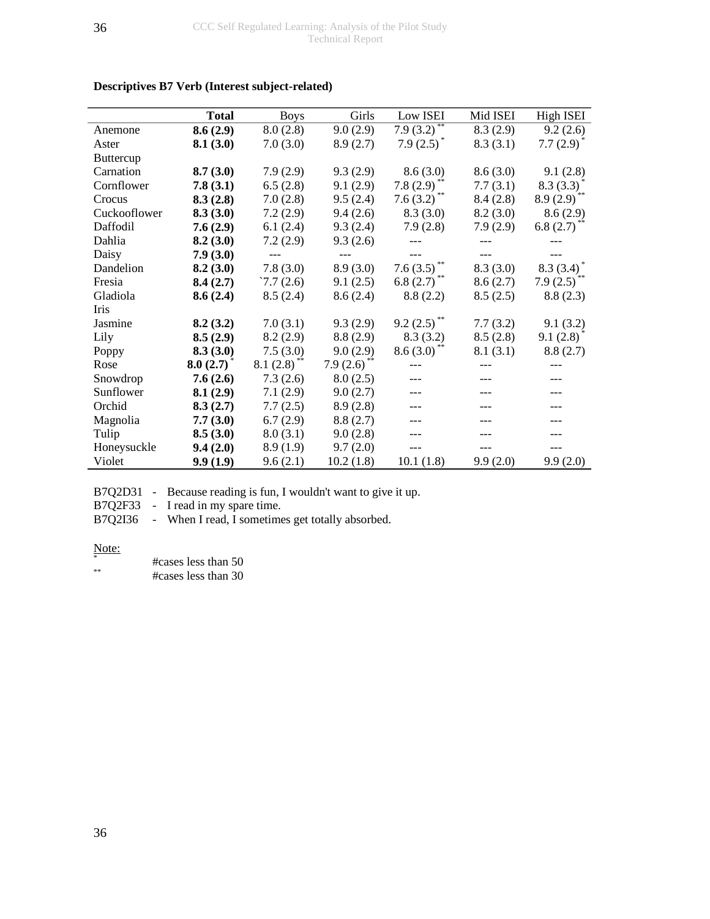### Descriptives B7 Verb (Interest subject-related)

| | **Total** | Boys | Girls | Low ISEI | Mid ISEI | High ISEI |
|---|---|---|---|---|---|---|
| Anemone | **8.6 (2.9)** | 8.0 (2.8) | 9.0 (2.9) | 7.9 (3.2) ** | 8.3 (2.9) | 9.2 (2.6) |
| Aster | **8.1 (3.0)** | 7.0 (3.0) | 8.9 (2.7) | 7.9 (2.5) * | 8.3 (3.1) | 7.7 (2.9) * |
| Buttercup | | | | | | |
| Carnation | **8.7 (3.0)** | 7.9 (2.9) | 9.3 (2.9) | 8.6 (3.0) | 8.6 (3.0) | 9.1 (2.8) |
| Cornflower | **7.8 (3.1)** | 6.5 (2.8) | 9.1 (2.9) | 7.8 (2.9) ** | 7.7 (3.1) | 8.3 (3.3) * |
| Crocus | **8.3 (2.8)** | 7.0 (2.8) | 9.5 (2.4) | 7.6 (3.2) ** | 8.4 (2.8) | 8.9 (2.9) ** |
| Cuckooflower | **8.3 (3.0)** | 7.2 (2.9) | 9.4 (2.6) | 8.3 (3.0) | 8.2 (3.0) | 8.6 (2.9) |
| Daffodil | **7.6 (2.9)** | 6.1 (2.4) | 9.3 (2.4) | 7.9 (2.8) | 7.9 (2.9) | 6.8 (2.7) ** |
| Dahlia | **8.2 (3.0)** | 7.2 (2.9) | 9.3 (2.6) | --- | --- | --- |
| Daisy | **7.9 (3.0)** | --- | --- | --- | --- | --- |
| Dandelion | **8.2 (3.0)** | 7.8 (3.0) | 8.9 (3.0) | 7.6 (3.5) ** | 8.3 (3.0) | 8.3 (3.4) * |
| Fresia | **8.4 (2.7)** | `7.7 (2.6) | 9.1 (2.5) | 6.8 (2.7) ** | 8.6 (2.7) | 7.9 (2.5) ** |
| Gladiola | **8.6 (2.4)** | 8.5 (2.4) | 8.6 (2.4) | 8.8 (2.2) | 8.5 (2.5) | 8.8 (2.3) |
| Iris | | | | | | |
| Jasmine | **8.2 (3.2)** | 7.0 (3.1) | 9.3 (2.9) | 9.2 (2.5) ** | 7.7 (3.2) | 9.1 (3.2) |
| Lily | **8.5 (2.9)** | 8.2 (2.9) | 8.8 (2.9) | 8.3 (3.2) | 8.5 (2.8) | 9.1 (2.8) * |
| Poppy | **8.3 (3.0)** | 7.5 (3.0) | 9.0 (2.9) | 8.6 (3.0) ** | 8.1 (3.1) | 8.8 (2.7) |
| Rose | **8.0 (2.7)** * | 8.1 (2.8) ** | 7.9 (2.6) ** | --- | --- | --- |
| Snowdrop | **7.6 (2.6)** | 7.3 (2.6) | 8.0 (2.5) | --- | --- | --- |
| Sunflower | **8.1 (2.9)** | 7.1 (2.9) | 9.0 (2.7) | --- | --- | --- |
| Orchid | **8.3 (2.7)** | 7.7 (2.5) | 8.9 (2.8) | --- | --- | --- |
| Magnolia | **7.7 (3.0)** | 6.7 (2.9) | 8.8 (2.7) | --- | --- | --- |
| Tulip | **8.5 (3.0)** | 8.0 (3.1) | 9.0 (2.8) | --- | --- | --- |
| Honeysuckle | **9.4 (2.0)** | 8.9 (1.9) | 9.7 (2.0) | --- | --- | --- |
| Violet | **9.9 (1.9)** | 9.6 (2.1) | 10.2 (1.8) | 10.1 (1.8) | 9.9 (2.0) | 9.9 (2.0) |

B7Q2D31 - Because reading is fun, I wouldn't want to give it up.
B7Q2F33 - I read in my spare time.
B7Q2I36 - When I read, I sometimes get totally absorbed.

Note:
* #cases less than 50
** #cases less than 30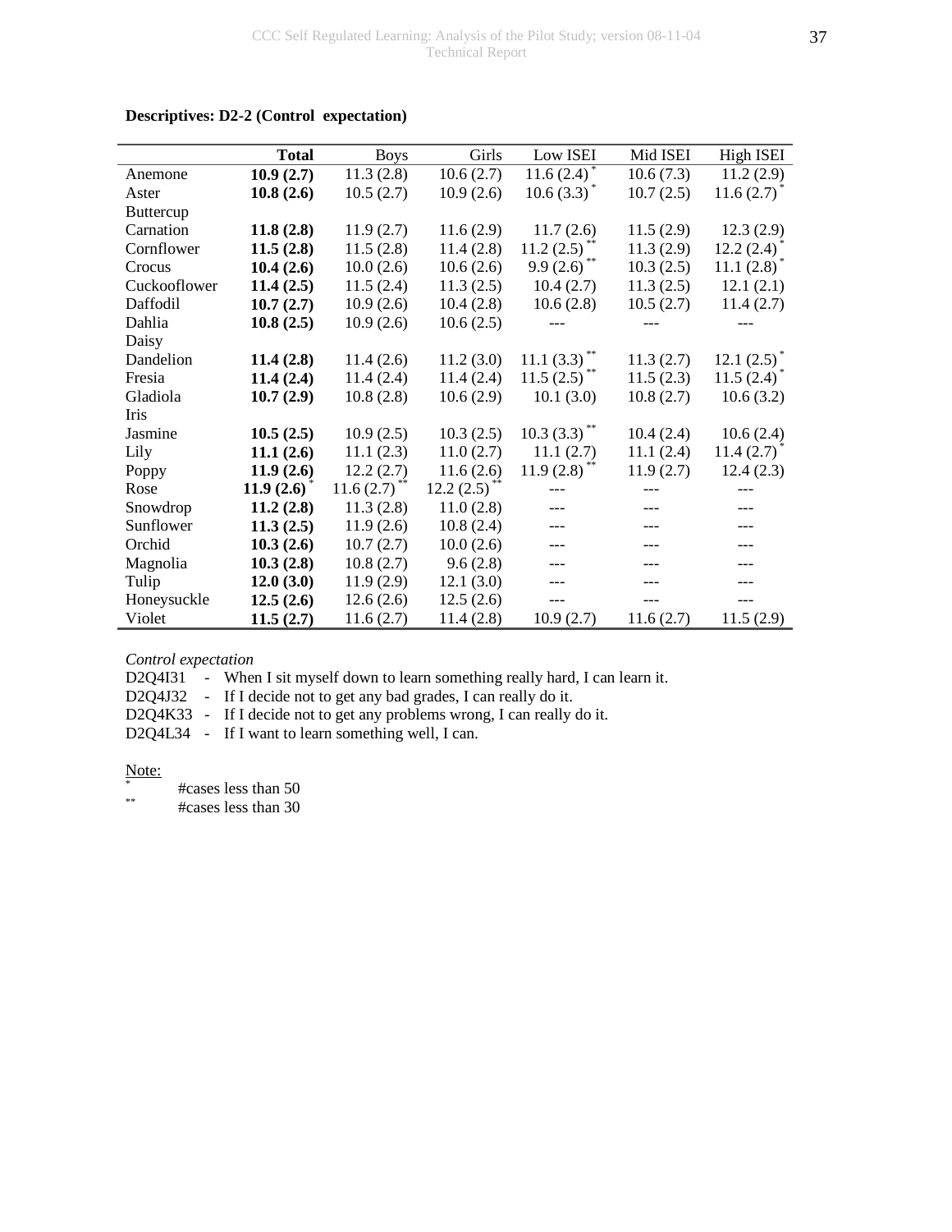**Descriptives: D2-2 (Control expectation)**

| | **Total** | Boys | Girls | Low ISEI | Mid ISEI | High ISEI |
|---|---|---|---|---|---|---|
| Anemone | **10.9 (2.7)** | 11.3 (2.8) | 10.6 (2.7) | 11.6 (2.4) * | 10.6 (7.3) | 11.2 (2.9) |
| Aster | **10.8 (2.6)** | 10.5 (2.7) | 10.9 (2.6) | 10.6 (3.3) * | 10.7 (2.5) | 11.6 (2.7) * |
| Buttercup | | | | | | |
| Carnation | **11.8 (2.8)** | 11.9 (2.7) | 11.6 (2.9) | 11.7 (2.6) | 11.5 (2.9) | 12.3 (2.9) |
| Cornflower | **11.5 (2.8)** | 11.5 (2.8) | 11.4 (2.8) | 11.2 (2.5) ** | 11.3 (2.9) | 12.2 (2.4) * |
| Crocus | **10.4 (2.6)** | 10.0 (2.6) | 10.6 (2.6) | 9.9 (2.6) ** | 10.3 (2.5) | 11.1 (2.8) * |
| Cuckooflower | **11.4 (2.5)** | 11.5 (2.4) | 11.3 (2.5) | 10.4 (2.7) | 11.3 (2.5) | 12.1 (2.1) |
| Daffodil | **10.7 (2.7)** | 10.9 (2.6) | 10.4 (2.8) | 10.6 (2.8) | 10.5 (2.7) | 11.4 (2.7) |
| Dahlia | **10.8 (2.5)** | 10.9 (2.6) | 10.6 (2.5) | --- | --- | --- |
| Daisy | | | | | | |
| Dandelion | **11.4 (2.8)** | 11.4 (2.6) | 11.2 (3.0) | 11.1 (3.3) ** | 11.3 (2.7) | 12.1 (2.5) * |
| Fresia | **11.4 (2.4)** | 11.4 (2.4) | 11.4 (2.4) | 11.5 (2.5) ** | 11.5 (2.3) | 11.5 (2.4) * |
| Gladiola | **10.7 (2.9)** | 10.8 (2.8) | 10.6 (2.9) | 10.1 (3.0) | 10.8 (2.7) | 10.6 (3.2) |
| Iris | | | | | | |
| Jasmine | **10.5 (2.5)** | 10.9 (2.5) | 10.3 (2.5) | 10.3 (3.3) ** | 10.4 (2.4) | 10.6 (2.4) |
| Lily | **11.1 (2.6)** | 11.1 (2.3) | 11.0 (2.7) | 11.1 (2.7) | 11.1 (2.4) | 11.4 (2.7) * |
| Poppy | **11.9 (2.6)** | 12.2 (2.7) | 11.6 (2.6) | 11.9 (2.8) ** | 11.9 (2.7) | 12.4 (2.3) |
| Rose | **11.9 (2.6)** * | 11.6 (2.7) ** | 12.2 (2.5) ** | --- | --- | --- |
| Snowdrop | **11.2 (2.8)** | 11.3 (2.8) | 11.0 (2.8) | --- | --- | --- |
| Sunflower | **11.3 (2.5)** | 11.9 (2.6) | 10.8 (2.4) | --- | --- | --- |
| Orchid | **10.3 (2.6)** | 10.7 (2.7) | 10.0 (2.6) | --- | --- | --- |
| Magnolia | **10.3 (2.8)** | 10.8 (2.7) | 9.6 (2.8) | --- | --- | --- |
| Tulip | **12.0 (3.0)** | 11.9 (2.9) | 12.1 (3.0) | --- | --- | --- |
| Honeysuckle | **12.5 (2.6)** | 12.6 (2.6) | 12.5 (2.6) | --- | --- | --- |
| Violet | **11.5 (2.7)** | 11.6 (2.7) | 11.4 (2.8) | 10.9 (2.7) | 11.6 (2.7) | 11.5 (2.9) |

*Control expectation*

D2Q4I31 - When I sit myself down to learn something really hard, I can learn it.
D2Q4J32 - If I decide not to get any bad grades, I can really do it.
D2Q4K33 - If I decide not to get any problems wrong, I can really do it.
D2Q4L34 - If I want to learn something well, I can.

Note:

* #cases less than 50
** #cases less than 30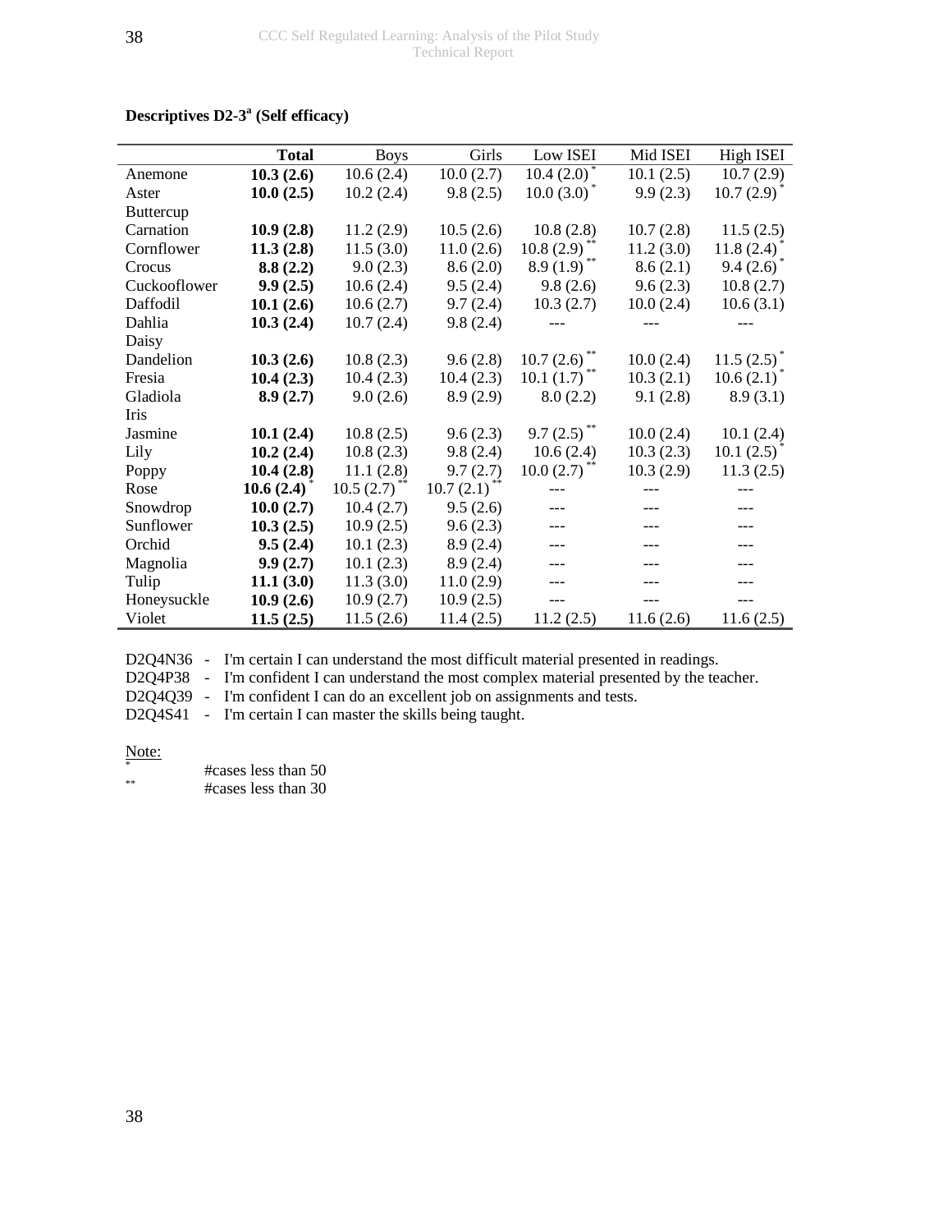**Descriptives D2-3[a] (Self efficacy)**

| | **Total** | Boys | Girls | Low ISEI | Mid ISEI | High ISEI |
|---|---|---|---|---|---|---|
| Anemone | **10.3 (2.6)** | 10.6 (2.4) | 10.0 (2.7) | 10.4 (2.0) * | 10.1 (2.5) | 10.7 (2.9) |
| Aster | **10.0 (2.5)** | 10.2 (2.4) | 9.8 (2.5) | 10.0 (3.0) * | 9.9 (2.3) | 10.7 (2.9) * |
| Buttercup | | | | | | |
| Carnation | **10.9 (2.8)** | 11.2 (2.9) | 10.5 (2.6) | 10.8 (2.8) | 10.7 (2.8) | 11.5 (2.5) |
| Cornflower | **11.3 (2.8)** | 11.5 (3.0) | 11.0 (2.6) | 10.8 (2.9) ** | 11.2 (3.0) | 11.8 (2.4) * |
| Crocus | **8.8 (2.2)** | 9.0 (2.3) | 8.6 (2.0) | 8.9 (1.9) ** | 8.6 (2.1) | 9.4 (2.6) * |
| Cuckooflower | **9.9 (2.5)** | 10.6 (2.4) | 9.5 (2.4) | 9.8 (2.6) | 9.6 (2.3) | 10.8 (2.7) |
| Daffodil | **10.1 (2.6)** | 10.6 (2.7) | 9.7 (2.4) | 10.3 (2.7) | 10.0 (2.4) | 10.6 (3.1) |
| Dahlia | **10.3 (2.4)** | 10.7 (2.4) | 9.8 (2.4) | --- | --- | --- |
| Daisy | | | | | | |
| Dandelion | **10.3 (2.6)** | 10.8 (2.3) | 9.6 (2.8) | 10.7 (2.6) ** | 10.0 (2.4) | 11.5 (2.5) * |
| Fresia | **10.4 (2.3)** | 10.4 (2.3) | 10.4 (2.3) | 10.1 (1.7) ** | 10.3 (2.1) | 10.6 (2.1) * |
| Gladiola | **8.9 (2.7)** | 9.0 (2.6) | 8.9 (2.9) | 8.0 (2.2) | 9.1 (2.8) | 8.9 (3.1) |
| Iris | | | | | | |
| Jasmine | **10.1 (2.4)** | 10.8 (2.5) | 9.6 (2.3) | 9.7 (2.5) ** | 10.0 (2.4) | 10.1 (2.4) |
| Lily | **10.2 (2.4)** | 10.8 (2.3) | 9.8 (2.4) | 10.6 (2.4) | 10.3 (2.3) | 10.1 (2.5) * |
| Poppy | **10.4 (2.8)** | 11.1 (2.8) | 9.7 (2.7) | 10.0 (2.7) ** | 10.3 (2.9) | 11.3 (2.5) |
| Rose | **10.6 (2.4)** * | 10.5 (2.7) ** | 10.7 (2.1) ** | --- | --- | --- |
| Snowdrop | **10.0 (2.7)** | 10.4 (2.7) | 9.5 (2.6) | --- | --- | --- |
| Sunflower | **10.3 (2.5)** | 10.9 (2.5) | 9.6 (2.3) | --- | --- | --- |
| Orchid | **9.5 (2.4)** | 10.1 (2.3) | 8.9 (2.4) | --- | --- | --- |
| Magnolia | **9.9 (2.7)** | 10.1 (2.3) | 8.9 (2.4) | --- | --- | --- |
| Tulip | **11.1 (3.0)** | 11.3 (3.0) | 11.0 (2.9) | --- | --- | --- |
| Honeysuckle | **10.9 (2.6)** | 10.9 (2.7) | 10.9 (2.5) | --- | --- | --- |
| Violet | **11.5 (2.5)** | 11.5 (2.6) | 11.4 (2.5) | 11.2 (2.5) | 11.6 (2.6) | 11.6 (2.5) |

D2Q4N36 - I'm certain I can understand the most difficult material presented in readings.
D2Q4P38 - I'm confident I can understand the most complex material presented by the teacher.
D2Q4Q39 - I'm confident I can do an excellent job on assignments and tests.
D2Q4S41 - I'm certain I can master the skills being taught.

Note:

\* #cases less than 50

\** #cases less than 30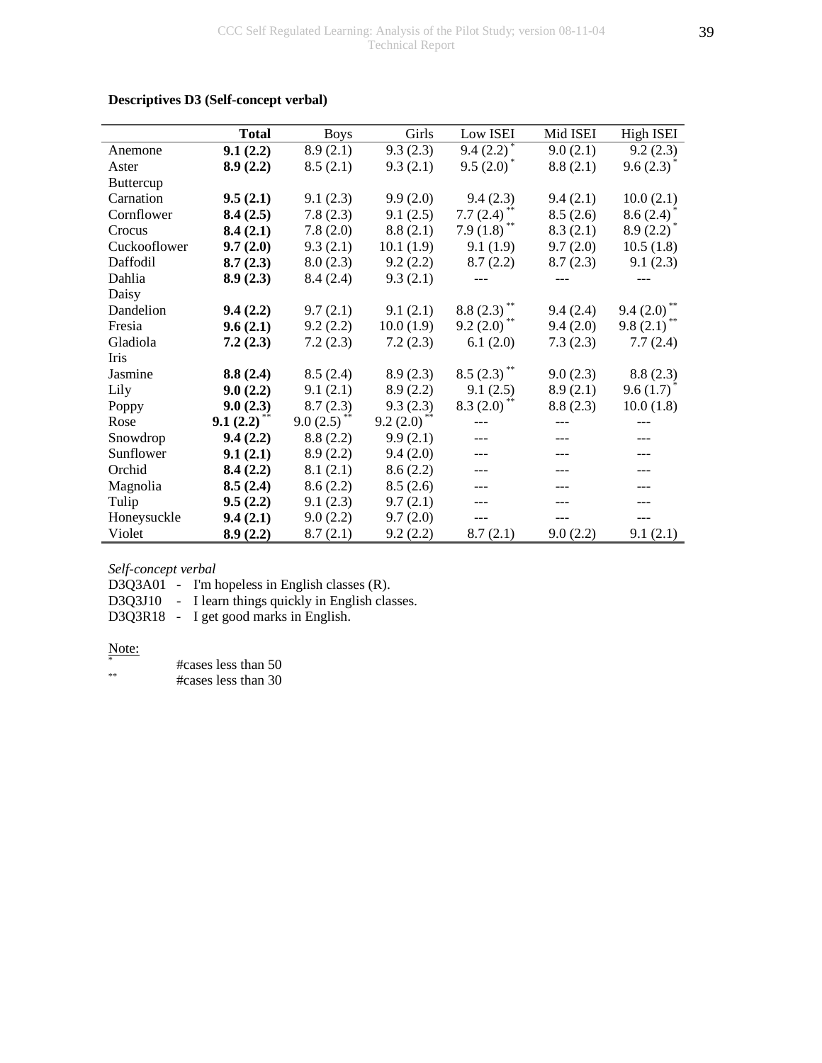**Descriptives D3 (Self-concept verbal)**

| | **Total** | Boys | Girls | Low ISEI | Mid ISEI | High ISEI |
|---|---|---|---|---|---|---|
| Anemone | **9.1 (2.2)** | 8.9 (2.1) | 9.3 (2.3) | 9.4 (2.2) * | 9.0 (2.1) | 9.2 (2.3) |
| Aster | **8.9 (2.2)** | 8.5 (2.1) | 9.3 (2.1) | 9.5 (2.0) * | 8.8 (2.1) | 9.6 (2.3) * |
| Buttercup | | | | | | |
| Carnation | **9.5 (2.1)** | 9.1 (2.3) | 9.9 (2.0) | 9.4 (2.3) | 9.4 (2.1) | 10.0 (2.1) |
| Cornflower | **8.4 (2.5)** | 7.8 (2.3) | 9.1 (2.5) | 7.7 (2.4) ** | 8.5 (2.6) | 8.6 (2.4) * |
| Crocus | **8.4 (2.1)** | 7.8 (2.0) | 8.8 (2.1) | 7.9 (1.8) ** | 8.3 (2.1) | 8.9 (2.2) * |
| Cuckooflower | **9.7 (2.0)** | 9.3 (2.1) | 10.1 (1.9) | 9.1 (1.9) | 9.7 (2.0) | 10.5 (1.8) |
| Daffodil | **8.7 (2.3)** | 8.0 (2.3) | 9.2 (2.2) | 8.7 (2.2) | 8.7 (2.3) | 9.1 (2.3) |
| Dahlia | **8.9 (2.3)** | 8.4 (2.4) | 9.3 (2.1) | --- | --- | --- |
| Daisy | | | | | | |
| Dandelion | **9.4 (2.2)** | 9.7 (2.1) | 9.1 (2.1) | 8.8 (2.3) ** | 9.4 (2.4) | 9.4 (2.0) ** |
| Fresia | **9.6 (2.1)** | 9.2 (2.2) | 10.0 (1.9) | 9.2 (2.0) ** | 9.4 (2.0) | 9.8 (2.1) ** |
| Gladiola | **7.2 (2.3)** | 7.2 (2.3) | 7.2 (2.3) | 6.1 (2.0) | 7.3 (2.3) | 7.7 (2.4) |
| Iris | | | | | | |
| Jasmine | **8.8 (2.4)** | 8.5 (2.4) | 8.9 (2.3) | 8.5 (2.3) ** | 9.0 (2.3) | 8.8 (2.3) |
| Lily | **9.0 (2.2)** | 9.1 (2.1) | 8.9 (2.2) | 9.1 (2.5) | 8.9 (2.1) | 9.6 (1.7) * |
| Poppy | **9.0 (2.3)** | 8.7 (2.3) | 9.3 (2.3) | 8.3 (2.0) ** | 8.8 (2.3) | 10.0 (1.8) |
| Rose | **9.1 (2.2)** ** | 9.0 (2.5) ** | 9.2 (2.0) ** | --- | --- | --- |
| Snowdrop | **9.4 (2.2)** | 8.8 (2.2) | 9.9 (2.1) | --- | --- | --- |
| Sunflower | **9.1 (2.1)** | 8.9 (2.2) | 9.4 (2.0) | --- | --- | --- |
| Orchid | **8.4 (2.2)** | 8.1 (2.1) | 8.6 (2.2) | --- | --- | --- |
| Magnolia | **8.5 (2.4)** | 8.6 (2.2) | 8.5 (2.6) | --- | --- | --- |
| Tulip | **9.5 (2.2)** | 9.1 (2.3) | 9.7 (2.1) | --- | --- | --- |
| Honeysuckle | **9.4 (2.1)** | 9.0 (2.2) | 9.7 (2.0) | --- | --- | --- |
| Violet | **8.9 (2.2)** | 8.7 (2.1) | 9.2 (2.2) | 8.7 (2.1) | 9.0 (2.2) | 9.1 (2.1) |

*Self-concept verbal*

D3Q3A01 - I'm hopeless in English classes (R).
D3Q3J10 - I learn things quickly in English classes.
D3Q3R18 - I get good marks in English.

Note:

\* #cases less than 50
\** #cases less than 30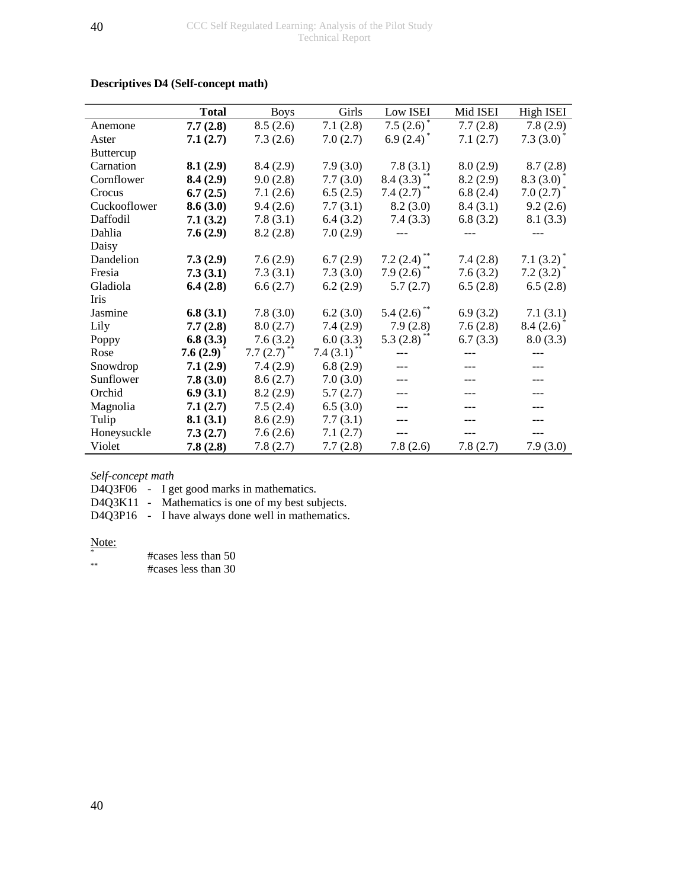**Descriptives D4 (Self-concept math)**

| | **Total** | Boys | Girls | Low ISEI | Mid ISEI | High ISEI |
|---|---|---|---|---|---|---|
| Anemone | **7.7 (2.8)** | 8.5 (2.6) | 7.1 (2.8) | 7.5 (2.6) * | 7.7 (2.8) | 7.8 (2.9) |
| Aster | **7.1 (2.7)** | 7.3 (2.6) | 7.0 (2.7) | 6.9 (2.4) * | 7.1 (2.7) | 7.3 (3.0) * |
| Buttercup | | | | | | |
| Carnation | **8.1 (2.9)** | 8.4 (2.9) | 7.9 (3.0) | 7.8 (3.1) | 8.0 (2.9) | 8.7 (2.8) |
| Cornflower | **8.4 (2.9)** | 9.0 (2.8) | 7.7 (3.0) | 8.4 (3.3) ** | 8.2 (2.9) | 8.3 (3.0) * |
| Crocus | **6.7 (2.5)** | 7.1 (2.6) | 6.5 (2.5) | 7.4 (2.7) ** | 6.8 (2.4) | 7.0 (2.7) * |
| Cuckooflower | **8.6 (3.0)** | 9.4 (2.6) | 7.7 (3.1) | 8.2 (3.0) | 8.4 (3.1) | 9.2 (2.6) |
| Daffodil | **7.1 (3.2)** | 7.8 (3.1) | 6.4 (3.2) | 7.4 (3.3) | 6.8 (3.2) | 8.1 (3.3) |
| Dahlia | **7.6 (2.9)** | 8.2 (2.8) | 7.0 (2.9) | --- | --- | --- |
| Daisy | | | | | | |
| Dandelion | **7.3 (2.9)** | 7.6 (2.9) | 6.7 (2.9) | 7.2 (2.4) ** | 7.4 (2.8) | 7.1 (3.2) * |
| Fresia | **7.3 (3.1)** | 7.3 (3.1) | 7.3 (3.0) | 7.9 (2.6) ** | 7.6 (3.2) | 7.2 (3.2) * |
| Gladiola | **6.4 (2.8)** | 6.6 (2.7) | 6.2 (2.9) | 5.7 (2.7) | 6.5 (2.8) | 6.5 (2.8) |
| Iris | | | | | | |
| Jasmine | **6.8 (3.1)** | 7.8 (3.0) | 6.2 (3.0) | 5.4 (2.6) ** | 6.9 (3.2) | 7.1 (3.1) |
| Lily | **7.7 (2.8)** | 8.0 (2.7) | 7.4 (2.9) | 7.9 (2.8) | 7.6 (2.8) | 8.4 (2.6) * |
| Poppy | **6.8 (3.3)** | 7.6 (3.2) | 6.0 (3.3) | 5.3 (2.8) ** | 6.7 (3.3) | 8.0 (3.3) |
| Rose | **7.6 (2.9)** * | 7.7 (2.7) ** | 7.4 (3.1) ** | --- | --- | --- |
| Snowdrop | **7.1 (2.9)** | 7.4 (2.9) | 6.8 (2.9) | --- | --- | --- |
| Sunflower | **7.8 (3.0)** | 8.6 (2.7) | 7.0 (3.0) | --- | --- | --- |
| Orchid | **6.9 (3.1)** | 8.2 (2.9) | 5.7 (2.7) | --- | --- | --- |
| Magnolia | **7.1 (2.7)** | 7.5 (2.4) | 6.5 (3.0) | --- | --- | --- |
| Tulip | **8.1 (3.1)** | 8.6 (2.9) | 7.7 (3.1) | --- | --- | --- |
| Honeysuckle | **7.3 (2.7)** | 7.6 (2.6) | 7.1 (2.7) | --- | --- | --- |
| Violet | **7.8 (2.8)** | 7.8 (2.7) | 7.7 (2.8) | 7.8 (2.6) | 7.8 (2.7) | 7.9 (3.0) |

*Self-concept math*

D4Q3F06 - I get good marks in mathematics.
D4Q3K11 - Mathematics is one of my best subjects.
D4Q3P16 - I have always done well in mathematics.

Note:

\* #cases less than 50
\** #cases less than 30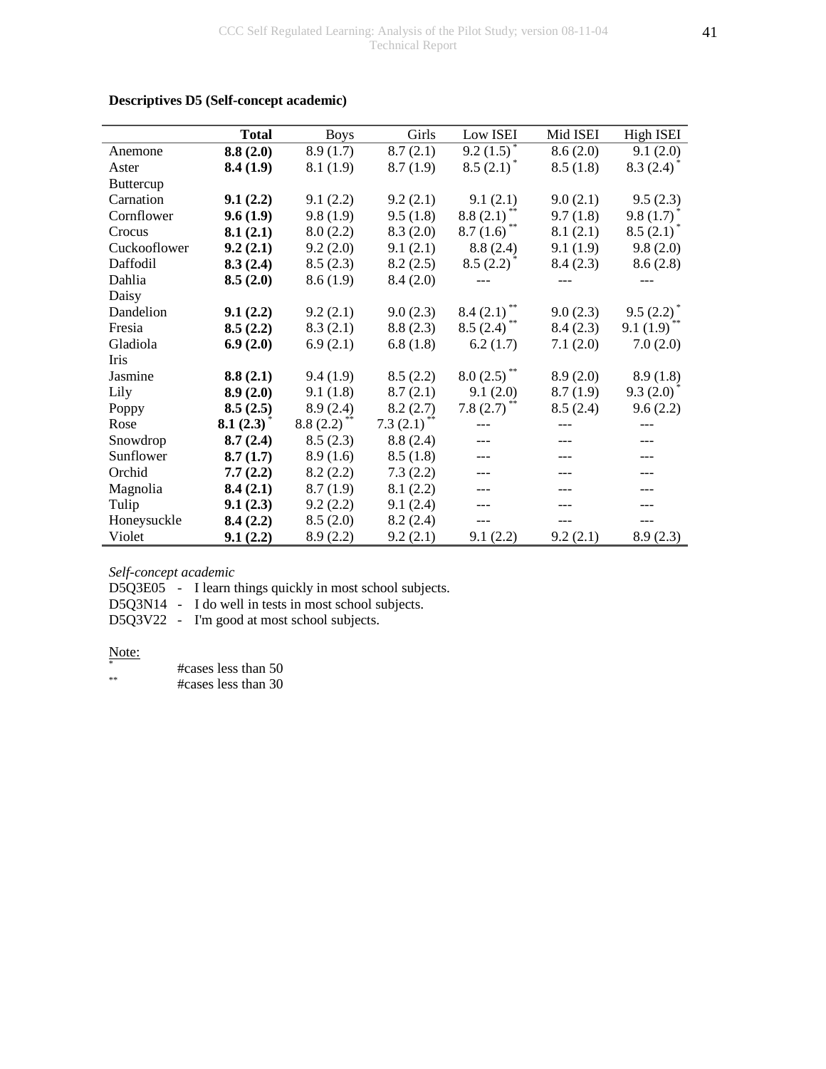**Descriptives D5 (Self-concept academic)**

| | **Total** | Boys | Girls | Low ISEI | Mid ISEI | High ISEI |
|---|---|---|---|---|---|---|
| Anemone | **8.8 (2.0)** | 8.9 (1.7) | 8.7 (2.1) | 9.2 (1.5) * | 8.6 (2.0) | 9.1 (2.0) |
| Aster | **8.4 (1.9)** | 8.1 (1.9) | 8.7 (1.9) | 8.5 (2.1) * | 8.5 (1.8) | 8.3 (2.4) * |
| Buttercup | | | | | | |
| Carnation | **9.1 (2.2)** | 9.1 (2.2) | 9.2 (2.1) | 9.1 (2.1) | 9.0 (2.1) | 9.5 (2.3) |
| Cornflower | **9.6 (1.9)** | 9.8 (1.9) | 9.5 (1.8) | 8.8 (2.1) ** | 9.7 (1.8) | 9.8 (1.7) * |
| Crocus | **8.1 (2.1)** | 8.0 (2.2) | 8.3 (2.0) | 8.7 (1.6) ** | 8.1 (2.1) | 8.5 (2.1) * |
| Cuckooflower | **9.2 (2.1)** | 9.2 (2.0) | 9.1 (2.1) | 8.8 (2.4) | 9.1 (1.9) | 9.8 (2.0) |
| Daffodil | **8.3 (2.4)** | 8.5 (2.3) | 8.2 (2.5) | 8.5 (2.2) * | 8.4 (2.3) | 8.6 (2.8) |
| Dahlia | **8.5 (2.0)** | 8.6 (1.9) | 8.4 (2.0) | --- | --- | --- |
| Daisy | | | | | | |
| Dandelion | **9.1 (2.2)** | 9.2 (2.1) | 9.0 (2.3) | 8.4 (2.1) ** | 9.0 (2.3) | 9.5 (2.2) * |
| Fresia | **8.5 (2.2)** | 8.3 (2.1) | 8.8 (2.3) | 8.5 (2.4) ** | 8.4 (2.3) | 9.1 (1.9) ** |
| Gladiola | **6.9 (2.0)** | 6.9 (2.1) | 6.8 (1.8) | 6.2 (1.7) | 7.1 (2.0) | 7.0 (2.0) |
| Iris | | | | | | |
| Jasmine | **8.8 (2.1)** | 9.4 (1.9) | 8.5 (2.2) | 8.0 (2.5) ** | 8.9 (2.0) | 8.9 (1.8) |
| Lily | **8.9 (2.0)** | 9.1 (1.8) | 8.7 (2.1) | 9.1 (2.0) | 8.7 (1.9) | 9.3 (2.0) * |
| Poppy | **8.5 (2.5)** | 8.9 (2.4) | 8.2 (2.7) | 7.8 (2.7) ** | 8.5 (2.4) | 9.6 (2.2) |
| Rose | **8.1 (2.3)** * | 8.8 (2.2) ** | 7.3 (2.1) ** | --- | --- | --- |
| Snowdrop | **8.7 (2.4)** | 8.5 (2.3) | 8.8 (2.4) | --- | --- | --- |
| Sunflower | **8.7 (1.7)** | 8.9 (1.6) | 8.5 (1.8) | --- | --- | --- |
| Orchid | **7.7 (2.2)** | 8.2 (2.2) | 7.3 (2.2) | --- | --- | --- |
| Magnolia | **8.4 (2.1)** | 8.7 (1.9) | 8.1 (2.2) | --- | --- | --- |
| Tulip | **9.1 (2.3)** | 9.2 (2.2) | 9.1 (2.4) | --- | --- | --- |
| Honeysuckle | **8.4 (2.2)** | 8.5 (2.0) | 8.2 (2.4) | --- | --- | --- |
| Violet | **9.1 (2.2)** | 8.9 (2.2) | 9.2 (2.1) | 9.1 (2.2) | 9.2 (2.1) | 8.9 (2.3) |

*Self-concept academic*

D5Q3E05 - I learn things quickly in most school subjects.
D5Q3N14 - I do well in tests in most school subjects.
D5Q3V22 - I'm good at most school subjects.

Note:

\* #cases less than 50

\** #cases less than 30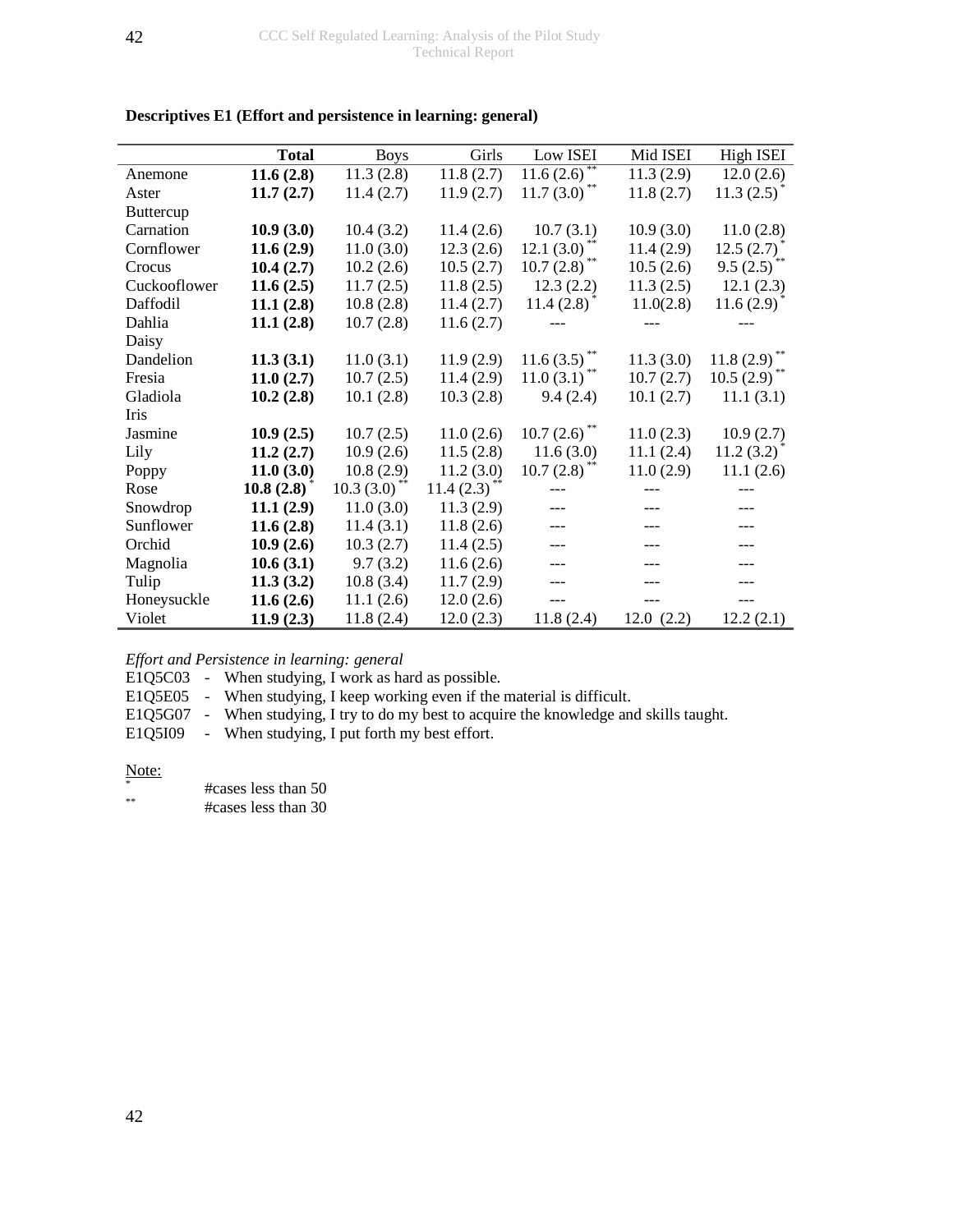**Descriptives E1 (Effort and persistence in learning: general)**

| | **Total** | Boys | Girls | Low ISEI | Mid ISEI | High ISEI |
|---|---|---|---|---|---|---|
| Anemone | **11.6 (2.8)** | 11.3 (2.8) | 11.8 (2.7) | 11.6 (2.6) ** | 11.3 (2.9) | 12.0 (2.6) |
| Aster | **11.7 (2.7)** | 11.4 (2.7) | 11.9 (2.7) | 11.7 (3.0) ** | 11.8 (2.7) | 11.3 (2.5) * |
| Buttercup | | | | | | |
| Carnation | **10.9 (3.0)** | 10.4 (3.2) | 11.4 (2.6) | 10.7 (3.1) | 10.9 (3.0) | 11.0 (2.8) |
| Cornflower | **11.6 (2.9)** | 11.0 (3.0) | 12.3 (2.6) | 12.1 (3.0) ** | 11.4 (2.9) | 12.5 (2.7) * |
| Crocus | **10.4 (2.7)** | 10.2 (2.6) | 10.5 (2.7) | 10.7 (2.8) ** | 10.5 (2.6) | 9.5 (2.5) ** |
| Cuckooflower | **11.6 (2.5)** | 11.7 (2.5) | 11.8 (2.5) | 12.3 (2.2) | 11.3 (2.5) | 12.1 (2.3) |
| Daffodil | **11.1 (2.8)** | 10.8 (2.8) | 11.4 (2.7) | 11.4 (2.8) * | 11.0(2.8) | 11.6 (2.9) * |
| Dahlia | **11.1 (2.8)** | 10.7 (2.8) | 11.6 (2.7) | --- | --- | --- |
| Daisy | | | | | | |
| Dandelion | **11.3 (3.1)** | 11.0 (3.1) | 11.9 (2.9) | 11.6 (3.5) ** | 11.3 (3.0) | 11.8 (2.9) ** |
| Fresia | **11.0 (2.7)** | 10.7 (2.5) | 11.4 (2.9) | 11.0 (3.1) ** | 10.7 (2.7) | 10.5 (2.9) ** |
| Gladiola | **10.2 (2.8)** | 10.1 (2.8) | 10.3 (2.8) | 9.4 (2.4) | 10.1 (2.7) | 11.1 (3.1) |
| Iris | | | | | | |
| Jasmine | **10.9 (2.5)** | 10.7 (2.5) | 11.0 (2.6) | 10.7 (2.6) ** | 11.0 (2.3) | 10.9 (2.7) |
| Lily | **11.2 (2.7)** | 10.9 (2.6) | 11.5 (2.8) | 11.6 (3.0) | 11.1 (2.4) | 11.2 (3.2) * |
| Poppy | **11.0 (3.0)** | 10.8 (2.9) | 11.2 (3.0) | 10.7 (2.8) ** | 11.0 (2.9) | 11.1 (2.6) |
| Rose | **10.8 (2.8)** * | 10.3 (3.0) ** | 11.4 (2.3) ** | --- | --- | --- |
| Snowdrop | **11.1 (2.9)** | 11.0 (3.0) | 11.3 (2.9) | --- | --- | --- |
| Sunflower | **11.6 (2.8)** | 11.4 (3.1) | 11.8 (2.6) | --- | --- | --- |
| Orchid | **10.9 (2.6)** | 10.3 (2.7) | 11.4 (2.5) | --- | --- | --- |
| Magnolia | **10.6 (3.1)** | 9.7 (3.2) | 11.6 (2.6) | --- | --- | --- |
| Tulip | **11.3 (3.2)** | 10.8 (3.4) | 11.7 (2.9) | --- | --- | --- |
| Honeysuckle | **11.6 (2.6)** | 11.1 (2.6) | 12.0 (2.6) | --- | --- | --- |
| Violet | **11.9 (2.3)** | 11.8 (2.4) | 12.0 (2.3) | 11.8 (2.4) | 12.0 (2.2) | 12.2 (2.1) |

*Effort and Persistence in learning: general*

E1Q5C03 - When studying, I work as hard as possible.
E1Q5E05 - When studying, I keep working even if the material is difficult.
E1Q5G07 - When studying, I try to do my best to acquire the knowledge and skills taught.
E1Q5I09 - When studying, I put forth my best effort.

Note:

\* #cases less than 50
\*\* #cases less than 30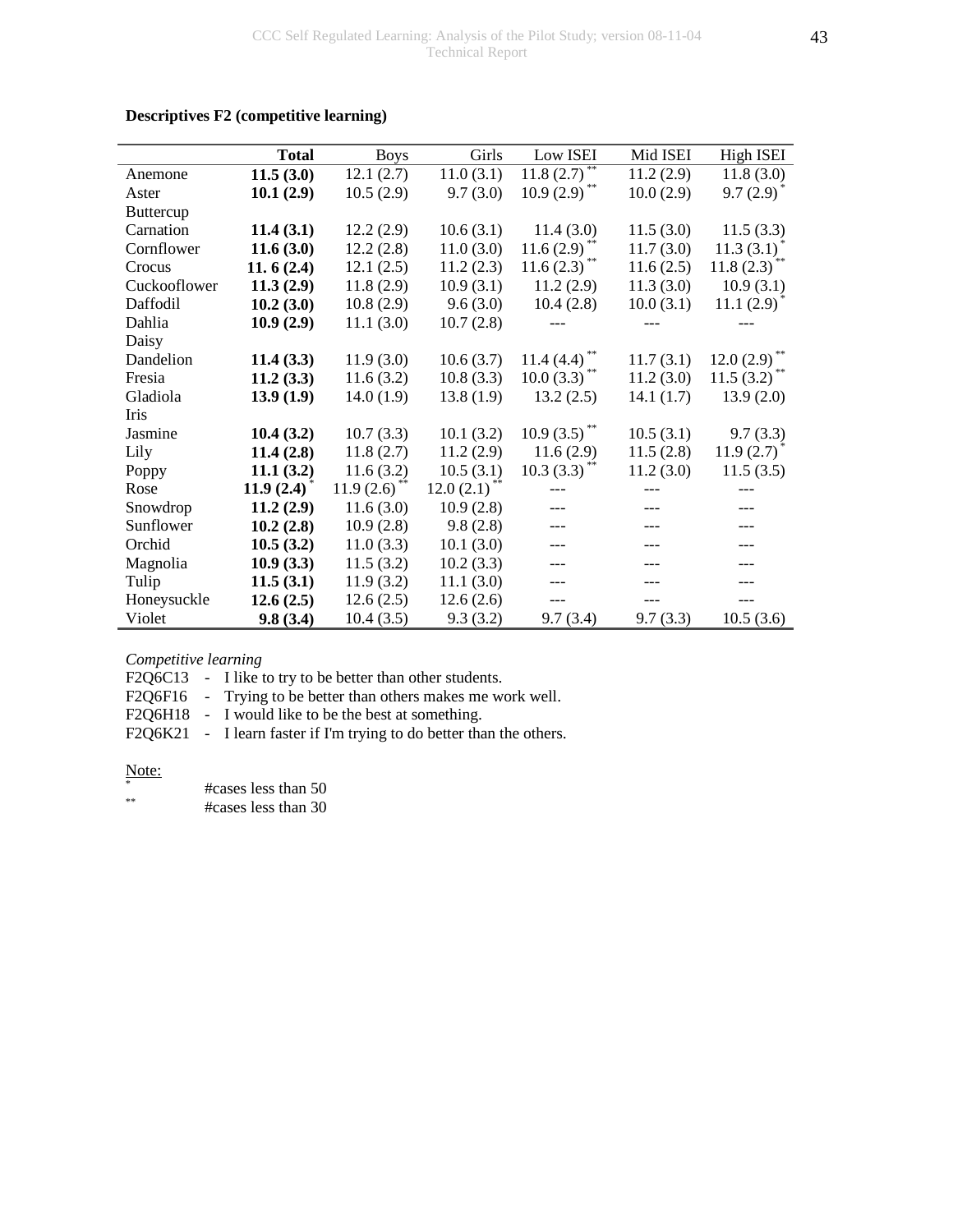**Descriptives F2 (competitive learning)**

| | **Total** | Boys | Girls | Low ISEI | Mid ISEI | High ISEI |
|---|---|---|---|---|---|---|
| Anemone | **11.5 (3.0)** | 12.1 (2.7) | 11.0 (3.1) | 11.8 (2.7) ** | 11.2 (2.9) | 11.8 (3.0) |
| Aster | **10.1 (2.9)** | 10.5 (2.9) | 9.7 (3.0) | 10.9 (2.9) ** | 10.0 (2.9) | 9.7 (2.9) * |
| Buttercup | | | | | | |
| Carnation | **11.4 (3.1)** | 12.2 (2.9) | 10.6 (3.1) | 11.4 (3.0) | 11.5 (3.0) | 11.5 (3.3) |
| Cornflower | **11.6 (3.0)** | 12.2 (2.8) | 11.0 (3.0) | 11.6 (2.9) ** | 11.7 (3.0) | 11.3 (3.1) * |
| Crocus | **11. 6 (2.4)** | 12.1 (2.5) | 11.2 (2.3) | 11.6 (2.3) ** | 11.6 (2.5) | 11.8 (2.3) ** |
| Cuckooflower | **11.3 (2.9)** | 11.8 (2.9) | 10.9 (3.1) | 11.2 (2.9) | 11.3 (3.0) | 10.9 (3.1) |
| Daffodil | **10.2 (3.0)** | 10.8 (2.9) | 9.6 (3.0) | 10.4 (2.8) | 10.0 (3.1) | 11.1 (2.9) * |
| Dahlia | **10.9 (2.9)** | 11.1 (3.0) | 10.7 (2.8) | --- | --- | --- |
| Daisy | | | | | | |
| Dandelion | **11.4 (3.3)** | 11.9 (3.0) | 10.6 (3.7) | 11.4 (4.4) ** | 11.7 (3.1) | 12.0 (2.9) ** |
| Fresia | **11.2 (3.3)** | 11.6 (3.2) | 10.8 (3.3) | 10.0 (3.3) ** | 11.2 (3.0) | 11.5 (3.2) ** |
| Gladiola | **13.9 (1.9)** | 14.0 (1.9) | 13.8 (1.9) | 13.2 (2.5) | 14.1 (1.7) | 13.9 (2.0) |
| Iris | | | | | | |
| Jasmine | **10.4 (3.2)** | 10.7 (3.3) | 10.1 (3.2) | 10.9 (3.5) ** | 10.5 (3.1) | 9.7 (3.3) |
| Lily | **11.4 (2.8)** | 11.8 (2.7) | 11.2 (2.9) | 11.6 (2.9) | 11.5 (2.8) | 11.9 (2.7) * |
| Poppy | **11.1 (3.2)** | 11.6 (3.2) | 10.5 (3.1) | 10.3 (3.3) ** | 11.2 (3.0) | 11.5 (3.5) |
| Rose | **11.9 (2.4)** * | 11.9 (2.6) ** | 12.0 (2.1) ** | --- | --- | --- |
| Snowdrop | **11.2 (2.9)** | 11.6 (3.0) | 10.9 (2.8) | --- | --- | --- |
| Sunflower | **10.2 (2.8)** | 10.9 (2.8) | 9.8 (2.8) | --- | --- | --- |
| Orchid | **10.5 (3.2)** | 11.0 (3.3) | 10.1 (3.0) | --- | --- | --- |
| Magnolia | **10.9 (3.3)** | 11.5 (3.2) | 10.2 (3.3) | --- | --- | --- |
| Tulip | **11.5 (3.1)** | 11.9 (3.2) | 11.1 (3.0) | --- | --- | --- |
| Honeysuckle | **12.6 (2.5)** | 12.6 (2.5) | 12.6 (2.6) | --- | --- | --- |
| Violet | **9.8 (3.4)** | 10.4 (3.5) | 9.3 (3.2) | 9.7 (3.4) | 9.7 (3.3) | 10.5 (3.6) |

*Competitive learning*

F2Q6C13 - I like to try to be better than other students.
F2Q6F16 - Trying to be better than others makes me work well.
F2Q6H18 - I would like to be the best at something.
F2Q6K21 - I learn faster if I'm trying to do better than the others.

Note:
\* #cases less than 50
\*\* #cases less than 30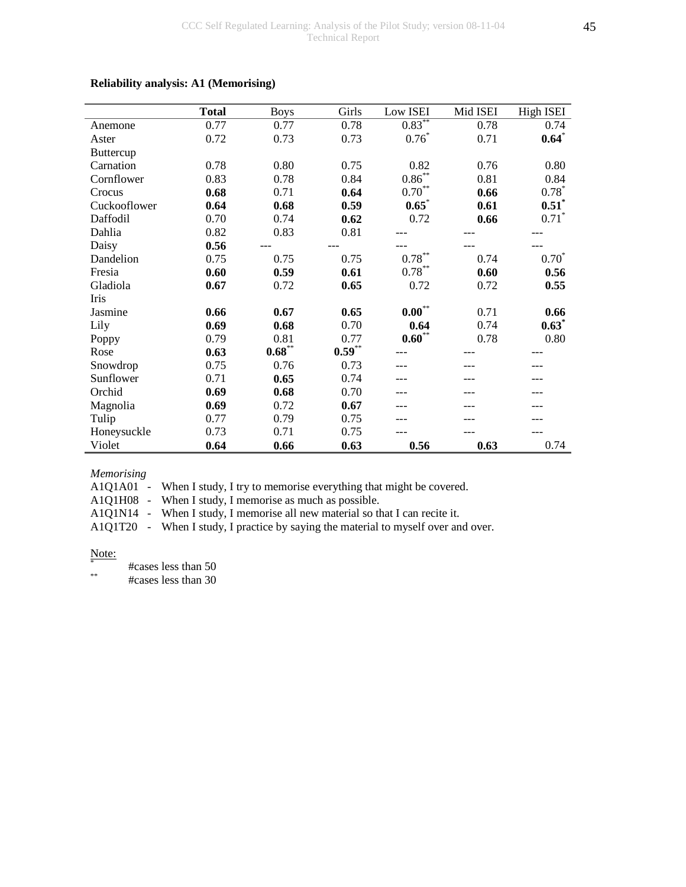**Reliability analysis: A1 (Memorising)**

| | **Total** | Boys | Girls | Low ISEI | Mid ISEI | High ISEI |
|---|---|---|---|---|---|---|
| Anemone | 0.77 | 0.77 | 0.78 | 0.83** | 0.78 | 0.74 |
| Aster | 0.72 | 0.73 | 0.73 | 0.76* | 0.71 | **0.64*** |
| Buttercup | | | | | | |
| Carnation | 0.78 | 0.80 | 0.75 | 0.82 | 0.76 | 0.80 |
| Cornflower | 0.83 | 0.78 | 0.84 | 0.86** | 0.81 | 0.84 |
| Crocus | **0.68** | 0.71 | **0.64** | 0.70** | **0.66** | 0.78* |
| Cuckooflower | **0.64** | **0.68** | **0.59** | **0.65*** | **0.61** | **0.51*** |
| Daffodil | 0.70 | 0.74 | **0.62** | 0.72 | **0.66** | 0.71* |
| Dahlia | 0.82 | 0.83 | 0.81 | --- | --- | --- |
| Daisy | **0.56** | --- | --- | --- | --- | --- |
| Dandelion | 0.75 | 0.75 | 0.75 | 0.78** | 0.74 | 0.70* |
| Fresia | **0.60** | **0.59** | **0.61** | 0.78** | **0.60** | **0.56** |
| Gladiola | **0.67** | 0.72 | **0.65** | 0.72 | 0.72 | **0.55** |
| Iris | | | | | | |
| Jasmine | **0.66** | **0.67** | **0.65** | **0.00**** | 0.71 | **0.66** |
| Lily | **0.69** | **0.68** | 0.70 | **0.64** | 0.74 | **0.63*** |
| Poppy | 0.79 | 0.81 | 0.77 | **0.60**** | 0.78 | 0.80 |
| Rose | **0.63** | **0.68**** | **0.59**** | --- | --- | --- |
| Snowdrop | 0.75 | 0.76 | 0.73 | --- | --- | --- |
| Sunflower | 0.71 | **0.65** | 0.74 | --- | --- | --- |
| Orchid | **0.69** | **0.68** | 0.70 | --- | --- | --- |
| Magnolia | **0.69** | 0.72 | **0.67** | --- | --- | --- |
| Tulip | 0.77 | 0.79 | 0.75 | --- | --- | --- |
| Honeysuckle | 0.73 | 0.71 | 0.75 | --- | --- | --- |
| Violet | **0.64** | **0.66** | **0.63** | **0.56** | **0.63** | 0.74 |

*Memorising*

A1Q1A01 - When I study, I try to memorise everything that might be covered.
A1Q1H08 - When I study, I memorise as much as possible.
A1Q1N14 - When I study, I memorise all new material so that I can recite it.
A1Q1T20 - When I study, I practice by saying the material to myself over and over.

Note:
* #cases less than 50
** #cases less than 30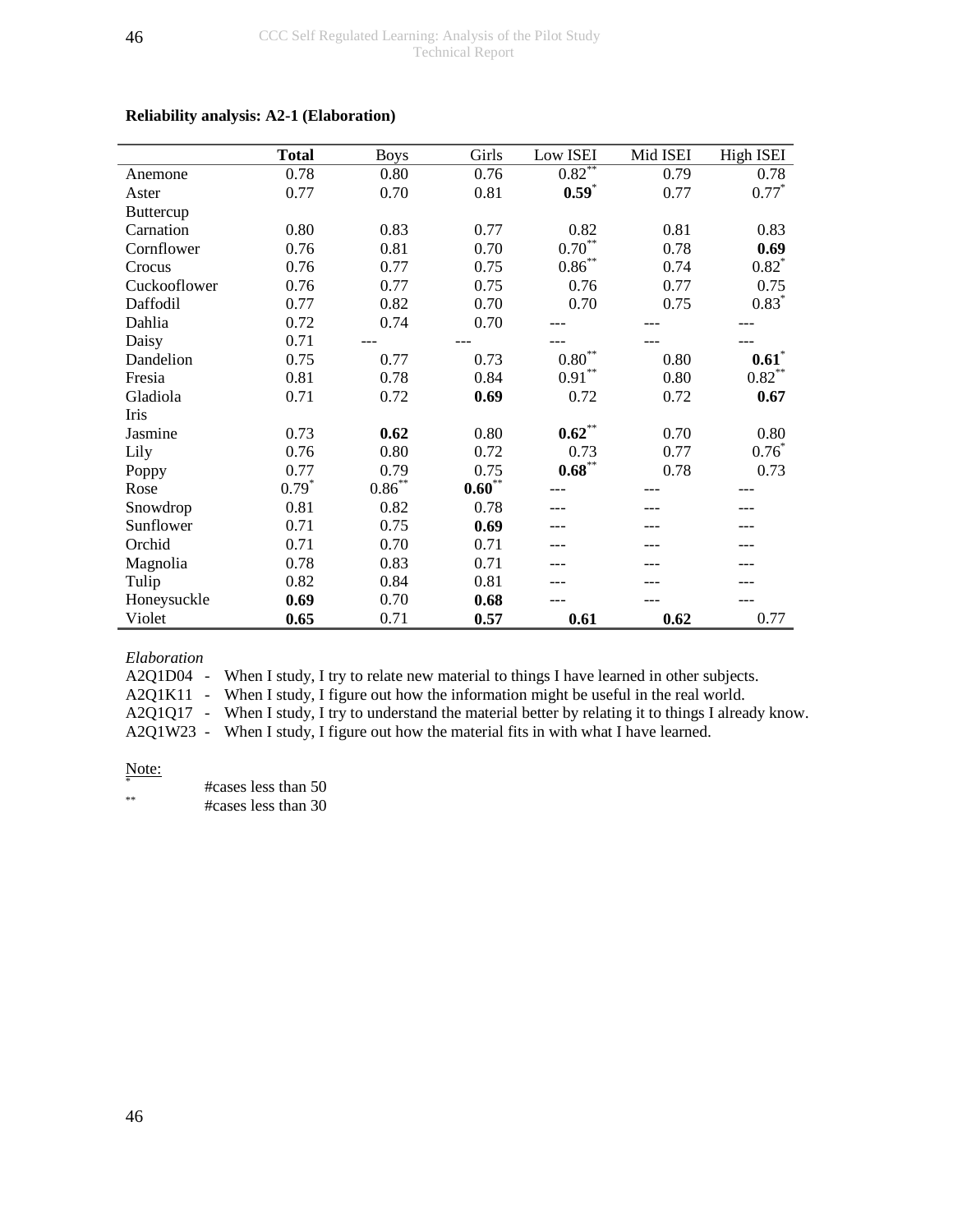**Reliability analysis: A2-1 (Elaboration)**

| | **Total** | Boys | Girls | Low ISEI | Mid ISEI | High ISEI |
|---|---|---|---|---|---|---|
| Anemone | 0.78 | 0.80 | 0.76 | 0.82** | 0.79 | 0.78 |
| Aster | 0.77 | 0.70 | 0.81 | **0.59*** | 0.77 | 0.77* |
| Buttercup | | | | | | |
| Carnation | 0.80 | 0.83 | 0.77 | 0.82 | 0.81 | 0.83 |
| Cornflower | 0.76 | 0.81 | 0.70 | 0.70** | 0.78 | **0.69** |
| Crocus | 0.76 | 0.77 | 0.75 | 0.86** | 0.74 | 0.82* |
| Cuckooflower | 0.76 | 0.77 | 0.75 | 0.76 | 0.77 | 0.75 |
| Daffodil | 0.77 | 0.82 | 0.70 | 0.70 | 0.75 | 0.83* |
| Dahlia | 0.72 | 0.74 | 0.70 | --- | --- | --- |
| Daisy | 0.71 | --- | --- | --- | --- | --- |
| Dandelion | 0.75 | 0.77 | 0.73 | 0.80** | 0.80 | **0.61*** |
| Fresia | 0.81 | 0.78 | 0.84 | 0.91** | 0.80 | 0.82** |
| Gladiola | 0.71 | 0.72 | **0.69** | 0.72 | 0.72 | **0.67** |
| Iris | | | | | | |
| Jasmine | 0.73 | **0.62** | 0.80 | **0.62**** | 0.70 | 0.80 |
| Lily | 0.76 | 0.80 | 0.72 | 0.73 | 0.77 | 0.76* |
| Poppy | 0.77 | 0.79 | 0.75 | **0.68**** | 0.78 | 0.73 |
| Rose | 0.79* | 0.86** | **0.60**** | --- | --- | --- |
| Snowdrop | 0.81 | 0.82 | 0.78 | --- | --- | --- |
| Sunflower | 0.71 | 0.75 | **0.69** | --- | --- | --- |
| Orchid | 0.71 | 0.70 | 0.71 | --- | --- | --- |
| Magnolia | 0.78 | 0.83 | 0.71 | --- | --- | --- |
| Tulip | 0.82 | 0.84 | 0.81 | --- | --- | --- |
| Honeysuckle | **0.69** | 0.70 | **0.68** | --- | --- | --- |
| Violet | **0.65** | 0.71 | **0.57** | **0.61** | **0.62** | 0.77 |

*Elaboration*

A2Q1D04 - When I study, I try to relate new material to things I have learned in other subjects.
A2Q1K11 - When I study, I figure out how the information might be useful in the real world.
A2Q1Q17 - When I study, I try to understand the material better by relating it to things I already know.
A2Q1W23 - When I study, I figure out how the material fits in with what I have learned.

Note:
* #cases less than 50
** #cases less than 30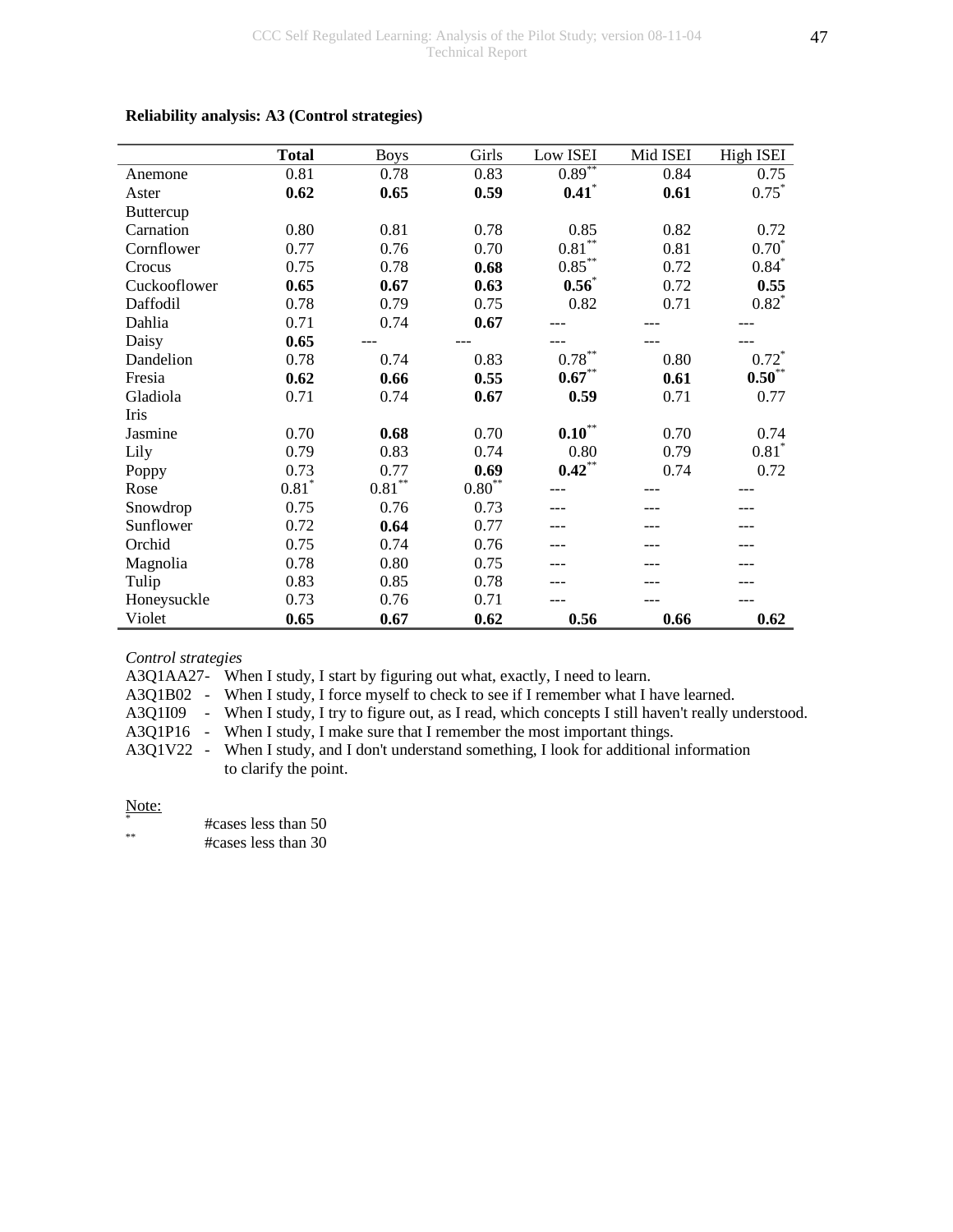**Reliability analysis: A3 (Control strategies)**

| | **Total** | Boys | Girls | Low ISEI | Mid ISEI | High ISEI |
|---|---|---|---|---|---|---|
| Anemone | 0.81 | 0.78 | 0.83 | 0.89** | 0.84 | 0.75 |
| Aster | **0.62** | **0.65** | **0.59** | **0.41*** | **0.61** | 0.75* |
| Buttercup | | | | | | |
| Carnation | 0.80 | 0.81 | 0.78 | 0.85 | 0.82 | 0.72 |
| Cornflower | 0.77 | 0.76 | 0.70 | 0.81** | 0.81 | 0.70* |
| Crocus | 0.75 | 0.78 | **0.68** | 0.85** | 0.72 | 0.84* |
| Cuckooflower | **0.65** | **0.67** | **0.63** | **0.56*** | 0.72 | **0.55** |
| Daffodil | 0.78 | 0.79 | 0.75 | 0.82 | 0.71 | 0.82* |
| Dahlia | 0.71 | 0.74 | **0.67** | --- | --- | --- |
| Daisy | **0.65** | --- | --- | --- | --- | --- |
| Dandelion | 0.78 | 0.74 | 0.83 | 0.78** | 0.80 | 0.72* |
| Fresia | **0.62** | **0.66** | **0.55** | **0.67**** | **0.61** | **0.50**** |
| Gladiola | 0.71 | 0.74 | **0.67** | **0.59** | 0.71 | 0.77 |
| Iris | | | | | | |
| Jasmine | 0.70 | **0.68** | 0.70 | **0.10**** | 0.70 | 0.74 |
| Lily | 0.79 | 0.83 | 0.74 | 0.80 | 0.79 | 0.81* |
| Poppy | 0.73 | 0.77 | **0.69** | **0.42**** | 0.74 | 0.72 |
| Rose | 0.81* | 0.81** | 0.80** | --- | --- | --- |
| Snowdrop | 0.75 | 0.76 | 0.73 | --- | --- | --- |
| Sunflower | 0.72 | **0.64** | 0.77 | --- | --- | --- |
| Orchid | 0.75 | 0.74 | 0.76 | --- | --- | --- |
| Magnolia | 0.78 | 0.80 | 0.75 | --- | --- | --- |
| Tulip | 0.83 | 0.85 | 0.78 | --- | --- | --- |
| Honeysuckle | 0.73 | 0.76 | 0.71 | --- | --- | --- |
| Violet | **0.65** | **0.67** | **0.62** | **0.56** | **0.66** | **0.62** |

*Control strategies*

A3Q1AA27- When I study, I start by figuring out what, exactly, I need to learn.
A3Q1B02 - When I study, I force myself to check to see if I remember what I have learned.
A3Q1I09 - When I study, I try to figure out, as I read, which concepts I still haven't really understood.
A3Q1P16 - When I study, I make sure that I remember the most important things.
A3Q1V22 - When I study, and I don't understand something, I look for additional information to clarify the point.

Note:
* #cases less than 50
** #cases less than 30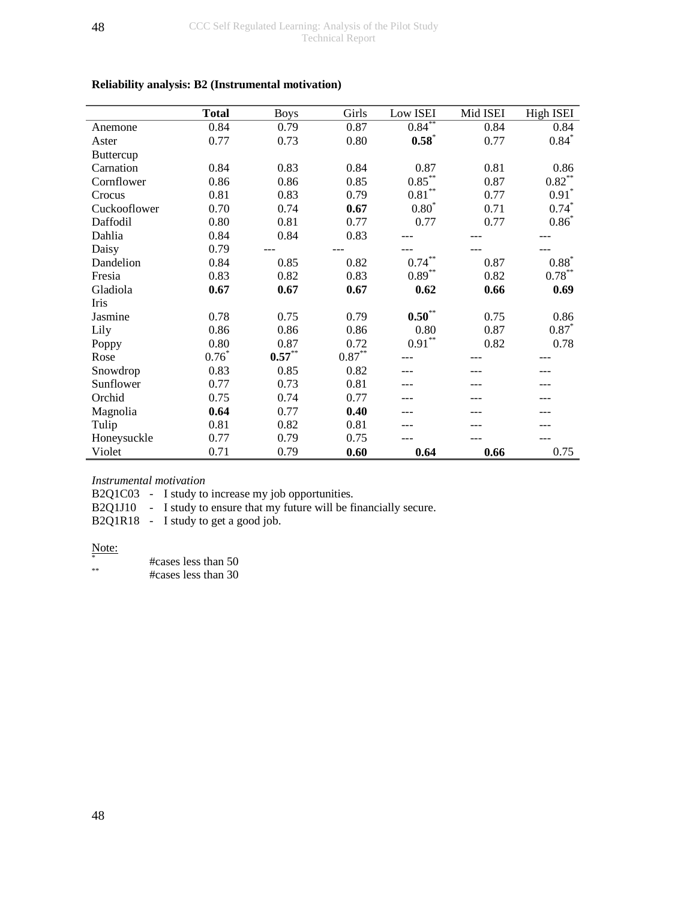**Reliability analysis: B2 (Instrumental motivation)**

| | **Total** | Boys | Girls | Low ISEI | Mid ISEI | High ISEI |
|---|---|---|---|---|---|---|
| Anemone | 0.84 | 0.79 | 0.87 | 0.84** | 0.84 | 0.84 |
| Aster | 0.77 | 0.73 | 0.80 | **0.58*** | 0.77 | 0.84* |
| Buttercup | | | | | | |
| Carnation | 0.84 | 0.83 | 0.84 | 0.87 | 0.81 | 0.86 |
| Cornflower | 0.86 | 0.86 | 0.85 | 0.85** | 0.87 | 0.82** |
| Crocus | 0.81 | 0.83 | 0.79 | 0.81** | 0.77 | 0.91* |
| Cuckooflower | 0.70 | 0.74 | **0.67** | 0.80* | 0.71 | 0.74* |
| Daffodil | 0.80 | 0.81 | 0.77 | 0.77 | 0.77 | 0.86* |
| Dahlia | 0.84 | 0.84 | 0.83 | --- | --- | --- |
| Daisy | 0.79 | --- | --- | --- | --- | --- |
| Dandelion | 0.84 | 0.85 | 0.82 | 0.74** | 0.87 | 0.88* |
| Fresia | 0.83 | 0.82 | 0.83 | 0.89** | 0.82 | 0.78** |
| Gladiola | **0.67** | **0.67** | **0.67** | **0.62** | **0.66** | **0.69** |
| Iris | | | | | | |
| Jasmine | 0.78 | 0.75 | 0.79 | **0.50**** | 0.75 | 0.86 |
| Lily | 0.86 | 0.86 | 0.86 | 0.80 | 0.87 | 0.87* |
| Poppy | 0.80 | 0.87 | 0.72 | 0.91** | 0.82 | 0.78 |
| Rose | 0.76* | **0.57**** | 0.87** | --- | --- | --- |
| Snowdrop | 0.83 | 0.85 | 0.82 | --- | --- | --- |
| Sunflower | 0.77 | 0.73 | 0.81 | --- | --- | --- |
| Orchid | 0.75 | 0.74 | 0.77 | --- | --- | --- |
| Magnolia | **0.64** | 0.77 | **0.40** | --- | --- | --- |
| Tulip | 0.81 | 0.82 | 0.81 | --- | --- | --- |
| Honeysuckle | 0.77 | 0.79 | 0.75 | --- | --- | --- |
| Violet | 0.71 | 0.79 | **0.60** | **0.64** | **0.66** | 0.75 |

*Instrumental motivation*

B2Q1C03 - I study to increase my job opportunities.
B2Q1J10 - I study to ensure that my future will be financially secure.
B2Q1R18 - I study to get a good job.

Note:

\* #cases less than 50
\*\* #cases less than 30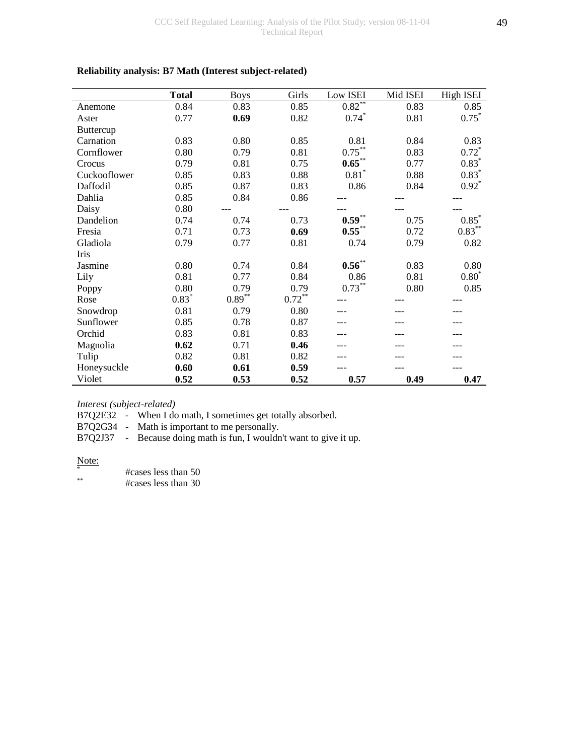**Reliability analysis: B7 Math (Interest subject-related)**

| | **Total** | Boys | Girls | Low ISEI | Mid ISEI | High ISEI |
|---|---|---|---|---|---|---|
| Anemone | 0.84 | 0.83 | 0.85 | 0.82** | 0.83 | 0.85 |
| Aster | 0.77 | **0.69** | 0.82 | 0.74* | 0.81 | 0.75* |
| Buttercup | | | | | | |
| Carnation | 0.83 | 0.80 | 0.85 | 0.81 | 0.84 | 0.83 |
| Cornflower | 0.80 | 0.79 | 0.81 | 0.75** | 0.83 | 0.72* |
| Crocus | 0.79 | 0.81 | 0.75 | **0.65**** | 0.77 | 0.83* |
| Cuckooflower | 0.85 | 0.83 | 0.88 | 0.81* | 0.88 | 0.83* |
| Daffodil | 0.85 | 0.87 | 0.83 | 0.86 | 0.84 | 0.92* |
| Dahlia | 0.85 | 0.84 | 0.86 | --- | --- | --- |
| Daisy | 0.80 | --- | --- | --- | --- | --- |
| Dandelion | 0.74 | 0.74 | 0.73 | **0.59**** | 0.75 | 0.85* |
| Fresia | 0.71 | 0.73 | **0.69** | **0.55**** | 0.72 | 0.83** |
| Gladiola | 0.79 | 0.77 | 0.81 | 0.74 | 0.79 | 0.82 |
| Iris | | | | | | |
| Jasmine | 0.80 | 0.74 | 0.84 | **0.56**** | 0.83 | 0.80 |
| Lily | 0.81 | 0.77 | 0.84 | 0.86 | 0.81 | 0.80* |
| Poppy | 0.80 | 0.79 | 0.79 | 0.73** | 0.80 | 0.85 |
| Rose | 0.83* | 0.89** | 0.72** | --- | --- | --- |
| Snowdrop | 0.81 | 0.79 | 0.80 | --- | --- | --- |
| Sunflower | 0.85 | 0.78 | 0.87 | --- | --- | --- |
| Orchid | 0.83 | 0.81 | 0.83 | --- | --- | --- |
| Magnolia | **0.62** | 0.71 | **0.46** | --- | --- | --- |
| Tulip | 0.82 | 0.81 | 0.82 | --- | --- | --- |
| Honeysuckle | **0.60** | **0.61** | **0.59** | --- | --- | --- |
| Violet | **0.52** | **0.53** | **0.52** | **0.57** | **0.49** | **0.47** |

*Interest (subject-related)*

B7Q2E32 - When I do math, I sometimes get totally absorbed.
B7Q2G34 - Math is important to me personally.
B7Q2J37 - Because doing math is fun, I wouldn't want to give it up.

Note:
* #cases less than 50
** #cases less than 30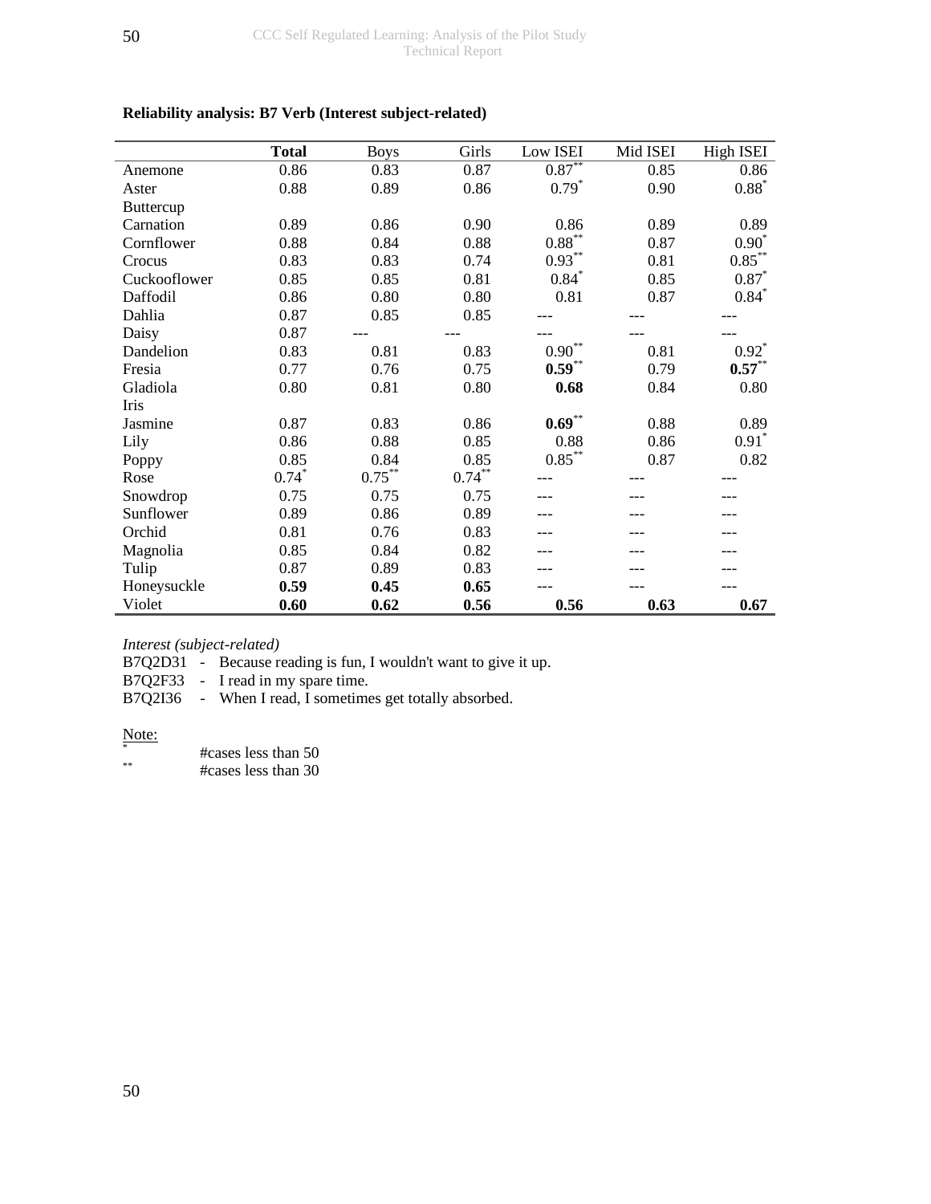**Reliability analysis: B7 Verb (Interest subject-related)**

| | **Total** | Boys | Girls | Low ISEI | Mid ISEI | High ISEI |
|---|---|---|---|---|---|---|
| Anemone | 0.86 | 0.83 | 0.87 | 0.87** | 0.85 | 0.86 |
| Aster | 0.88 | 0.89 | 0.86 | 0.79* | 0.90 | 0.88* |
| Buttercup | | | | | | |
| Carnation | 0.89 | 0.86 | 0.90 | 0.86 | 0.89 | 0.89 |
| Cornflower | 0.88 | 0.84 | 0.88 | 0.88** | 0.87 | 0.90* |
| Crocus | 0.83 | 0.83 | 0.74 | 0.93** | 0.81 | 0.85** |
| Cuckooflower | 0.85 | 0.85 | 0.81 | 0.84* | 0.85 | 0.87* |
| Daffodil | 0.86 | 0.80 | 0.80 | 0.81 | 0.87 | 0.84* |
| Dahlia | 0.87 | 0.85 | 0.85 | --- | --- | --- |
| Daisy | 0.87 | --- | --- | --- | --- | --- |
| Dandelion | 0.83 | 0.81 | 0.83 | 0.90** | 0.81 | 0.92* |
| Fresia | 0.77 | 0.76 | 0.75 | **0.59**** | 0.79 | **0.57**** |
| Gladiola | 0.80 | 0.81 | 0.80 | **0.68** | 0.84 | 0.80 |
| Iris | | | | | | |
| Jasmine | 0.87 | 0.83 | 0.86 | **0.69**** | 0.88 | 0.89 |
| Lily | 0.86 | 0.88 | 0.85 | 0.88 | 0.86 | 0.91* |
| Poppy | 0.85 | 0.84 | 0.85 | 0.85** | 0.87 | 0.82 |
| Rose | 0.74* | 0.75** | 0.74** | --- | --- | --- |
| Snowdrop | 0.75 | 0.75 | 0.75 | --- | --- | --- |
| Sunflower | 0.89 | 0.86 | 0.89 | --- | --- | --- |
| Orchid | 0.81 | 0.76 | 0.83 | --- | --- | --- |
| Magnolia | 0.85 | 0.84 | 0.82 | --- | --- | --- |
| Tulip | 0.87 | 0.89 | 0.83 | --- | --- | --- |
| Honeysuckle | **0.59** | **0.45** | **0.65** | --- | --- | --- |
| Violet | **0.60** | **0.62** | **0.56** | **0.56** | **0.63** | **0.67** |

*Interest (subject-related)*

B7Q2D31 - Because reading is fun, I wouldn't want to give it up.
B7Q2F33 - I read in my spare time.
B7Q2I36 - When I read, I sometimes get totally absorbed.

Note:
* #cases less than 50
** #cases less than 30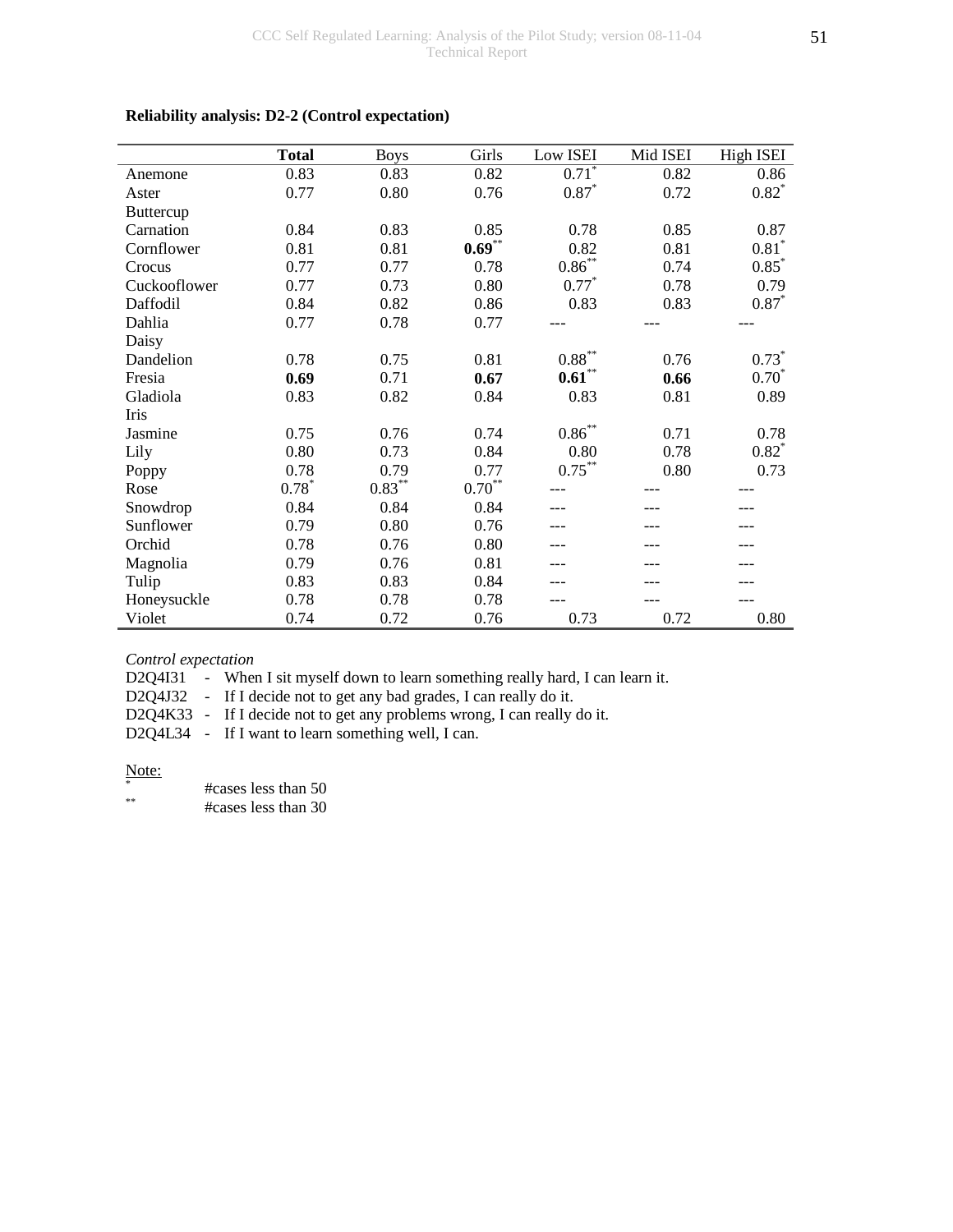**Reliability analysis: D2-2 (Control expectation)**

| | **Total** | Boys | Girls | Low ISEI | Mid ISEI | High ISEI |
|---|---|---|---|---|---|---|
| Anemone | 0.83 | 0.83 | 0.82 | 0.71* | 0.82 | 0.86 |
| Aster | 0.77 | 0.80 | 0.76 | 0.87* | 0.72 | 0.82* |
| Buttercup | | | | | | |
| Carnation | 0.84 | 0.83 | 0.85 | 0.78 | 0.85 | 0.87 |
| Cornflower | 0.81 | 0.81 | **0.69**** | 0.82 | 0.81 | 0.81* |
| Crocus | 0.77 | 0.77 | 0.78 | 0.86** | 0.74 | 0.85* |
| Cuckooflower | 0.77 | 0.73 | 0.80 | 0.77* | 0.78 | 0.79 |
| Daffodil | 0.84 | 0.82 | 0.86 | 0.83 | 0.83 | 0.87* |
| Dahlia | 0.77 | 0.78 | 0.77 | --- | --- | --- |
| Daisy | | | | | | |
| Dandelion | 0.78 | 0.75 | 0.81 | 0.88** | 0.76 | 0.73* |
| Fresia | **0.69** | 0.71 | **0.67** | **0.61**** | **0.66** | 0.70* |
| Gladiola | 0.83 | 0.82 | 0.84 | 0.83 | 0.81 | 0.89 |
| Iris | | | | | | |
| Jasmine | 0.75 | 0.76 | 0.74 | 0.86** | 0.71 | 0.78 |
| Lily | 0.80 | 0.73 | 0.84 | 0.80 | 0.78 | 0.82* |
| Poppy | 0.78 | 0.79 | 0.77 | 0.75** | 0.80 | 0.73 |
| Rose | 0.78* | 0.83** | 0.70** | --- | --- | --- |
| Snowdrop | 0.84 | 0.84 | 0.84 | --- | --- | --- |
| Sunflower | 0.79 | 0.80 | 0.76 | --- | --- | --- |
| Orchid | 0.78 | 0.76 | 0.80 | --- | --- | --- |
| Magnolia | 0.79 | 0.76 | 0.81 | --- | --- | --- |
| Tulip | 0.83 | 0.83 | 0.84 | --- | --- | --- |
| Honeysuckle | 0.78 | 0.78 | 0.78 | --- | --- | --- |
| Violet | 0.74 | 0.72 | 0.76 | 0.73 | 0.72 | 0.80 |

*Control expectation*

D2Q4I31 - When I sit myself down to learn something really hard, I can learn it.
D2Q4J32 - If I decide not to get any bad grades, I can really do it.
D2Q4K33 - If I decide not to get any problems wrong, I can really do it.
D2Q4L34 - If I want to learn something well, I can.

Note:
\* #cases less than 50
\*\* #cases less than 30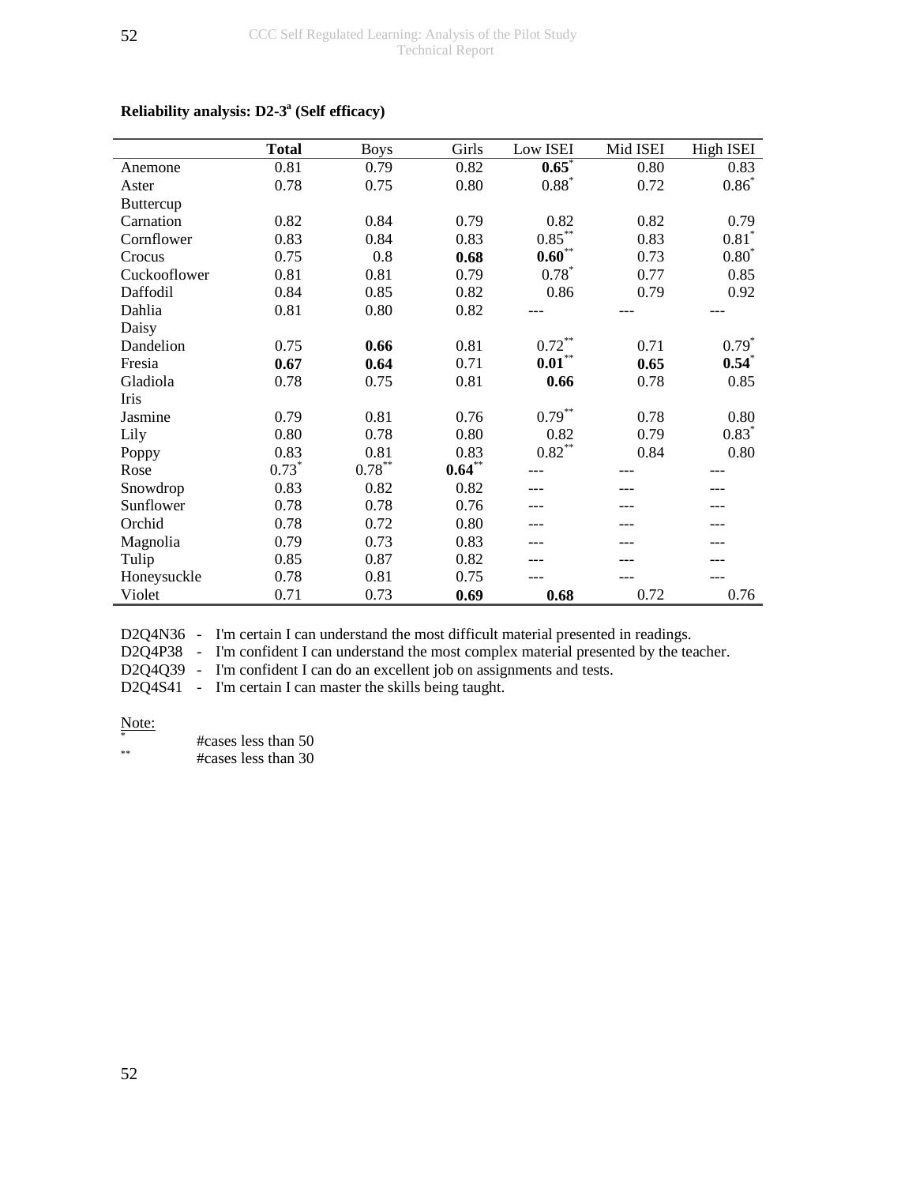**Reliability analysis: D2-3[a] (Self efficacy)**

| | **Total** | Boys | Girls | Low ISEI | Mid ISEI | High ISEI |
|---|---|---|---|---|---|---|
| Anemone | 0.81 | 0.79 | 0.82 | **0.65**[*] | 0.80 | 0.83 |
| Aster | 0.78 | 0.75 | 0.80 | 0.88[*] | 0.72 | 0.86[*] |
| Buttercup | | | | | | |
| Carnation | 0.82 | 0.84 | 0.79 | 0.82 | 0.82 | 0.79 |
| Cornflower | 0.83 | 0.84 | 0.83 | 0.85[**] | 0.83 | 0.81[*] |
| Crocus | 0.75 | 0.8 | **0.68** | **0.60**[**] | 0.73 | 0.80[*] |
| Cuckooflower | 0.81 | 0.81 | 0.79 | 0.78[*] | 0.77 | 0.85 |
| Daffodil | 0.84 | 0.85 | 0.82 | 0.86 | 0.79 | 0.92 |
| Dahlia | 0.81 | 0.80 | 0.82 | --- | --- | --- |
| Daisy | | | | | | |
| Dandelion | 0.75 | **0.66** | 0.81 | 0.72[**] | 0.71 | 0.79[*] |
| Fresia | **0.67** | **0.64** | 0.71 | **0.01**[**] | **0.65** | **0.54**[*] |
| Gladiola | 0.78 | 0.75 | 0.81 | **0.66** | 0.78 | 0.85 |
| Iris | | | | | | |
| Jasmine | 0.79 | 0.81 | 0.76 | 0.79[**] | 0.78 | 0.80 |
| Lily | 0.80 | 0.78 | 0.80 | 0.82 | 0.79 | 0.83[*] |
| Poppy | 0.83 | 0.81 | 0.83 | 0.82[**] | 0.84 | 0.80 |
| Rose | 0.73[*] | 0.78[**] | **0.64**[**] | --- | --- | --- |
| Snowdrop | 0.83 | 0.82 | 0.82 | --- | --- | --- |
| Sunflower | 0.78 | 0.78 | 0.76 | --- | --- | --- |
| Orchid | 0.78 | 0.72 | 0.80 | --- | --- | --- |
| Magnolia | 0.79 | 0.73 | 0.83 | --- | --- | --- |
| Tulip | 0.85 | 0.87 | 0.82 | --- | --- | --- |
| Honeysuckle | 0.78 | 0.81 | 0.75 | --- | --- | --- |
| Violet | 0.71 | 0.73 | **0.69** | **0.68** | 0.72 | 0.76 |

D2Q4N36 - I'm certain I can understand the most difficult material presented in readings.
D2Q4P38 - I'm confident I can understand the most complex material presented by the teacher.
D2Q4Q39 - I'm confident I can do an excellent job on assignments and tests.
D2Q4S41 - I'm certain I can master the skills being taught.

Note:
[*] #cases less than 50
[**] #cases less than 30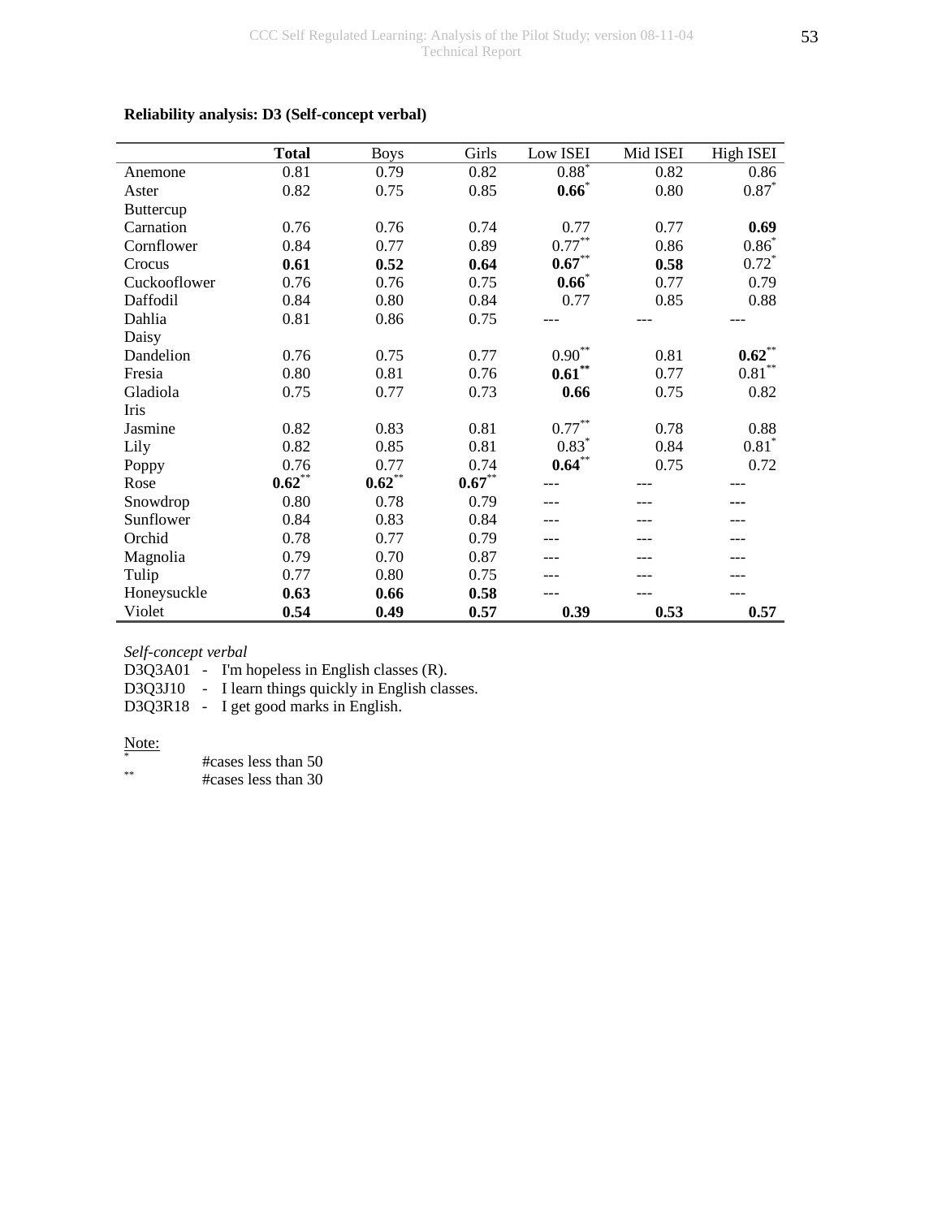**Reliability analysis: D3 (Self-concept verbal)**

| | **Total** | Boys | Girls | Low ISEI | Mid ISEI | High ISEI |
|---|---|---|---|---|---|---|
| Anemone | 0.81 | 0.79 | 0.82 | 0.88* | 0.82 | 0.86 |
| Aster | 0.82 | 0.75 | 0.85 | **0.66*** | 0.80 | 0.87* |
| Buttercup | | | | | | |
| Carnation | 0.76 | 0.76 | 0.74 | 0.77 | 0.77 | **0.69** |
| Cornflower | 0.84 | 0.77 | 0.89 | 0.77** | 0.86 | 0.86* |
| Crocus | **0.61** | **0.52** | **0.64** | **0.67**** | **0.58** | 0.72* |
| Cuckooflower | 0.76 | 0.76 | 0.75 | **0.66*** | 0.77 | 0.79 |
| Daffodil | 0.84 | 0.80 | 0.84 | 0.77 | 0.85 | 0.88 |
| Dahlia | 0.81 | 0.86 | 0.75 | --- | --- | --- |
| Daisy | | | | | | |
| Dandelion | 0.76 | 0.75 | 0.77 | 0.90** | 0.81 | **0.62**** |
| Fresia | 0.80 | 0.81 | 0.76 | **0.61**** | 0.77 | 0.81** |
| Gladiola | 0.75 | 0.77 | 0.73 | **0.66** | 0.75 | 0.82 |
| Iris | | | | | | |
| Jasmine | 0.82 | 0.83 | 0.81 | 0.77** | 0.78 | 0.88 |
| Lily | 0.82 | 0.85 | 0.81 | 0.83* | 0.84 | 0.81* |
| Poppy | 0.76 | 0.77 | 0.74 | **0.64**** | 0.75 | 0.72 |
| Rose | **0.62**** | **0.62**** | **0.67**** | --- | --- | --- |
| Snowdrop | 0.80 | 0.78 | 0.79 | --- | --- | --- |
| Sunflower | 0.84 | 0.83 | 0.84 | --- | --- | --- |
| Orchid | 0.78 | 0.77 | 0.79 | --- | --- | --- |
| Magnolia | 0.79 | 0.70 | 0.87 | --- | --- | --- |
| Tulip | 0.77 | 0.80 | 0.75 | --- | --- | --- |
| Honeysuckle | **0.63** | **0.66** | **0.58** | --- | --- | --- |
| Violet | **0.54** | **0.49** | **0.57** | **0.39** | **0.53** | **0.57** |

*Self-concept verbal*

D3Q3A01 - I'm hopeless in English classes (R).
D3Q3J10 - I learn things quickly in English classes.
D3Q3R18 - I get good marks in English.

Note:

\* #cases less than 50

\*\* #cases less than 30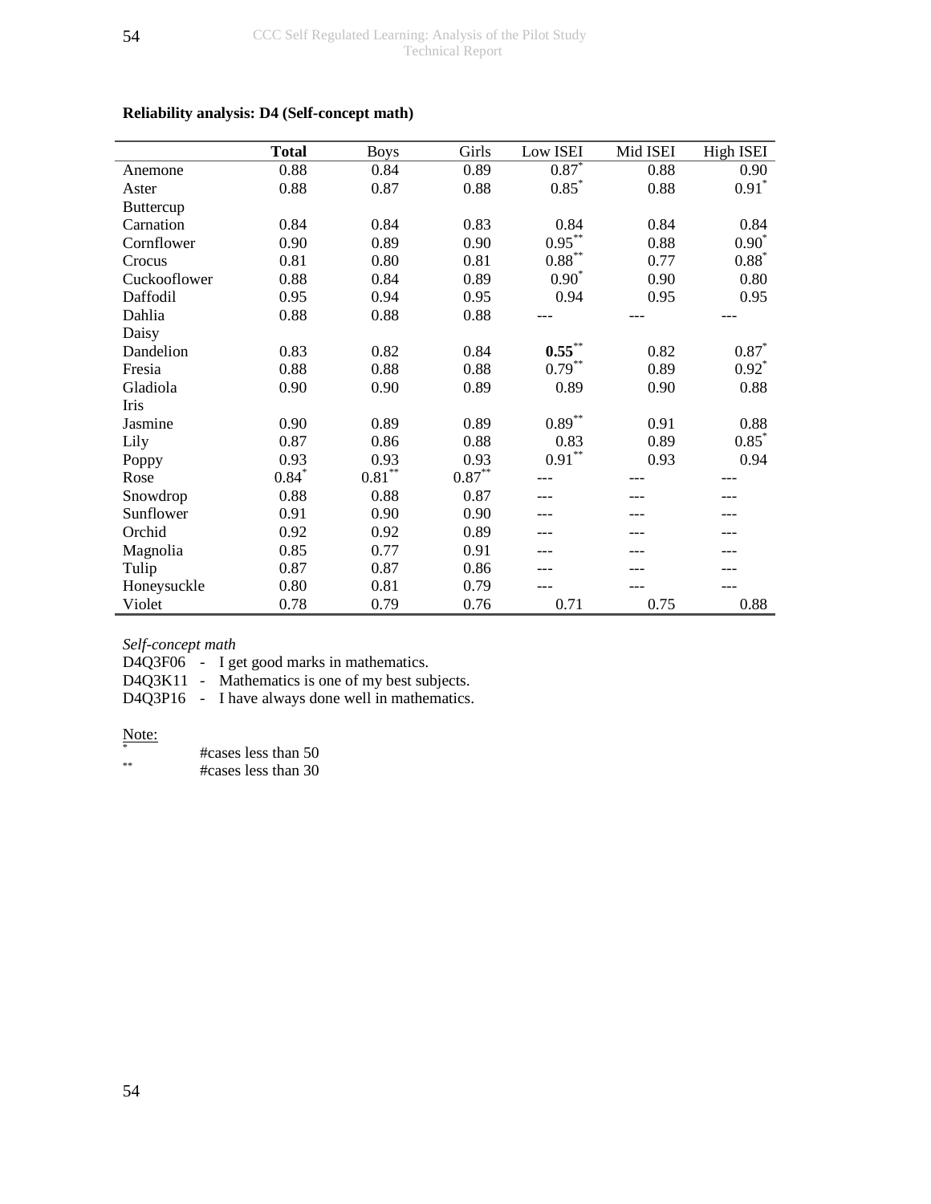**Reliability analysis: D4 (Self-concept math)**

| | **Total** | Boys | Girls | Low ISEI | Mid ISEI | High ISEI |
|---|---|---|---|---|---|---|
| Anemone | 0.88 | 0.84 | 0.89 | 0.87* | 0.88 | 0.90 |
| Aster | 0.88 | 0.87 | 0.88 | 0.85* | 0.88 | 0.91* |
| Buttercup | | | | | | |
| Carnation | 0.84 | 0.84 | 0.83 | 0.84 | 0.84 | 0.84 |
| Cornflower | 0.90 | 0.89 | 0.90 | 0.95** | 0.88 | 0.90* |
| Crocus | 0.81 | 0.80 | 0.81 | 0.88** | 0.77 | 0.88* |
| Cuckooflower | 0.88 | 0.84 | 0.89 | 0.90* | 0.90 | 0.80 |
| Daffodil | 0.95 | 0.94 | 0.95 | 0.94 | 0.95 | 0.95 |
| Dahlia | 0.88 | 0.88 | 0.88 | --- | --- | --- |
| Daisy | | | | | | |
| Dandelion | 0.83 | 0.82 | 0.84 | **0.55**** | 0.82 | 0.87* |
| Fresia | 0.88 | 0.88 | 0.88 | 0.79** | 0.89 | 0.92* |
| Gladiola | 0.90 | 0.90 | 0.89 | 0.89 | 0.90 | 0.88 |
| Iris | | | | | | |
| Jasmine | 0.90 | 0.89 | 0.89 | 0.89** | 0.91 | 0.88 |
| Lily | 0.87 | 0.86 | 0.88 | 0.83 | 0.89 | 0.85* |
| Poppy | 0.93 | 0.93 | 0.93 | 0.91** | 0.93 | 0.94 |
| Rose | 0.84* | 0.81** | 0.87** | --- | --- | --- |
| Snowdrop | 0.88 | 0.88 | 0.87 | --- | --- | --- |
| Sunflower | 0.91 | 0.90 | 0.90 | --- | --- | --- |
| Orchid | 0.92 | 0.92 | 0.89 | --- | --- | --- |
| Magnolia | 0.85 | 0.77 | 0.91 | --- | --- | --- |
| Tulip | 0.87 | 0.87 | 0.86 | --- | --- | --- |
| Honeysuckle | 0.80 | 0.81 | 0.79 | --- | --- | --- |
| Violet | 0.78 | 0.79 | 0.76 | 0.71 | 0.75 | 0.88 |

*Self-concept math*

D4Q3F06 - I get good marks in mathematics.
D4Q3K11 - Mathematics is one of my best subjects.
D4Q3P16 - I have always done well in mathematics.

Note:

\* #cases less than 50

\*\* #cases less than 30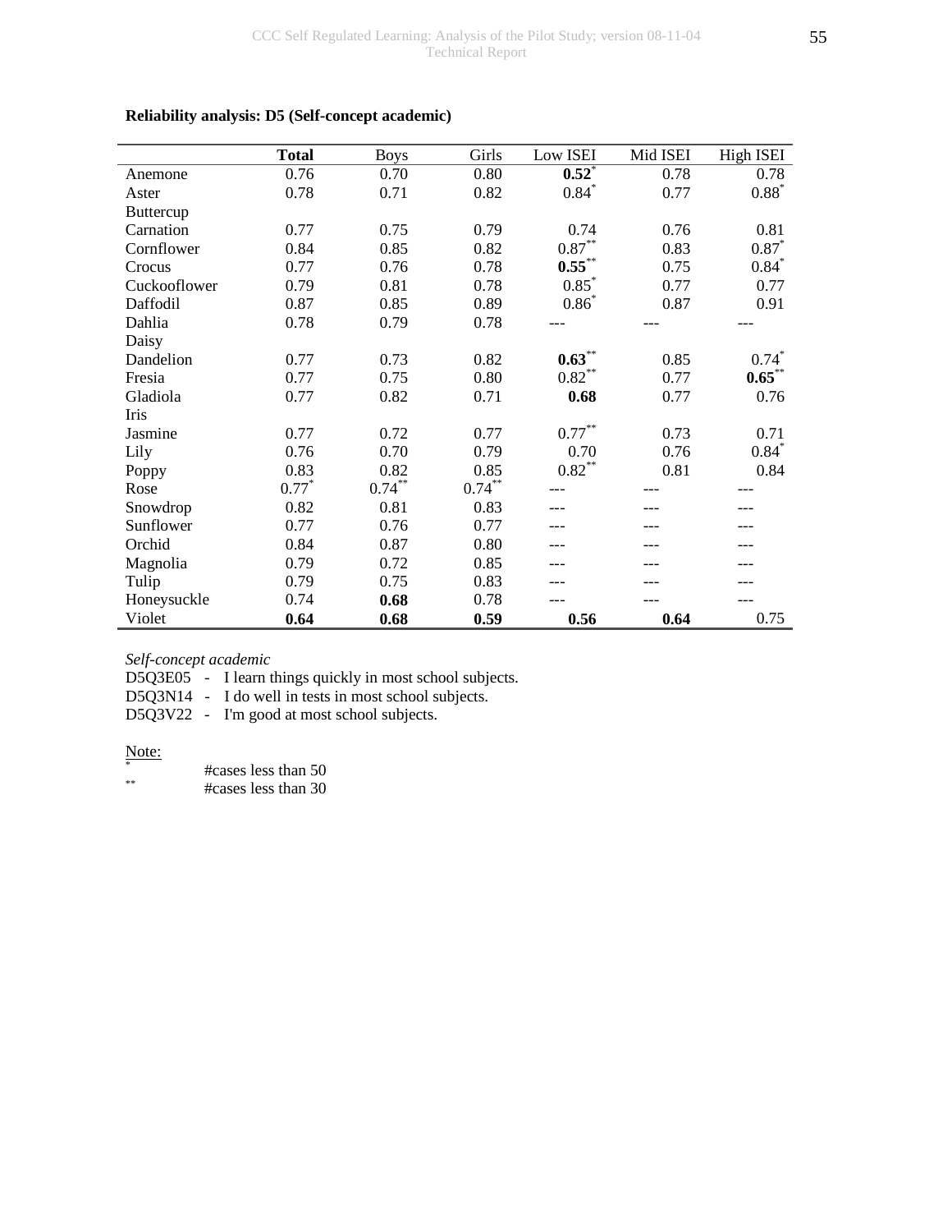**Reliability analysis: D5 (Self-concept academic)**

| | **Total** | Boys | Girls | Low ISEI | Mid ISEI | High ISEI |
|---|---|---|---|---|---|---|
| Anemone | 0.76 | 0.70 | 0.80 | **0.52*** | 0.78 | 0.78 |
| Aster | 0.78 | 0.71 | 0.82 | 0.84* | 0.77 | 0.88* |
| Buttercup | | | | | | |
| Carnation | 0.77 | 0.75 | 0.79 | 0.74 | 0.76 | 0.81 |
| Cornflower | 0.84 | 0.85 | 0.82 | 0.87** | 0.83 | 0.87* |
| Crocus | 0.77 | 0.76 | 0.78 | **0.55**** | 0.75 | 0.84* |
| Cuckooflower | 0.79 | 0.81 | 0.78 | 0.85* | 0.77 | 0.77 |
| Daffodil | 0.87 | 0.85 | 0.89 | 0.86* | 0.87 | 0.91 |
| Dahlia | 0.78 | 0.79 | 0.78 | --- | --- | --- |
| Daisy | | | | | | |
| Dandelion | 0.77 | 0.73 | 0.82 | **0.63**** | 0.85 | 0.74* |
| Fresia | 0.77 | 0.75 | 0.80 | 0.82** | 0.77 | **0.65**** |
| Gladiola | 0.77 | 0.82 | 0.71 | **0.68** | 0.77 | 0.76 |
| Iris | | | | | | |
| Jasmine | 0.77 | 0.72 | 0.77 | 0.77** | 0.73 | 0.71 |
| Lily | 0.76 | 0.70 | 0.79 | 0.70 | 0.76 | 0.84* |
| Poppy | 0.83 | 0.82 | 0.85 | 0.82** | 0.81 | 0.84 |
| Rose | 0.77* | 0.74** | 0.74** | --- | --- | --- |
| Snowdrop | 0.82 | 0.81 | 0.83 | --- | --- | --- |
| Sunflower | 0.77 | 0.76 | 0.77 | --- | --- | --- |
| Orchid | 0.84 | 0.87 | 0.80 | --- | --- | --- |
| Magnolia | 0.79 | 0.72 | 0.85 | --- | --- | --- |
| Tulip | 0.79 | 0.75 | 0.83 | --- | --- | --- |
| Honeysuckle | 0.74 | **0.68** | 0.78 | --- | --- | --- |
| Violet | **0.64** | **0.68** | **0.59** | **0.56** | **0.64** | 0.75 |

*Self-concept academic*

D5Q3E05 - I learn things quickly in most school subjects.
D5Q3N14 - I do well in tests in most school subjects.
D5Q3V22 - I'm good at most school subjects.

Note:
* #cases less than 50
** #cases less than 30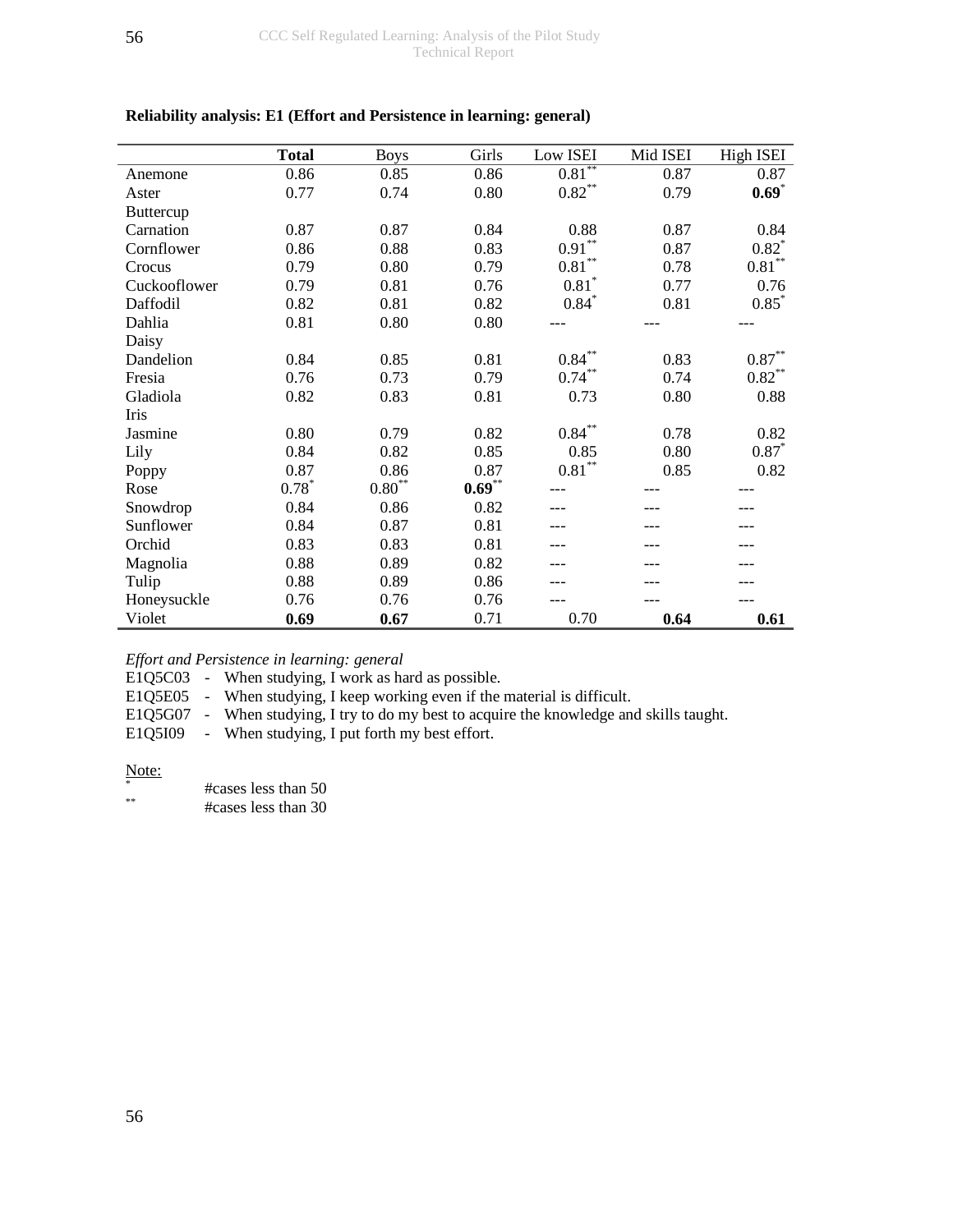**Reliability analysis: E1 (Effort and Persistence in learning: general)**

| | **Total** | Boys | Girls | Low ISEI | Mid ISEI | High ISEI |
|---|---|---|---|---|---|---|
| Anemone | 0.86 | 0.85 | 0.86 | 0.81** | 0.87 | 0.87 |
| Aster | 0.77 | 0.74 | 0.80 | 0.82** | 0.79 | **0.69*** |
| Buttercup | | | | | | |
| Carnation | 0.87 | 0.87 | 0.84 | 0.88 | 0.87 | 0.84 |
| Cornflower | 0.86 | 0.88 | 0.83 | 0.91** | 0.87 | 0.82* |
| Crocus | 0.79 | 0.80 | 0.79 | 0.81** | 0.78 | 0.81** |
| Cuckooflower | 0.79 | 0.81 | 0.76 | 0.81* | 0.77 | 0.76 |
| Daffodil | 0.82 | 0.81 | 0.82 | 0.84* | 0.81 | 0.85* |
| Dahlia | 0.81 | 0.80 | 0.80 | --- | --- | --- |
| Daisy | | | | | | |
| Dandelion | 0.84 | 0.85 | 0.81 | 0.84** | 0.83 | 0.87** |
| Fresia | 0.76 | 0.73 | 0.79 | 0.74** | 0.74 | 0.82** |
| Gladiola | 0.82 | 0.83 | 0.81 | 0.73 | 0.80 | 0.88 |
| Iris | | | | | | |
| Jasmine | 0.80 | 0.79 | 0.82 | 0.84** | 0.78 | 0.82 |
| Lily | 0.84 | 0.82 | 0.85 | 0.85 | 0.80 | 0.87* |
| Poppy | 0.87 | 0.86 | 0.87 | 0.81** | 0.85 | 0.82 |
| Rose | 0.78* | 0.80** | **0.69**** | --- | --- | --- |
| Snowdrop | 0.84 | 0.86 | 0.82 | --- | --- | --- |
| Sunflower | 0.84 | 0.87 | 0.81 | --- | --- | --- |
| Orchid | 0.83 | 0.83 | 0.81 | --- | --- | --- |
| Magnolia | 0.88 | 0.89 | 0.82 | --- | --- | --- |
| Tulip | 0.88 | 0.89 | 0.86 | --- | --- | --- |
| Honeysuckle | 0.76 | 0.76 | 0.76 | --- | --- | --- |
| Violet | **0.69** | **0.67** | 0.71 | 0.70 | **0.64** | **0.61** |

*Effort and Persistence in learning: general*

E1Q5C03 - When studying, I work as hard as possible.
E1Q5E05 - When studying, I keep working even if the material is difficult.
E1Q5G07 - When studying, I try to do my best to acquire the knowledge and skills taught.
E1Q5I09 - When studying, I put forth my best effort.

Note:
* #cases less than 50
** #cases less than 30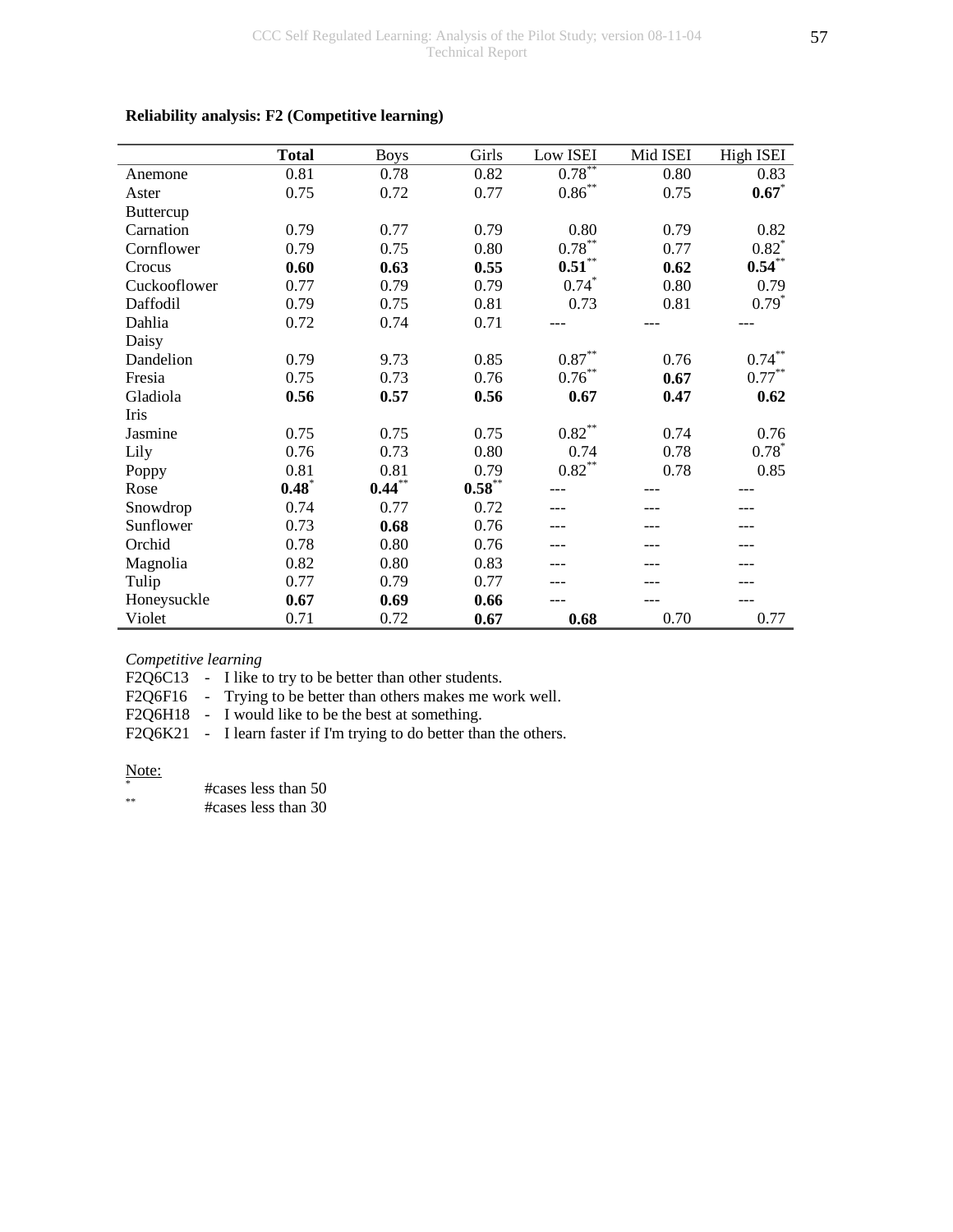**Reliability analysis: F2 (Competitive learning)**

| | **Total** | Boys | Girls | Low ISEI | Mid ISEI | High ISEI |
|---|---|---|---|---|---|---|
| Anemone | 0.81 | 0.78 | 0.82 | 0.78** | 0.80 | 0.83 |
| Aster | 0.75 | 0.72 | 0.77 | 0.86** | 0.75 | **0.67*** |
| Buttercup | | | | | | |
| Carnation | 0.79 | 0.77 | 0.79 | 0.80 | 0.79 | 0.82 |
| Cornflower | 0.79 | 0.75 | 0.80 | 0.78** | 0.77 | 0.82* |
| Crocus | **0.60** | **0.63** | **0.55** | **0.51**** | **0.62** | **0.54**** |
| Cuckooflower | 0.77 | 0.79 | 0.79 | 0.74* | 0.80 | 0.79 |
| Daffodil | 0.79 | 0.75 | 0.81 | 0.73 | 0.81 | 0.79* |
| Dahlia | 0.72 | 0.74 | 0.71 | --- | --- | --- |
| Daisy | | | | | | |
| Dandelion | 0.79 | 9.73 | 0.85 | 0.87** | 0.76 | 0.74** |
| Fresia | 0.75 | 0.73 | 0.76 | 0.76** | **0.67** | 0.77** |
| Gladiola | **0.56** | **0.57** | **0.56** | **0.67** | **0.47** | **0.62** |
| Iris | | | | | | |
| Jasmine | 0.75 | 0.75 | 0.75 | 0.82** | 0.74 | 0.76 |
| Lily | 0.76 | 0.73 | 0.80 | 0.74 | 0.78 | 0.78* |
| Poppy | 0.81 | 0.81 | 0.79 | 0.82** | 0.78 | 0.85 |
| Rose | **0.48*** | **0.44**** | **0.58**** | --- | --- | --- |
| Snowdrop | 0.74 | 0.77 | 0.72 | --- | --- | --- |
| Sunflower | 0.73 | **0.68** | 0.76 | --- | --- | --- |
| Orchid | 0.78 | 0.80 | 0.76 | --- | --- | --- |
| Magnolia | 0.82 | 0.80 | 0.83 | --- | --- | --- |
| Tulip | 0.77 | 0.79 | 0.77 | --- | --- | --- |
| Honeysuckle | **0.67** | **0.69** | **0.66** | --- | --- | --- |
| Violet | 0.71 | 0.72 | **0.67** | **0.68** | 0.70 | 0.77 |

*Competitive learning*

F2Q6C13 - I like to try to be better than other students.
F2Q6F16 - Trying to be better than others makes me work well.
F2Q6H18 - I would like to be the best at something.
F2Q6K21 - I learn faster if I'm trying to do better than the others.

Note:

\* #cases less than 50
\** #cases less than 30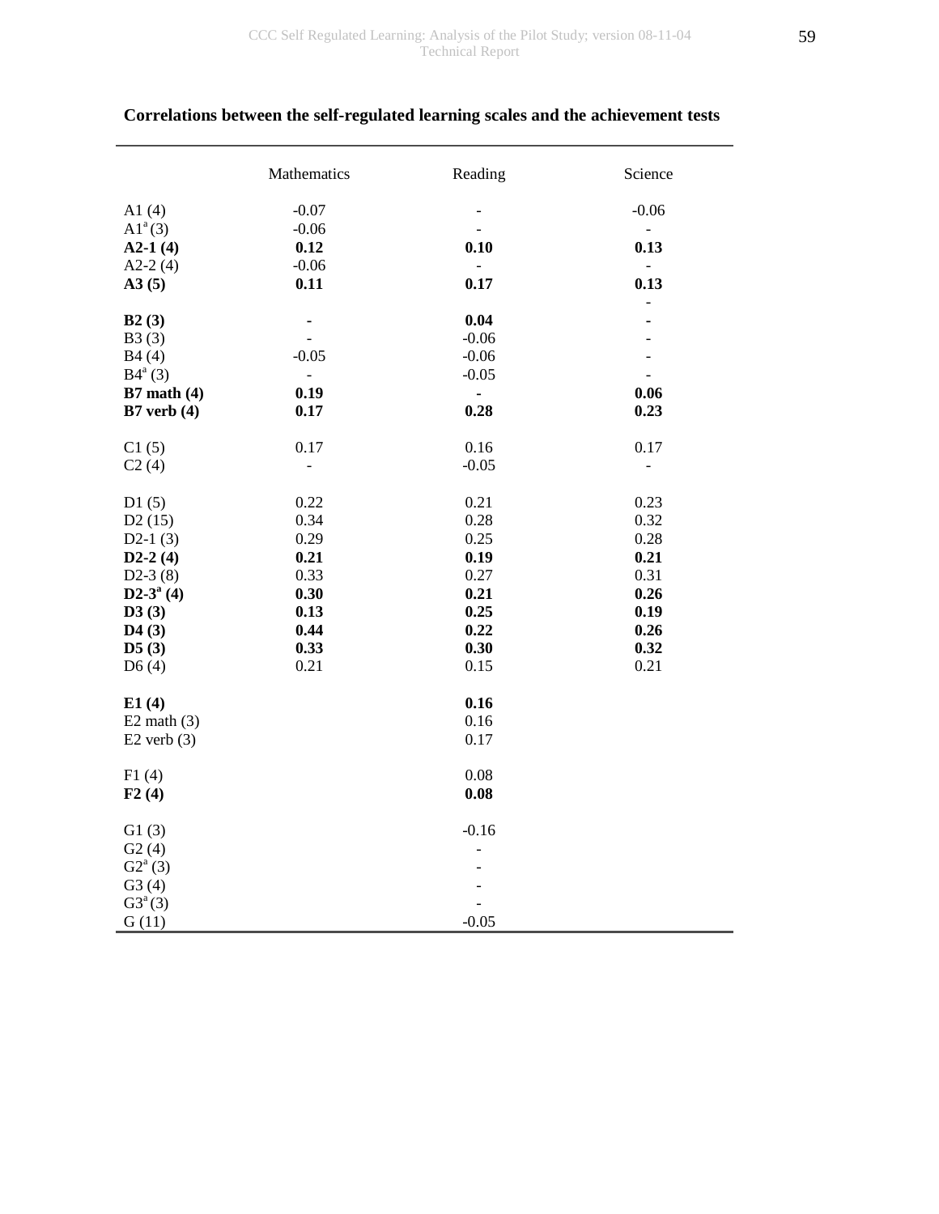**Correlations between the self-regulated learning scales and the achievement tests**

| | Mathematics | Reading | Science |
|---|---|---|---|
| A1 (4) | -0.07 | - | -0.06 |
| A1[a] (3) | -0.06 | - | - |
| **A2-1 (4)** | **0.12** | **0.10** | **0.13** |
| A2-2 (4) | -0.06 | - | - |
| **A3 (5)** | **0.11** | **0.17** | **0.13** |
| | | | - |
| **B2 (3)** | **-** | **0.04** | **-** |
| B3 (3) | - | -0.06 | - |
| B4 (4) | -0.05 | -0.06 | - |
| B4[a] (3) | - | -0.05 | - |
| **B7 math (4)** | **0.19** | **-** | **0.06** |
| **B7 verb (4)** | **0.17** | **0.28** | **0.23** |
| C1 (5) | 0.17 | 0.16 | 0.17 |
| C2 (4) | - | -0.05 | - |
| D1 (5) | 0.22 | 0.21 | 0.23 |
| D2 (15) | 0.34 | 0.28 | 0.32 |
| D2-1 (3) | 0.29 | 0.25 | 0.28 |
| **D2-2 (4)** | **0.21** | **0.19** | **0.21** |
| D2-3 (8) | 0.33 | 0.27 | 0.31 |
| **D2-3[a] (4)** | **0.30** | **0.21** | **0.26** |
| **D3 (3)** | **0.13** | **0.25** | **0.19** |
| **D4 (3)** | **0.44** | **0.22** | **0.26** |
| **D5 (3)** | **0.33** | **0.30** | **0.32** |
| D6 (4) | 0.21 | 0.15 | 0.21 |
| **E1 (4)** | | **0.16** | |
| E2 math (3) | | 0.16 | |
| E2 verb (3) | | 0.17 | |
| F1 (4) | | 0.08 | |
| **F2 (4)** | | **0.08** | |
| G1 (3) | | -0.16 | |
| G2 (4) | | - | |
| G2[a] (3) | | - | |
| G3 (4) | | - | |
| G3[a] (3) | | - | |
| G (11) | | -0.05 | |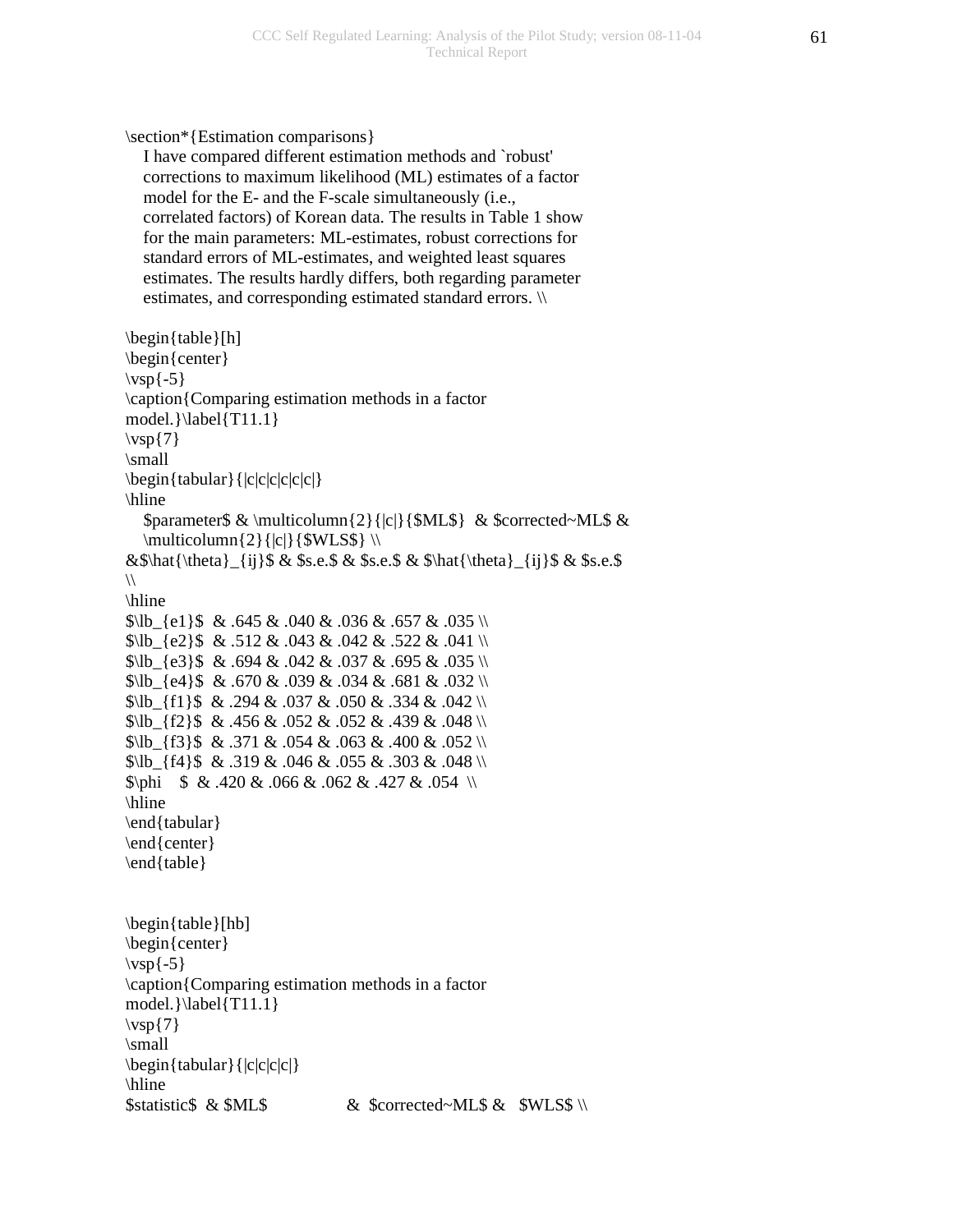```
\section*{Estimation comparisons}
   I have compared different estimation methods and `robust'
   corrections to maximum likelihood (ML) estimates of a factor
   model for the E- and the F-scale simultaneously (i.e.,
   correlated factors) of Korean data. The results in Table 1 show
   for the main parameters: ML-estimates, robust corrections for
   standard errors of ML-estimates, and weighted least squares
   estimates. The results hardly differs, both regarding parameter
   estimates, and corresponding estimated standard errors. \\

\begin{table}[h]
\begin{center}
\vsp{-5}
\caption{Comparing estimation methods in a factor
model.}\label{T11.1}
\vsp{7}
\small
\begin{tabular}{|c|c|c|c|c|c|}
\hline
   $parameter$ & \multicolumn{2}{|c|}{$ML$}  & $corrected~ML$ &
   \multicolumn{2}{|c|}{$WLS$} \\
&$\hat{\theta}_{ij}$ & $s.e.$ & $s.e.$ & $\hat{\theta}_{ij}$ & $s.e.$
\\
\hline
$\lb_{e1}$  & .645 & .040 & .036 & .657 & .035 \\
$\lb_{e2}$  & .512 & .043 & .042 & .522 & .041 \\
$\lb_{e3}$  & .694 & .042 & .037 & .695 & .035 \\
$\lb_{e4}$  & .670 & .039 & .034 & .681 & .032 \\
$\lb_{f1}$  & .294 & .037 & .050 & .334 & .042 \\
$\lb_{f2}$  & .456 & .052 & .052 & .439 & .048 \\
$\lb_{f3}$  & .371 & .054 & .063 & .400 & .052 \\
$\lb_{f4}$  & .319 & .046 & .055 & .303 & .048 \\
$\phi    $  & .420 & .066 & .062 & .427 & .054  \\
\hline
\end{tabular}
\end{center}
\end{table}


\begin{table}[hb]
\begin{center}
\vsp{-5}
\caption{Comparing estimation methods in a factor
model.}\label{T11.1}
\vsp{7}
\small
\begin{tabular}{|c|c|c|c|}
\hline
$statistic$  & $ML$                & $corrected~ML$ &   $WLS$ \\
```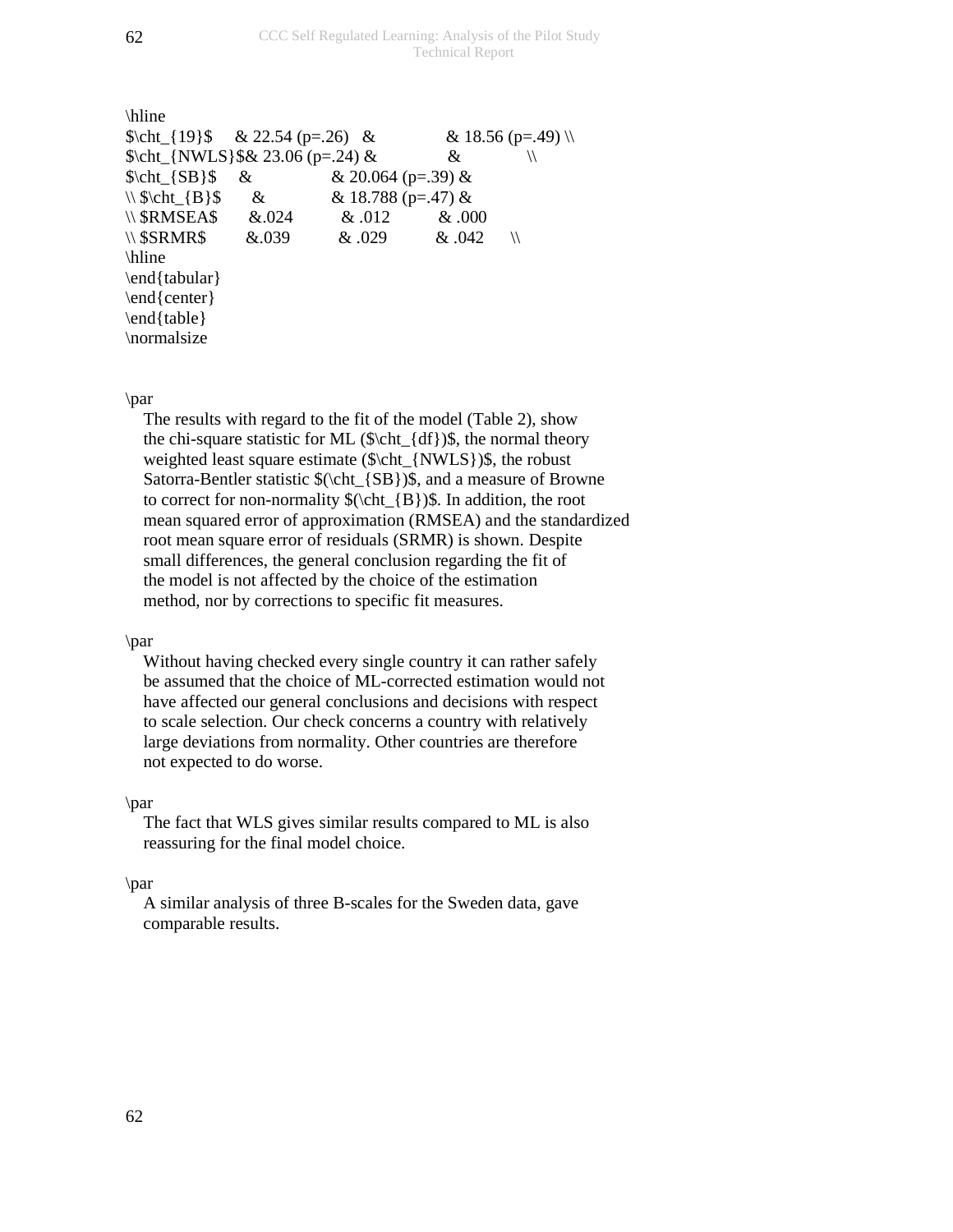\hline
$\cht_{19}$ & 22.54 (p=.26) & & 18.56 (p=.49) \\
$\cht_{NWLS}$& 23.06 (p=.24) & & \\
$\cht_{SB}$ & & 20.064 (p=.39) &
\\ $\cht_{B}$ & & 18.788 (p=.47) &
\\ $RMSEA$ &.024 & .012 & .000
\\ $SRMR$ &.039 & .029 & .042 \\
\hline
\end{tabular}
\end{center}
\end{table}
\normalsize

\par
The results with regard to the fit of the model (Table 2), show the chi-square statistic for ML ($\cht_{df})$, the normal theory weighted least square estimate ($\cht_{NWLS})$, the robust Satorra-Bentler statistic $(\cht_{SB})$, and a measure of Browne to correct for non-normality $(\cht_{B})$. In addition, the root mean squared error of approximation (RMSEA) and the standardized root mean square error of residuals (SRMR) is shown. Despite small differences, the general conclusion regarding the fit of the model is not affected by the choice of the estimation method, nor by corrections to specific fit measures.

\par
Without having checked every single country it can rather safely be assumed that the choice of ML-corrected estimation would not have affected our general conclusions and decisions with respect to scale selection. Our check concerns a country with relatively large deviations from normality. Other countries are therefore not expected to do worse.

\par
The fact that WLS gives similar results compared to ML is also reassuring for the final model choice.

\par
A similar analysis of three B-scales for the Sweden data, gave comparable results.